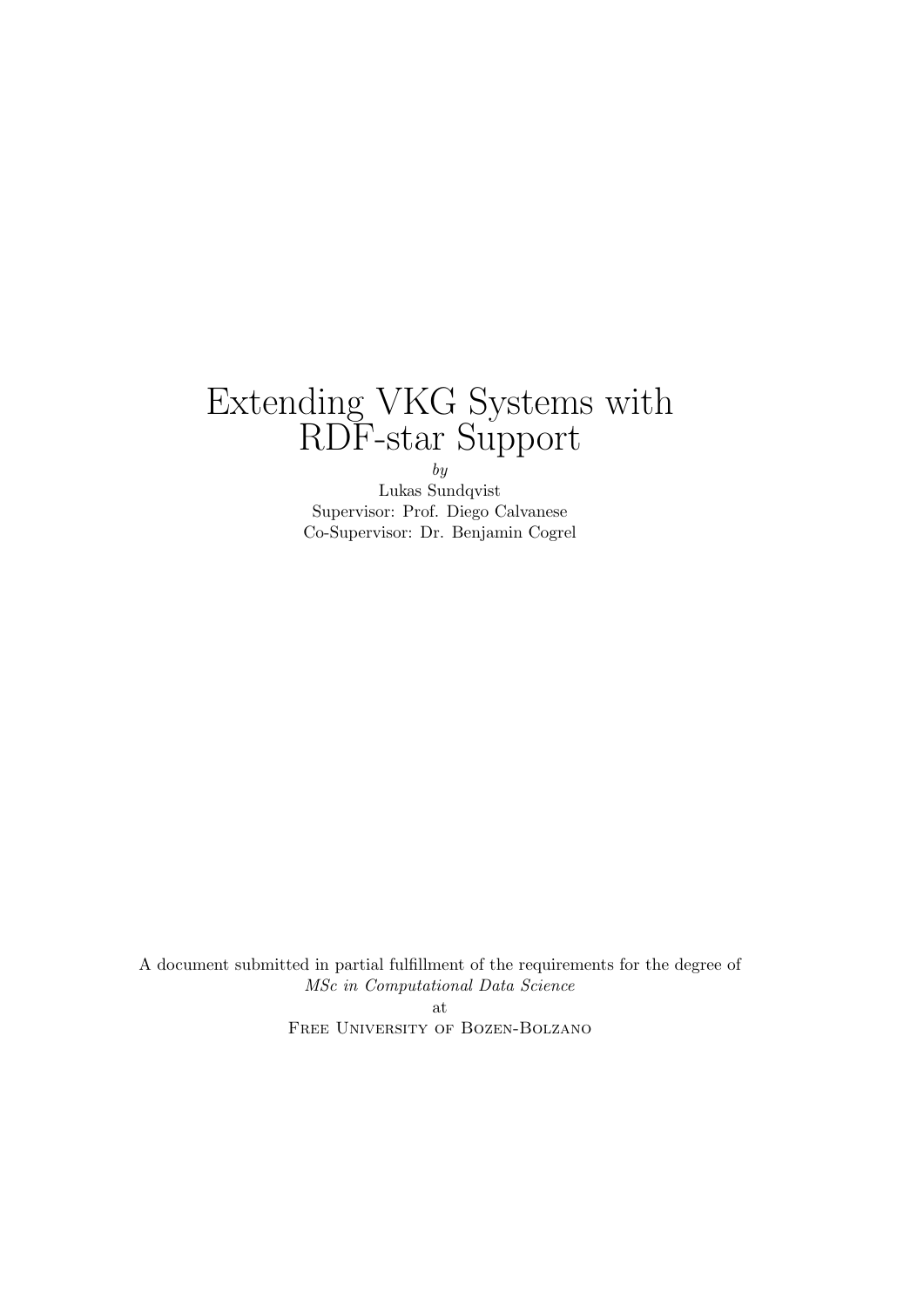# Extending VKG Systems with RDF-star Support

*by*

Lukas Sundqvist

Supervisor: Prof. Diego Calvanese

Co-Supervisor: Dr. Benjamin Cogrel

A document submitted in partial fulfillment of the requirements for the degree of

*MSc in Computational Data Science*

at

Free University of Bozen-Bolzano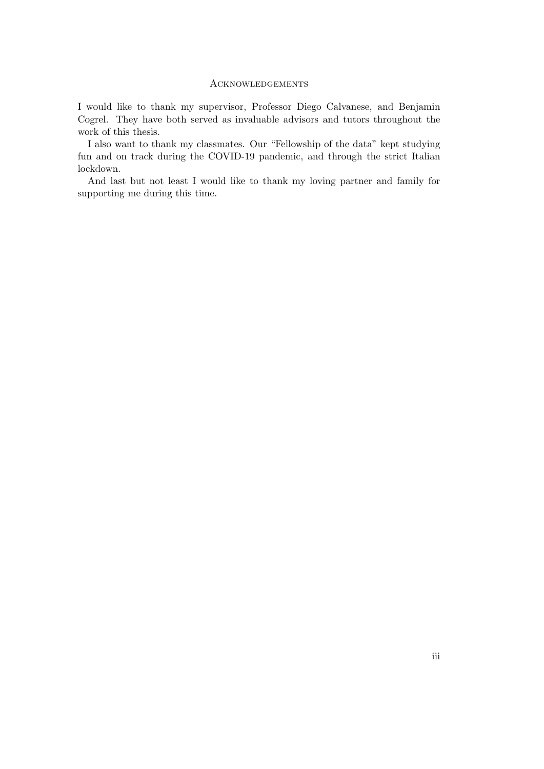# Acknowledgements

I would like to thank my supervisor, Professor Diego Calvanese, and Benjamin Cogrel. They have both served as invaluable advisors and tutors throughout the work of this thesis.

I also want to thank my classmates. Our “Fellowship of the data” kept studying fun and on track during the COVID-19 pandemic, and through the strict Italian lockdown.

And last but not least I would like to thank my loving partner and family for supporting me during this time.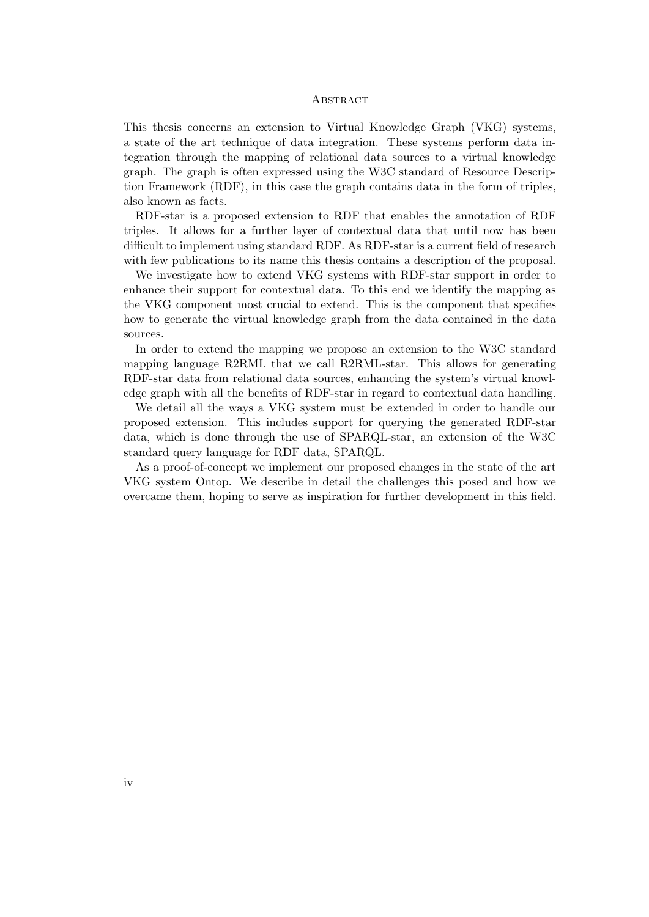# Abstract

This thesis concerns an extension to Virtual Knowledge Graph (VKG) systems, a state of the art technique of data integration. These systems perform data integration through the mapping of relational data sources to a virtual knowledge graph. The graph is often expressed using the W3C standard of Resource Description Framework (RDF), in this case the graph contains data in the form of triples, also known as facts.

RDF-star is a proposed extension to RDF that enables the annotation of RDF triples. It allows for a further layer of contextual data that until now has been difficult to implement using standard RDF. As RDF-star is a current field of research with few publications to its name this thesis contains a description of the proposal.

We investigate how to extend VKG systems with RDF-star support in order to enhance their support for contextual data. To this end we identify the mapping as the VKG component most crucial to extend. This is the component that specifies how to generate the virtual knowledge graph from the data contained in the data sources.

In order to extend the mapping we propose an extension to the W3C standard mapping language R2RML that we call R2RML-star. This allows for generating RDF-star data from relational data sources, enhancing the system's virtual knowledge graph with all the benefits of RDF-star in regard to contextual data handling.

We detail all the ways a VKG system must be extended in order to handle our proposed extension. This includes support for querying the generated RDF-star data, which is done through the use of SPARQL-star, an extension of the W3C standard query language for RDF data, SPARQL.

As a proof-of-concept we implement our proposed changes in the state of the art VKG system Ontop. We describe in detail the challenges this posed and how we overcame them, hoping to serve as inspiration for further development in this field.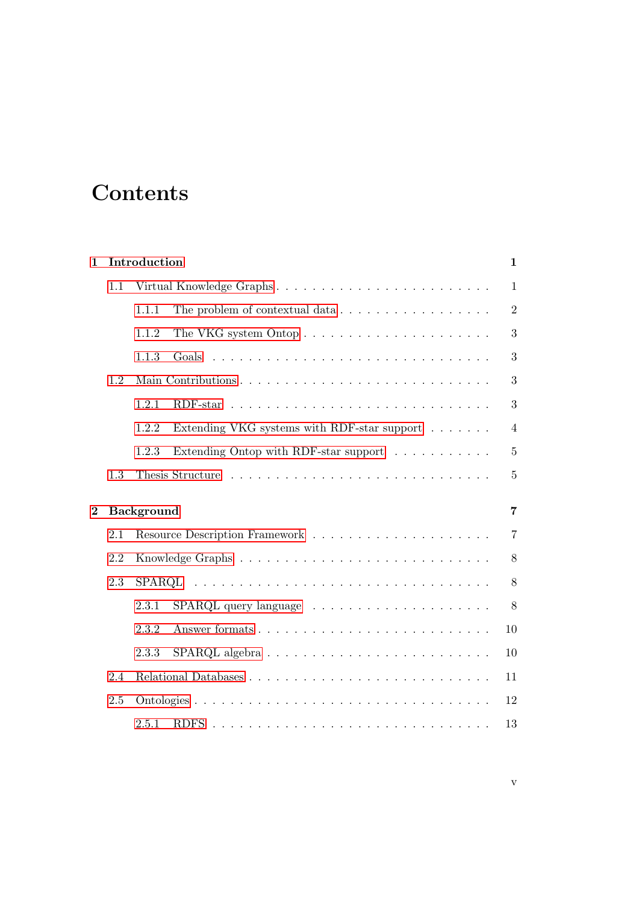# Contents

**1 Introduction** **1**

- 1.1 Virtual Knowledge Graphs . . . . . . . . . . . . . . . . . . . . . . . . 1
  - 1.1.1 The problem of contextual data . . . . . . . . . . . . . . . . . 2
  - 1.1.2 The VKG system Ontop . . . . . . . . . . . . . . . . . . . . 3
  - 1.1.3 Goals . . . . . . . . . . . . . . . . . . . . . . . . . . . . . . 3
- 1.2 Main Contributions . . . . . . . . . . . . . . . . . . . . . . . . . . 3
  - 1.2.1 RDF-star . . . . . . . . . . . . . . . . . . . . . . . . . . . . 3
  - 1.2.2 Extending VKG systems with RDF-star support . . . . . . . 4
  - 1.2.3 Extending Ontop with RDF-star support . . . . . . . . . . . 5
- 1.3 Thesis Structure . . . . . . . . . . . . . . . . . . . . . . . . . . . 5

**2 Background** **7**

- 2.1 Resource Description Framework . . . . . . . . . . . . . . . . . . . 7
- 2.2 Knowledge Graphs . . . . . . . . . . . . . . . . . . . . . . . . . . 8
- 2.3 SPARQL . . . . . . . . . . . . . . . . . . . . . . . . . . . . . . . 8
  - 2.3.1 SPARQL query language . . . . . . . . . . . . . . . . . . . . 8
  - 2.3.2 Answer formats . . . . . . . . . . . . . . . . . . . . . . . . . 10
  - 2.3.3 SPARQL algebra . . . . . . . . . . . . . . . . . . . . . . . . 10
- 2.4 Relational Databases . . . . . . . . . . . . . . . . . . . . . . . . . 11
- 2.5 Ontologies . . . . . . . . . . . . . . . . . . . . . . . . . . . . . . . 12
  - 2.5.1 RDFS . . . . . . . . . . . . . . . . . . . . . . . . . . . . . . 13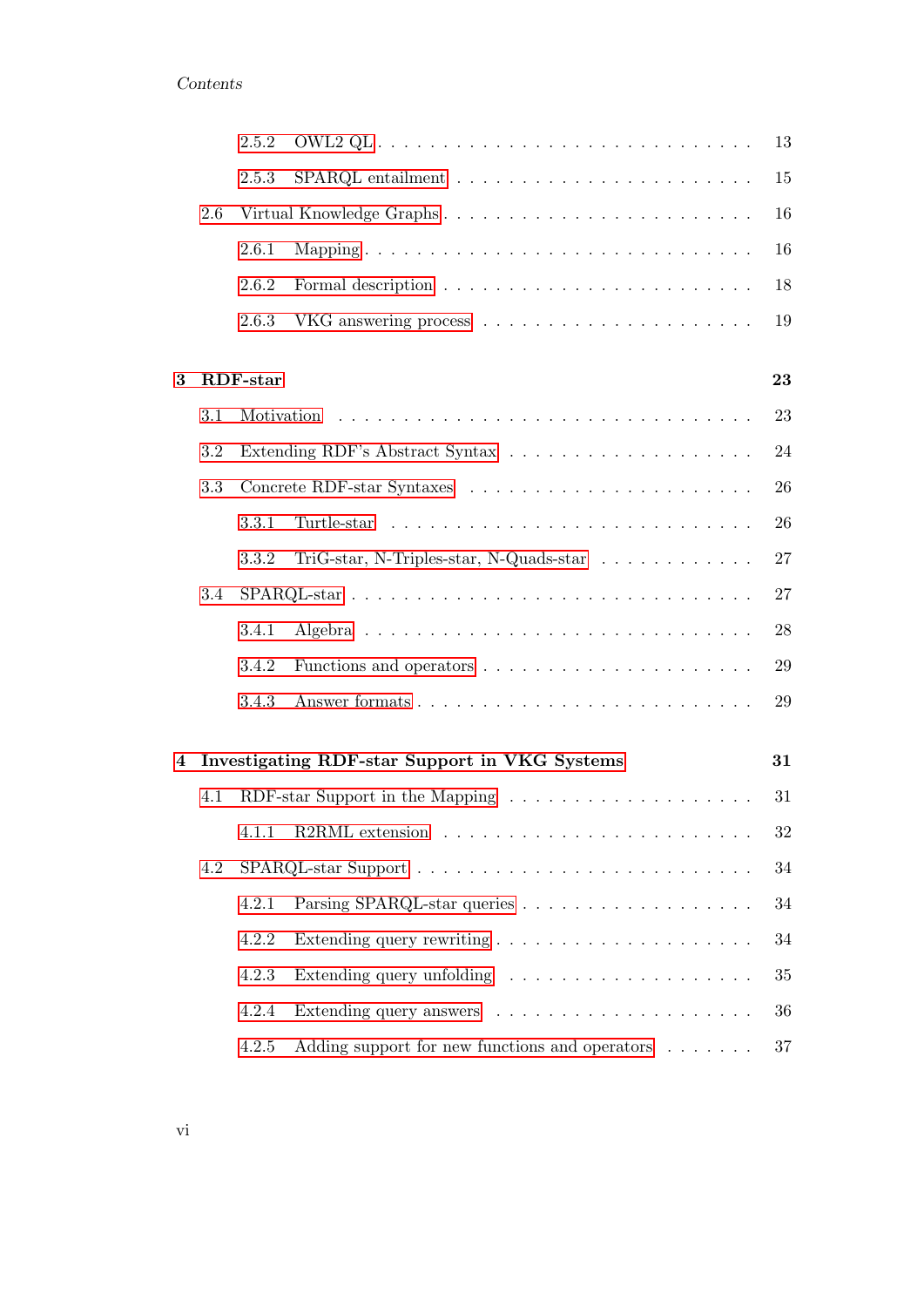- 2.5.2 OWL2 QL . . . . . . . . . . . . . . . . . . . . . . . . . . 13
- 2.5.3 SPARQL entailment . . . . . . . . . . . . . . . . . . . . . . 15
- 2.6 Virtual Knowledge Graphs . . . . . . . . . . . . . . . . . . . . . . . 16
  - 2.6.1 Mapping . . . . . . . . . . . . . . . . . . . . . . . . . . . 16
  - 2.6.2 Formal description . . . . . . . . . . . . . . . . . . . . . . 18
  - 2.6.3 VKG answering process . . . . . . . . . . . . . . . . . . . 19

**3 RDF-star** **23**

- 3.1 Motivation . . . . . . . . . . . . . . . . . . . . . . . . . . . . . 23
- 3.2 Extending RDF's Abstract Syntax . . . . . . . . . . . . . . . . . . 24
- 3.3 Concrete RDF-star Syntaxes . . . . . . . . . . . . . . . . . . . . . 26
  - 3.3.1 Turtle-star . . . . . . . . . . . . . . . . . . . . . . . . . . 26
  - 3.3.2 TriG-star, N-Triples-star, N-Quads-star . . . . . . . . . . . . 27
- 3.4 SPARQL-star . . . . . . . . . . . . . . . . . . . . . . . . . . . . 27
  - 3.4.1 Algebra . . . . . . . . . . . . . . . . . . . . . . . . . . . 28
  - 3.4.2 Functions and operators . . . . . . . . . . . . . . . . . . . . 29
  - 3.4.3 Answer formats . . . . . . . . . . . . . . . . . . . . . . . . 29

**4 Investigating RDF-star Support in VKG Systems** **31**

- 4.1 RDF-star Support in the Mapping . . . . . . . . . . . . . . . . . . 31
  - 4.1.1 R2RML extension . . . . . . . . . . . . . . . . . . . . . . . 32
- 4.2 SPARQL-star Support . . . . . . . . . . . . . . . . . . . . . . . . 34
  - 4.2.1 Parsing SPARQL-star queries . . . . . . . . . . . . . . . . . 34
  - 4.2.2 Extending query rewriting . . . . . . . . . . . . . . . . . . . 34
  - 4.2.3 Extending query unfolding . . . . . . . . . . . . . . . . . . . 35
  - 4.2.4 Extending query answers . . . . . . . . . . . . . . . . . . . 36
  - 4.2.5 Adding support for new functions and operators . . . . . . . 37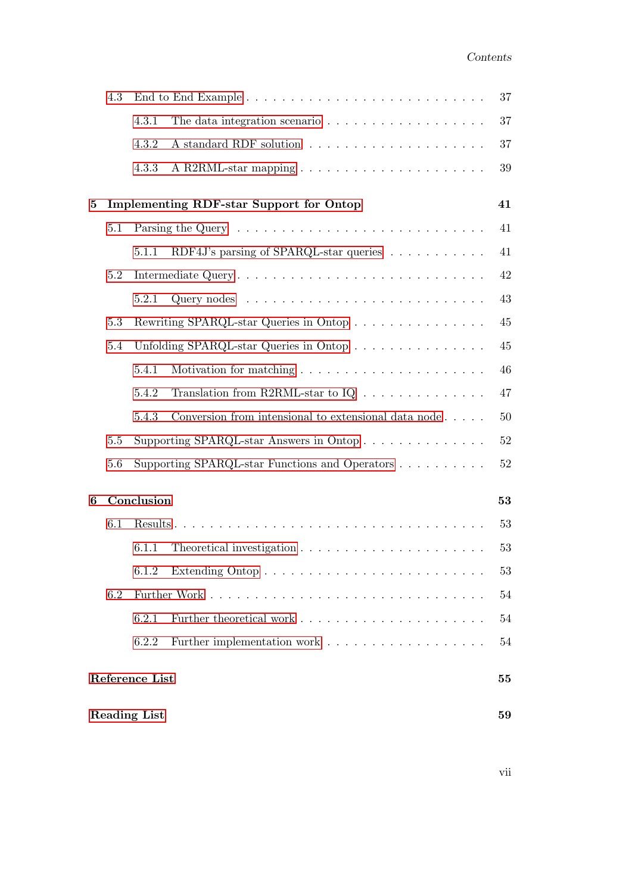- 4.3 End to End Example . . . . . . . . . . 37
  - 4.3.1 The data integration scenario . . . . . . . . . . 37
  - 4.3.2 A standard RDF solution . . . . . . . . . . 37
  - 4.3.3 A R2RML-star mapping . . . . . . . . . . 39

**5 Implementing RDF-star Support for Ontop** **41**

- 5.1 Parsing the Query . . . . . . . . . . 41
  - 5.1.1 RDF4J's parsing of SPARQL-star queries . . . . . . . . . . 41
- 5.2 Intermediate Query . . . . . . . . . . 42
  - 5.2.1 Query nodes . . . . . . . . . . 43
- 5.3 Rewriting SPARQL-star Queries in Ontop . . . . . . . . . . 45
- 5.4 Unfolding SPARQL-star Queries in Ontop . . . . . . . . . . 45
  - 5.4.1 Motivation for matching . . . . . . . . . . 46
  - 5.4.2 Translation from R2RML-star to IQ . . . . . . . . . . 47
  - 5.4.3 Conversion from intensional to extensional data node . . . . . 50
- 5.5 Supporting SPARQL-star Answers in Ontop . . . . . . . . . . 52
- 5.6 Supporting SPARQL-star Functions and Operators . . . . . . . . . . 52

**6 Conclusion** **53**

- 6.1 Results . . . . . . . . . . 53
  - 6.1.1 Theoretical investigation . . . . . . . . . . 53
  - 6.1.2 Extending Ontop . . . . . . . . . . 53
- 6.2 Further Work . . . . . . . . . . 54
  - 6.2.1 Further theoretical work . . . . . . . . . . 54
  - 6.2.2 Further implementation work . . . . . . . . . . 54

**Reference List** **55**

**Reading List** **59**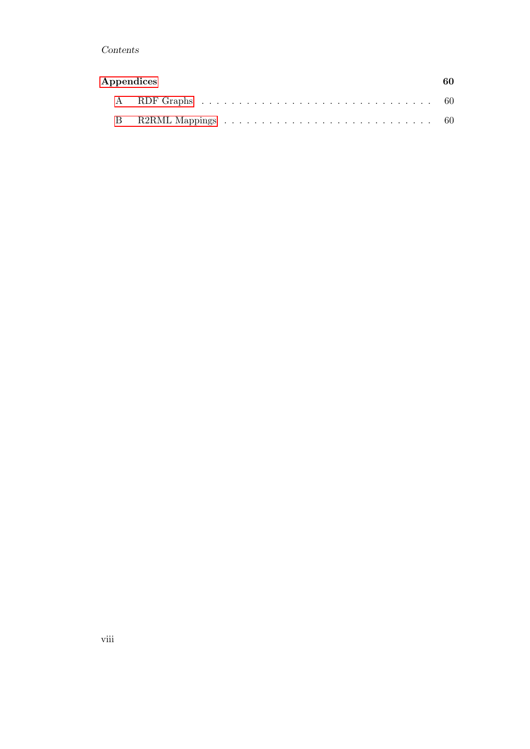**Appendices** 60

- A RDF Graphs 60
- B R2RML Mappings 60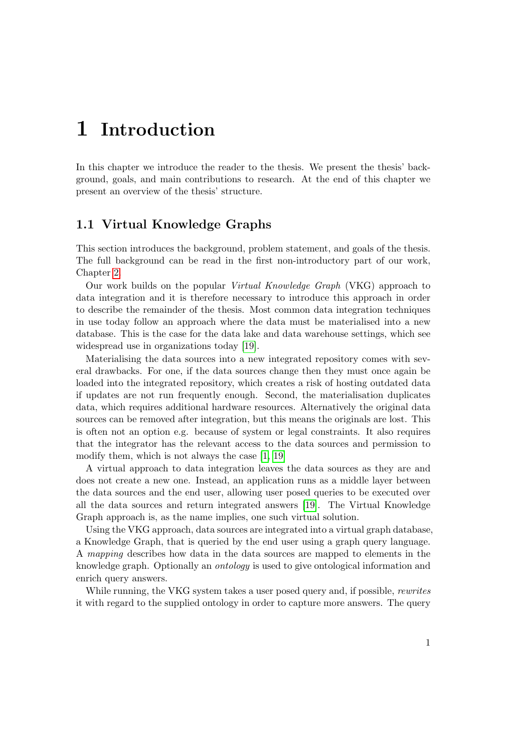# 1 Introduction

In this chapter we introduce the reader to the thesis. We present the thesis' background, goals, and main contributions to research. At the end of this chapter we present an overview of the thesis' structure.

## 1.1 Virtual Knowledge Graphs

This section introduces the background, problem statement, and goals of the thesis. The full background can be read in the first non-introductory part of our work, Chapter 2.

Our work builds on the popular *Virtual Knowledge Graph* (VKG) approach to data integration and it is therefore necessary to introduce this approach in order to describe the remainder of the thesis. Most common data integration techniques in use today follow an approach where the data must be materialised into a new database. This is the case for the data lake and data warehouse settings, which see widespread use in organizations today [19].

Materialising the data sources into a new integrated repository comes with several drawbacks. For one, if the data sources change then they must once again be loaded into the integrated repository, which creates a risk of hosting outdated data if updates are not run frequently enough. Second, the materialisation duplicates data, which requires additional hardware resources. Alternatively the original data sources can be removed after integration, but this means the originals are lost. This is often not an option e.g. because of system or legal constraints. It also requires that the integrator has the relevant access to the data sources and permission to modify them, which is not always the case [1, 19].

A virtual approach to data integration leaves the data sources as they are and does not create a new one. Instead, an application runs as a middle layer between the data sources and the end user, allowing user posed queries to be executed over all the data sources and return integrated answers [19]. The Virtual Knowledge Graph approach is, as the name implies, one such virtual solution.

Using the VKG approach, data sources are integrated into a virtual graph database, a Knowledge Graph, that is queried by the end user using a graph query language. A *mapping* describes how data in the data sources are mapped to elements in the knowledge graph. Optionally an *ontology* is used to give ontological information and enrich query answers.

While running, the VKG system takes a user posed query and, if possible, *rewrites* it with regard to the supplied ontology in order to capture more answers. The query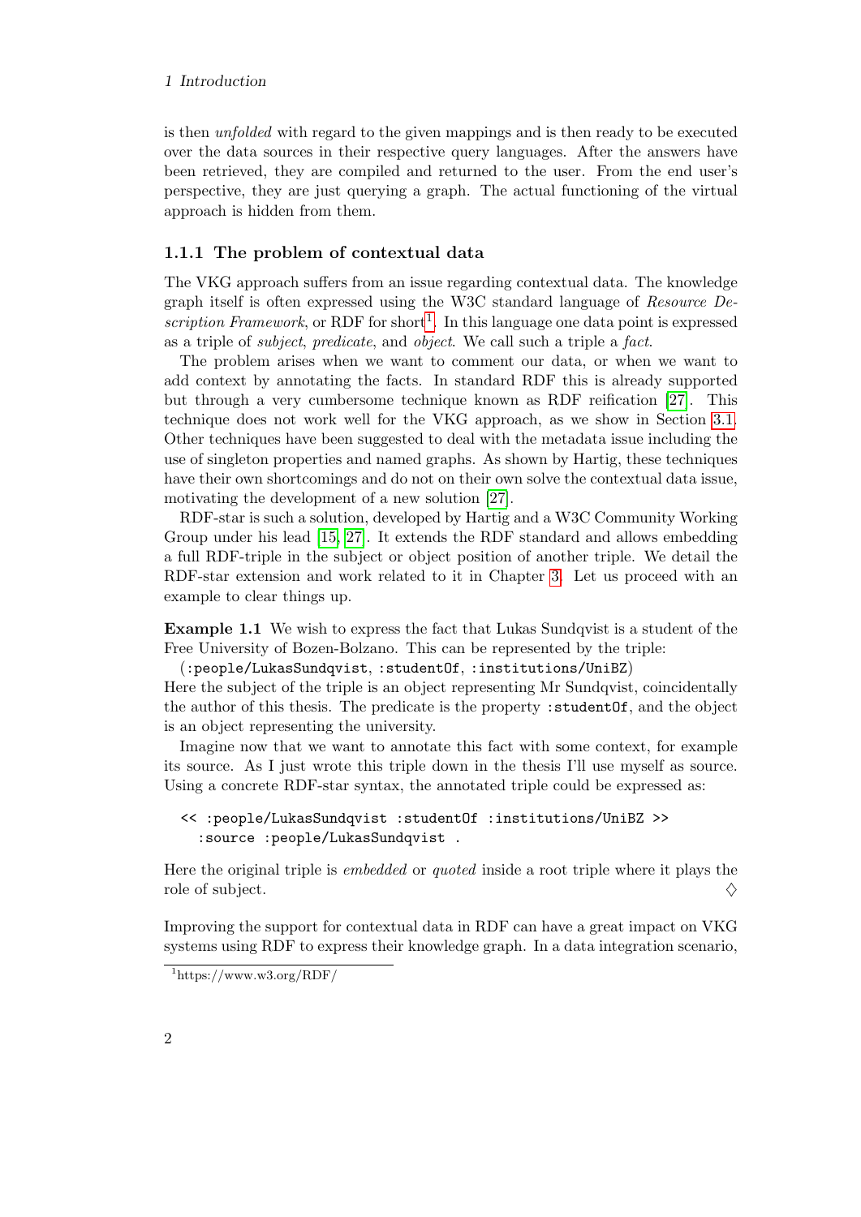is then *unfolded* with regard to the given mappings and is then ready to be executed over the data sources in their respective query languages. After the answers have been retrieved, they are compiled and returned to the user. From the end user's perspective, they are just querying a graph. The actual functioning of the virtual approach is hidden from them.

### 1.1.1 The problem of contextual data

The VKG approach suffers from an issue regarding contextual data. The knowledge graph itself is often expressed using the W3C standard language of *Resource Description Framework*, or RDF for short[1]. In this language one data point is expressed as a triple of *subject*, *predicate*, and *object*. We call such a triple a *fact*.

The problem arises when we want to comment our data, or when we want to add context by annotating the facts. In standard RDF this is already supported but through a very cumbersome technique known as RDF reification [27]. This technique does not work well for the VKG approach, as we show in Section 3.1. Other techniques have been suggested to deal with the metadata issue including the use of singleton properties and named graphs. As shown by Hartig, these techniques have their own shortcomings and do not on their own solve the contextual data issue, motivating the development of a new solution [27].

RDF-star is such a solution, developed by Hartig and a W3C Community Working Group under his lead [15, 27]. It extends the RDF standard and allows embedding a full RDF-triple in the subject or object position of another triple. We detail the RDF-star extension and work related to it in Chapter 3. Let us proceed with an example to clear things up.

**Example 1.1** We wish to express the fact that Lukas Sundqvist is a student of the Free University of Bozen-Bolzano. This can be represented by the triple:

(`:people/LukasSundqvist`, `:studentOf`, `:institutions/UniBZ`)

Here the subject of the triple is an object representing Mr Sundqvist, coincidentally the author of this thesis. The predicate is the property `:studentOf`, and the object is an object representing the university.

Imagine now that we want to annotate this fact with some context, for example its source. As I just wrote this triple down in the thesis I'll use myself as source. Using a concrete RDF-star syntax, the annotated triple could be expressed as:

```
<< :people/LukasSundqvist :studentOf :institutions/UniBZ >>
  :source :people/LukasSundqvist .
```

Here the original triple is *embedded* or *quoted* inside a root triple where it plays the role of subject. ♢

Improving the support for contextual data in RDF can have a great impact on VKG systems using RDF to express their knowledge graph. In a data integration scenario,

[1] https://www.w3.org/RDF/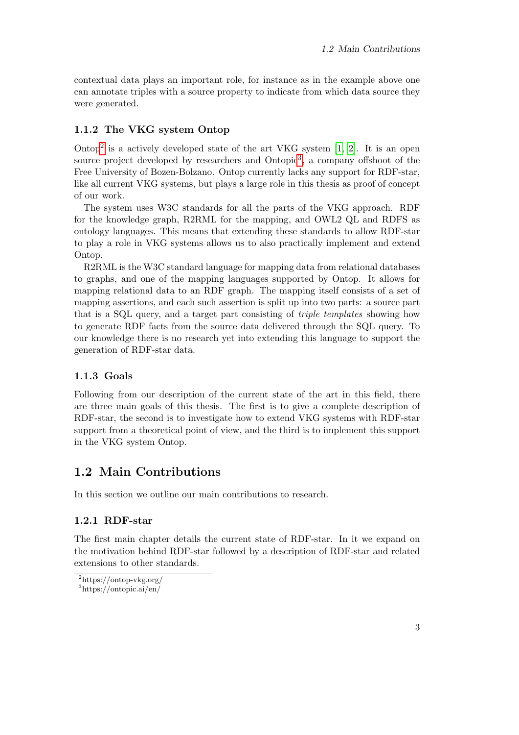contextual data plays an important role, for instance as in the example above one can annotate triples with a source property to indicate from which data source they were generated.

### 1.1.2 The VKG system Ontop

Ontop[2] is a actively developed state of the art VKG system [1, 2]. It is an open source project developed by researchers and Ontopic[3], a company offshoot of the Free University of Bozen-Bolzano. Ontop currently lacks any support for RDF-star, like all current VKG systems, but plays a large role in this thesis as proof of concept of our work.

The system uses W3C standards for all the parts of the VKG approach. RDF for the knowledge graph, R2RML for the mapping, and OWL2 QL and RDFS as ontology languages. This means that extending these standards to allow RDF-star to play a role in VKG systems allows us to also practically implement and extend Ontop.

R2RML is the W3C standard language for mapping data from relational databases to graphs, and one of the mapping languages supported by Ontop. It allows for mapping relational data to an RDF graph. The mapping itself consists of a set of mapping assertions, and each such assertion is split up into two parts: a source part that is a SQL query, and a target part consisting of *triple templates* showing how to generate RDF facts from the source data delivered through the SQL query. To our knowledge there is no research yet into extending this language to support the generation of RDF-star data.

### 1.1.3 Goals

Following from our description of the current state of the art in this field, there are three main goals of this thesis. The first is to give a complete description of RDF-star, the second is to investigate how to extend VKG systems with RDF-star support from a theoretical point of view, and the third is to implement this support in the VKG system Ontop.

## 1.2 Main Contributions

In this section we outline our main contributions to research.

### 1.2.1 RDF-star

The first main chapter details the current state of RDF-star. In it we expand on the motivation behind RDF-star followed by a description of RDF-star and related extensions to other standards.

[2] https://ontop-vkg.org/

[3] https://ontopic.ai/en/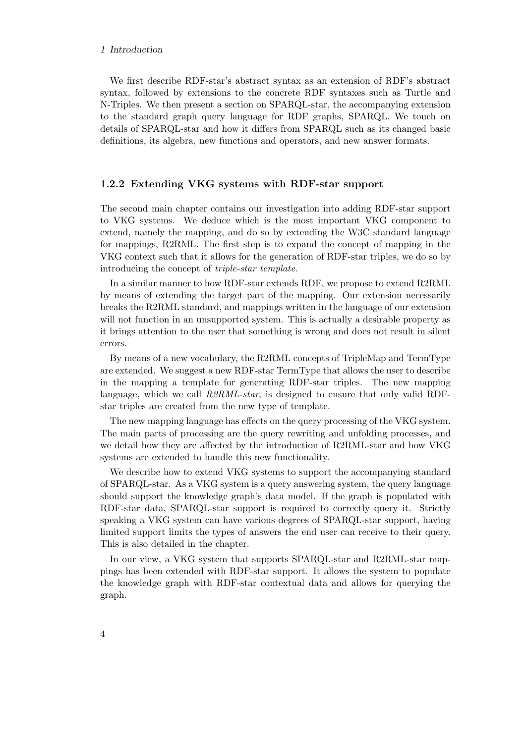We first describe RDF-star's abstract syntax as an extension of RDF's abstract syntax, followed by extensions to the concrete RDF syntaxes such as Turtle and N-Triples. We then present a section on SPARQL-star, the accompanying extension to the standard graph query language for RDF graphs, SPARQL. We touch on details of SPARQL-star and how it differs from SPARQL such as its changed basic definitions, its algebra, new functions and operators, and new answer formats.

### 1.2.2 Extending VKG systems with RDF-star support

The second main chapter contains our investigation into adding RDF-star support to VKG systems. We deduce which is the most important VKG component to extend, namely the mapping, and do so by extending the W3C standard language for mappings, R2RML. The first step is to expand the concept of mapping in the VKG context such that it allows for the generation of RDF-star triples, we do so by introducing the concept of *triple-star template*.

In a similar manner to how RDF-star extends RDF, we propose to extend R2RML by means of extending the target part of the mapping. Our extension necessarily breaks the R2RML standard, and mappings written in the language of our extension will not function in an unsupported system. This is actually a desirable property as it brings attention to the user that something is wrong and does not result in silent errors.

By means of a new vocabulary, the R2RML concepts of TripleMap and TermType are extended. We suggest a new RDF-star TermType that allows the user to describe in the mapping a template for generating RDF-star triples. The new mapping language, which we call *R2RML-star*, is designed to ensure that only valid RDF-star triples are created from the new type of template.

The new mapping language has effects on the query processing of the VKG system. The main parts of processing are the query rewriting and unfolding processes, and we detail how they are affected by the introduction of R2RML-star and how VKG systems are extended to handle this new functionality.

We describe how to extend VKG systems to support the accompanying standard of SPARQL-star. As a VKG system is a query answering system, the query language should support the knowledge graph's data model. If the graph is populated with RDF-star data, SPARQL-star support is required to correctly query it. Strictly speaking a VKG system can have various degrees of SPARQL-star support, having limited support limits the types of answers the end user can receive to their query. This is also detailed in the chapter.

In our view, a VKG system that supports SPARQL-star and R2RML-star mappings has been extended with RDF-star support. It allows the system to populate the knowledge graph with RDF-star contextual data and allows for querying the graph.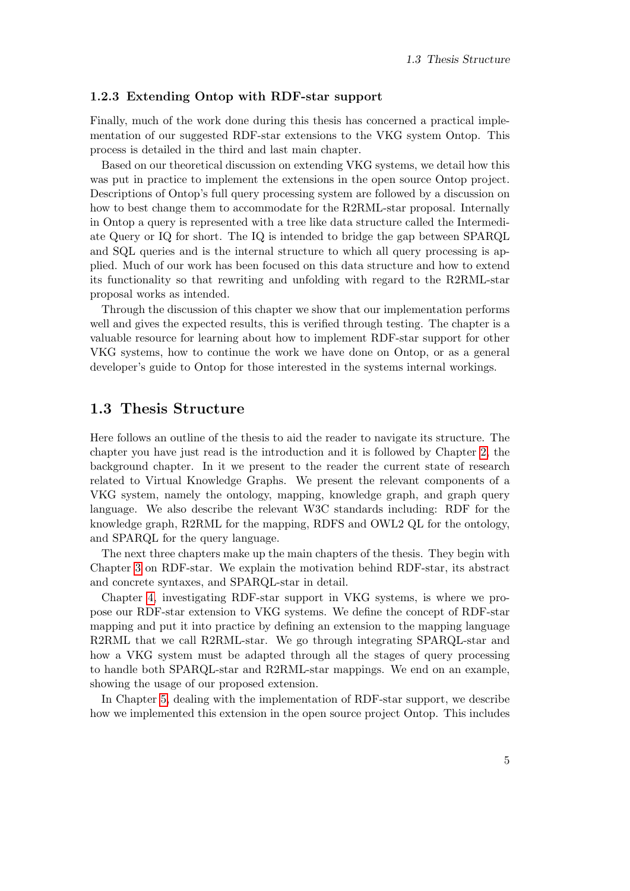### 1.2.3 Extending Ontop with RDF-star support

Finally, much of the work done during this thesis has concerned a practical implementation of our suggested RDF-star extensions to the VKG system Ontop. This process is detailed in the third and last main chapter.

Based on our theoretical discussion on extending VKG systems, we detail how this was put in practice to implement the extensions in the open source Ontop project. Descriptions of Ontop's full query processing system are followed by a discussion on how to best change them to accommodate for the R2RML-star proposal. Internally in Ontop a query is represented with a tree like data structure called the Intermediate Query or IQ for short. The IQ is intended to bridge the gap between SPARQL and SQL queries and is the internal structure to which all query processing is applied. Much of our work has been focused on this data structure and how to extend its functionality so that rewriting and unfolding with regard to the R2RML-star proposal works as intended.

Through the discussion of this chapter we show that our implementation performs well and gives the expected results, this is verified through testing. The chapter is a valuable resource for learning about how to implement RDF-star support for other VKG systems, how to continue the work we have done on Ontop, or as a general developer's guide to Ontop for those interested in the systems internal workings.

## 1.3 Thesis Structure

Here follows an outline of the thesis to aid the reader to navigate its structure. The chapter you have just read is the introduction and it is followed by Chapter 2, the background chapter. In it we present to the reader the current state of research related to Virtual Knowledge Graphs. We present the relevant components of a VKG system, namely the ontology, mapping, knowledge graph, and graph query language. We also describe the relevant W3C standards including: RDF for the knowledge graph, R2RML for the mapping, RDFS and OWL2 QL for the ontology, and SPARQL for the query language.

The next three chapters make up the main chapters of the thesis. They begin with Chapter 3 on RDF-star. We explain the motivation behind RDF-star, its abstract and concrete syntaxes, and SPARQL-star in detail.

Chapter 4, investigating RDF-star support in VKG systems, is where we propose our RDF-star extension to VKG systems. We define the concept of RDF-star mapping and put it into practice by defining an extension to the mapping language R2RML that we call R2RML-star. We go through integrating SPARQL-star and how a VKG system must be adapted through all the stages of query processing to handle both SPARQL-star and R2RML-star mappings. We end on an example, showing the usage of our proposed extension.

In Chapter 5, dealing with the implementation of RDF-star support, we describe how we implemented this extension in the open source project Ontop. This includes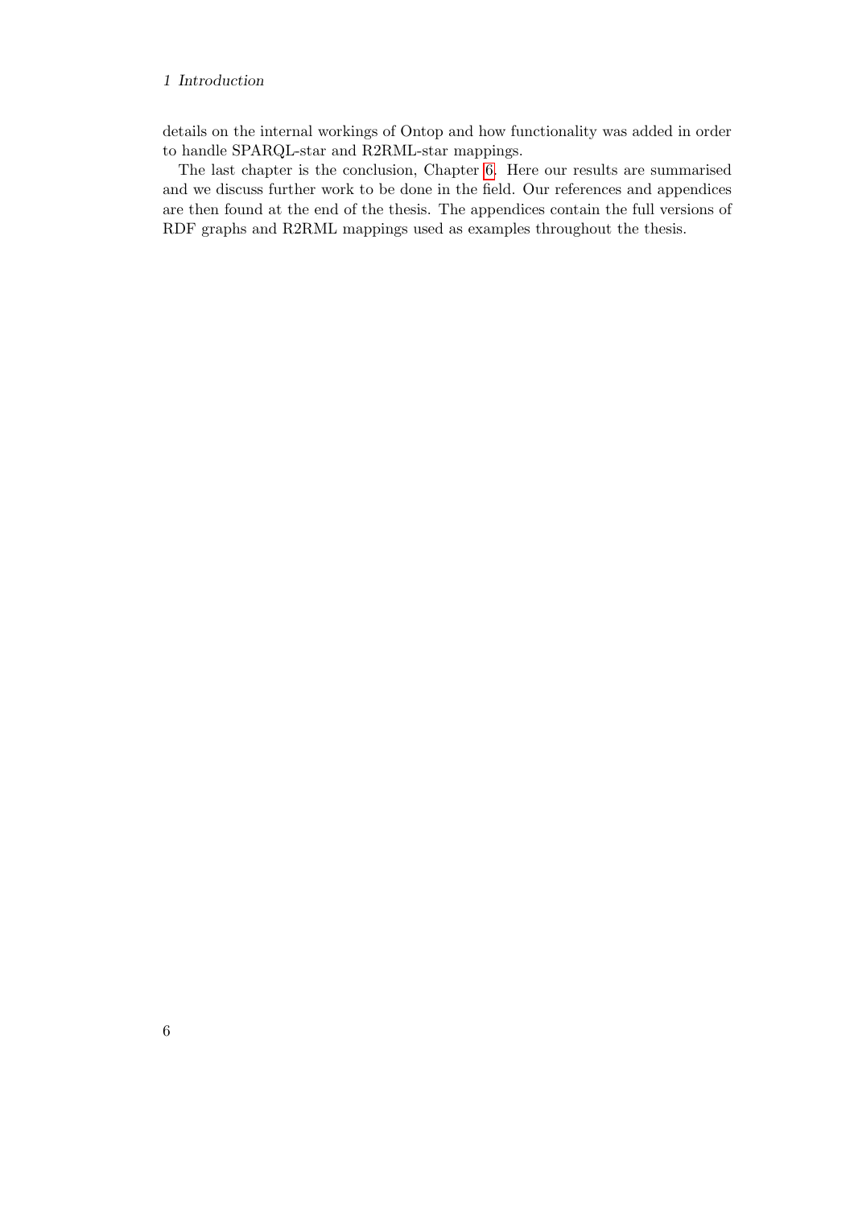details on the internal workings of Ontop and how functionality was added in order to handle SPARQL-star and R2RML-star mappings.

The last chapter is the conclusion, Chapter 6. Here our results are summarised and we discuss further work to be done in the field. Our references and appendices are then found at the end of the thesis. The appendices contain the full versions of RDF graphs and R2RML mappings used as examples throughout the thesis.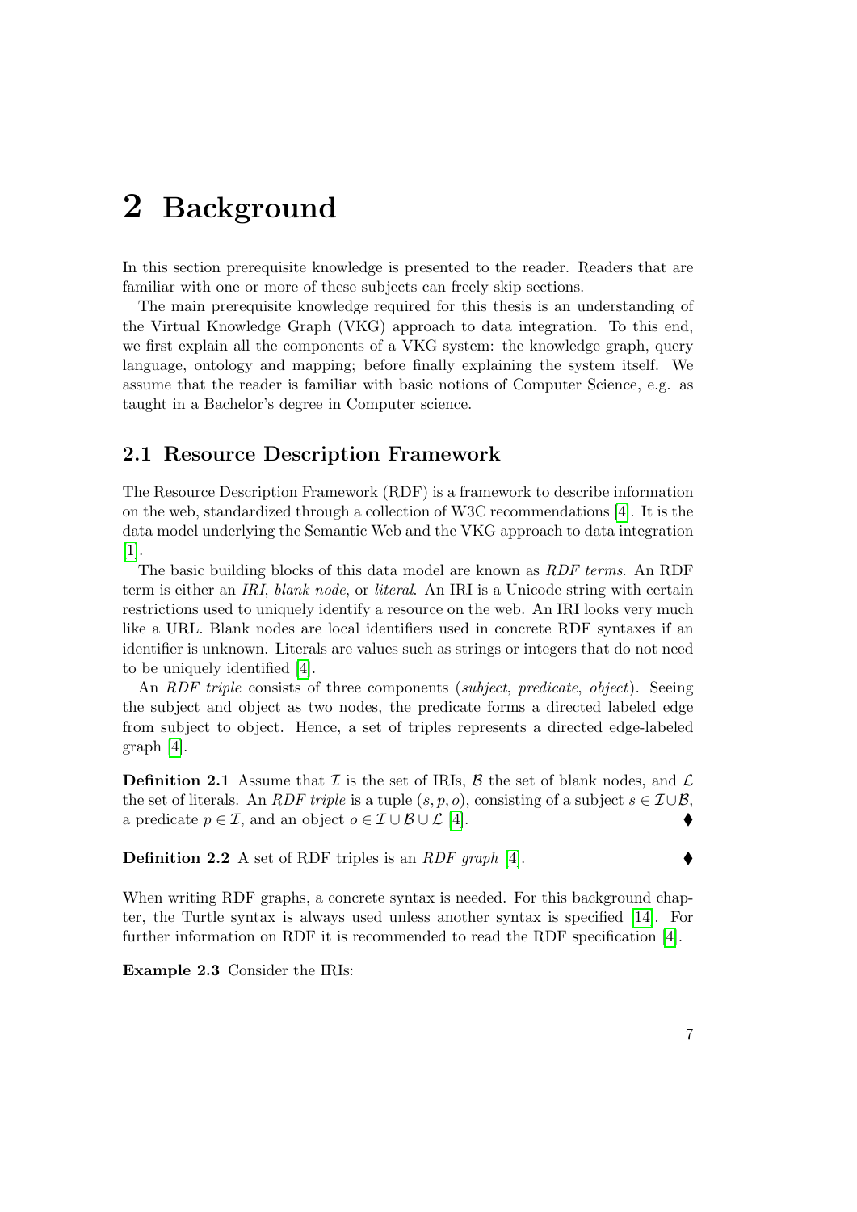# 2 Background

In this section prerequisite knowledge is presented to the reader. Readers that are familiar with one or more of these subjects can freely skip sections.

The main prerequisite knowledge required for this thesis is an understanding of the Virtual Knowledge Graph (VKG) approach to data integration. To this end, we first explain all the components of a VKG system: the knowledge graph, query language, ontology and mapping; before finally explaining the system itself. We assume that the reader is familiar with basic notions of Computer Science, e.g. as taught in a Bachelor's degree in Computer science.

## 2.1 Resource Description Framework

The Resource Description Framework (RDF) is a framework to describe information on the web, standardized through a collection of W3C recommendations [4]. It is the data model underlying the Semantic Web and the VKG approach to data integration [1].

The basic building blocks of this data model are known as *RDF terms*. An RDF term is either an *IRI*, *blank node*, or *literal*. An IRI is a Unicode string with certain restrictions used to uniquely identify a resource on the web. An IRI looks very much like a URL. Blank nodes are local identifiers used in concrete RDF syntaxes if an identifier is unknown. Literals are values such as strings or integers that do not need to be uniquely identified [4].

An *RDF triple* consists of three components (*subject*, *predicate*, *object*). Seeing the subject and object as two nodes, the predicate forms a directed labeled edge from subject to object. Hence, a set of triples represents a directed edge-labeled graph [4].

**Definition 2.1** Assume that $\mathcal{I}$ is the set of IRIs, $\mathcal{B}$ the set of blank nodes, and $\mathcal{L}$ the set of literals. An *RDF triple* is a tuple $(s, p, o)$, consisting of a subject $s \in \mathcal{I} \cup \mathcal{B}$, a predicate $p \in \mathcal{I}$, and an object $o \in \mathcal{I} \cup \mathcal{B} \cup \mathcal{L}$ [4]. ⧫

**Definition 2.2** A set of RDF triples is an *RDF graph* [4]. ⧫

When writing RDF graphs, a concrete syntax is needed. For this background chapter, the Turtle syntax is always used unless another syntax is specified [14]. For further information on RDF it is recommended to read the RDF specification [4].

**Example 2.3** Consider the IRIs: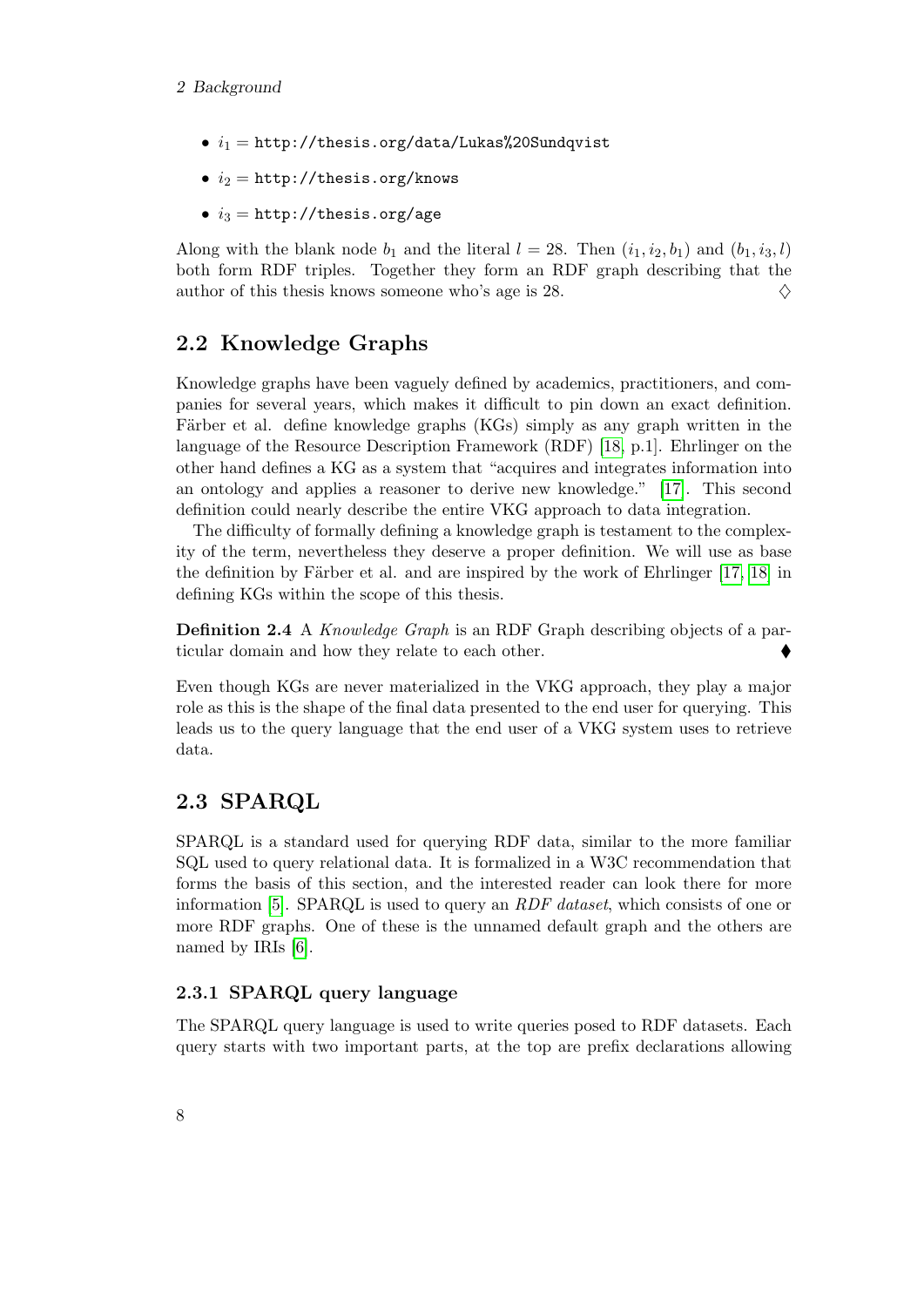- $i_1$ = `http://thesis.org/data/Lukas%20Sundqvist`
- $i_2$ = `http://thesis.org/knows`
- $i_3$ = `http://thesis.org/age`

Along with the blank node $b_1$ and the literal $l = 28$. Then $(i_1, i_2, b_1)$ and $(b_1, i_3, l)$ both form RDF triples. Together they form an RDF graph describing that the author of this thesis knows someone who's age is 28. ♢

## 2.2 Knowledge Graphs

Knowledge graphs have been vaguely defined by academics, practitioners, and companies for several years, which makes it difficult to pin down an exact definition. Färber et al. define knowledge graphs (KGs) simply as any graph written in the language of the Resource Description Framework (RDF) [18, p.1]. Ehrlinger on the other hand defines a KG as a system that "acquires and integrates information into an ontology and applies a reasoner to derive new knowledge." [17]. This second definition could nearly describe the entire VKG approach to data integration.

The difficulty of formally defining a knowledge graph is testament to the complexity of the term, nevertheless they deserve a proper definition. We will use as base the definition by Färber et al. and are inspired by the work of Ehrlinger [17, 18] in defining KGs within the scope of this thesis.

**Definition 2.4** A *Knowledge Graph* is an RDF Graph describing objects of a particular domain and how they relate to each other. ⧫

Even though KGs are never materialized in the VKG approach, they play a major role as this is the shape of the final data presented to the end user for querying. This leads us to the query language that the end user of a VKG system uses to retrieve data.

## 2.3 SPARQL

SPARQL is a standard used for querying RDF data, similar to the more familiar SQL used to query relational data. It is formalized in a W3C recommendation that forms the basis of this section, and the interested reader can look there for more information [5]. SPARQL is used to query an *RDF dataset*, which consists of one or more RDF graphs. One of these is the unnamed default graph and the others are named by IRIs [6].

### 2.3.1 SPARQL query language

The SPARQL query language is used to write queries posed to RDF datasets. Each query starts with two important parts, at the top are prefix declarations allowing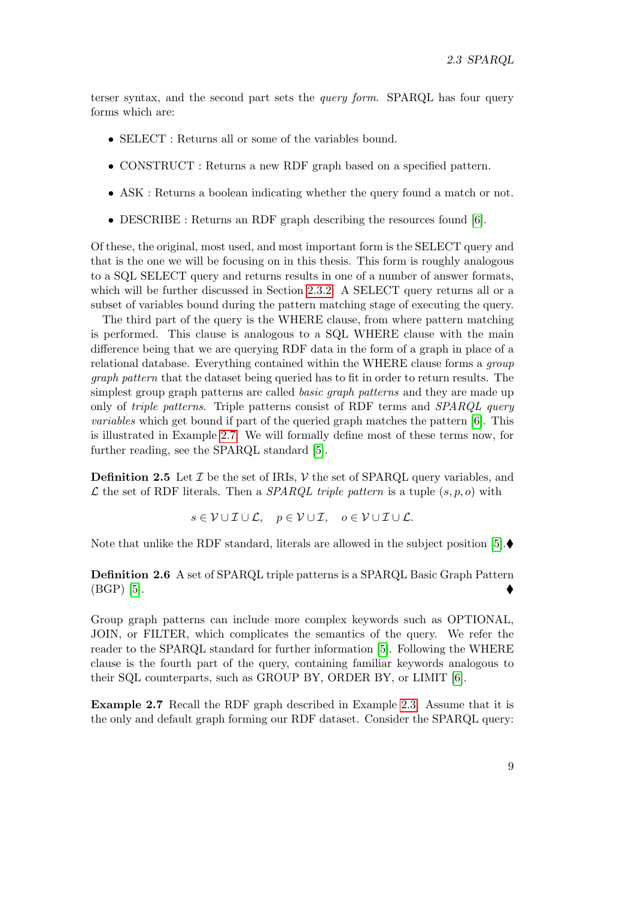terser syntax, and the second part sets the *query form*. SPARQL has four query forms which are:

- SELECT : Returns all or some of the variables bound.
- CONSTRUCT : Returns a new RDF graph based on a specified pattern.
- ASK : Returns a boolean indicating whether the query found a match or not.
- DESCRIBE : Returns an RDF graph describing the resources found [6].

Of these, the original, most used, and most important form is the SELECT query and that is the one we will be focusing on in this thesis. This form is roughly analogous to a SQL SELECT query and returns results in one of a number of answer formats, which will be further discussed in Section 2.3.2. A SELECT query returns all or a subset of variables bound during the pattern matching stage of executing the query.

The third part of the query is the WHERE clause, from where pattern matching is performed. This clause is analogous to a SQL WHERE clause with the main difference being that we are querying RDF data in the form of a graph in place of a relational database. Everything contained within the WHERE clause forms a *group graph pattern* that the dataset being queried has to fit in order to return results. The simplest group graph patterns are called *basic graph patterns* and they are made up only of *triple patterns*. Triple patterns consist of RDF terms and *SPARQL query variables* which get bound if part of the queried graph matches the pattern [6]. This is illustrated in Example 2.7. We will formally define most of these terms now, for further reading, see the SPARQL standard [5].

**Definition 2.5** Let $\mathcal{I}$ be the set of IRIs, $\mathcal{V}$ the set of SPARQL query variables, and $\mathcal{L}$ the set of RDF literals. Then a *SPARQL triple pattern* is a tuple $(s, p, o)$ with

$$s \in \mathcal{V} \cup \mathcal{I} \cup \mathcal{L}, \quad p \in \mathcal{V} \cup \mathcal{I}, \quad o \in \mathcal{V} \cup \mathcal{I} \cup \mathcal{L}.$$

Note that unlike the RDF standard, literals are allowed in the subject position [5]. ⧫

**Definition 2.6** A set of SPARQL triple patterns is a SPARQL Basic Graph Pattern (BGP) [5]. ⧫

Group graph patterns can include more complex keywords such as OPTIONAL, JOIN, or FILTER, which complicates the semantics of the query. We refer the reader to the SPARQL standard for further information [5]. Following the WHERE clause is the fourth part of the query, containing familiar keywords analogous to their SQL counterparts, such as GROUP BY, ORDER BY, or LIMIT [6].

**Example 2.7** Recall the RDF graph described in Example 2.3. Assume that it is the only and default graph forming our RDF dataset. Consider the SPARQL query: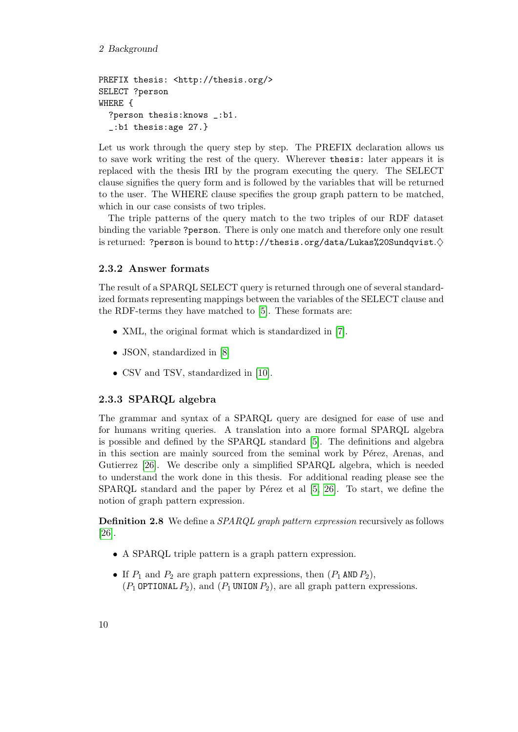```
PREFIX thesis: <http://thesis.org/>
SELECT ?person
WHERE {
  ?person thesis:knows _:b1.
  _:b1 thesis:age 27.}
```

Let us work through the query step by step. The PREFIX declaration allows us to save work writing the rest of the query. Wherever `thesis:` later appears it is replaced with the thesis IRI by the program executing the query. The SELECT clause signifies the query form and is followed by the variables that will be returned to the user. The WHERE clause specifies the group graph pattern to be matched, which in our case consists of two triples.

The triple patterns of the query match to the two triples of our RDF dataset binding the variable `?person`. There is only one match and therefore only one result is returned: `?person` is bound to `http://thesis.org/data/Lukas%20Sundqvist`.♢

### 2.3.2 Answer formats

The result of a SPARQL SELECT query is returned through one of several standardized formats representing mappings between the variables of the SELECT clause and the RDF-terms they have matched to [5]. These formats are:

- XML, the original format which is standardized in [7].
- JSON, standardized in [8]
- CSV and TSV, standardized in [10].

### 2.3.3 SPARQL algebra

The grammar and syntax of a SPARQL query are designed for ease of use and for humans writing queries. A translation into a more formal SPARQL algebra is possible and defined by the SPARQL standard [5]. The definitions and algebra in this section are mainly sourced from the seminal work by Pérez, Arenas, and Gutierrez [26]. We describe only a simplified SPARQL algebra, which is needed to understand the work done in this thesis. For additional reading please see the SPARQL standard and the paper by Pérez et al [5, 26]. To start, we define the notion of graph pattern expression.

**Definition 2.8** We define a *SPARQL graph pattern expression* recursively as follows [26].

- A SPARQL triple pattern is a graph pattern expression.
- If $P_1$ and $P_2$ are graph pattern expressions, then $(P_1 \texttt{ AND } P_2)$, $(P_1 \texttt{ OPTIONAL } P_2)$, and $(P_1 \texttt{ UNION } P_2)$, are all graph pattern expressions.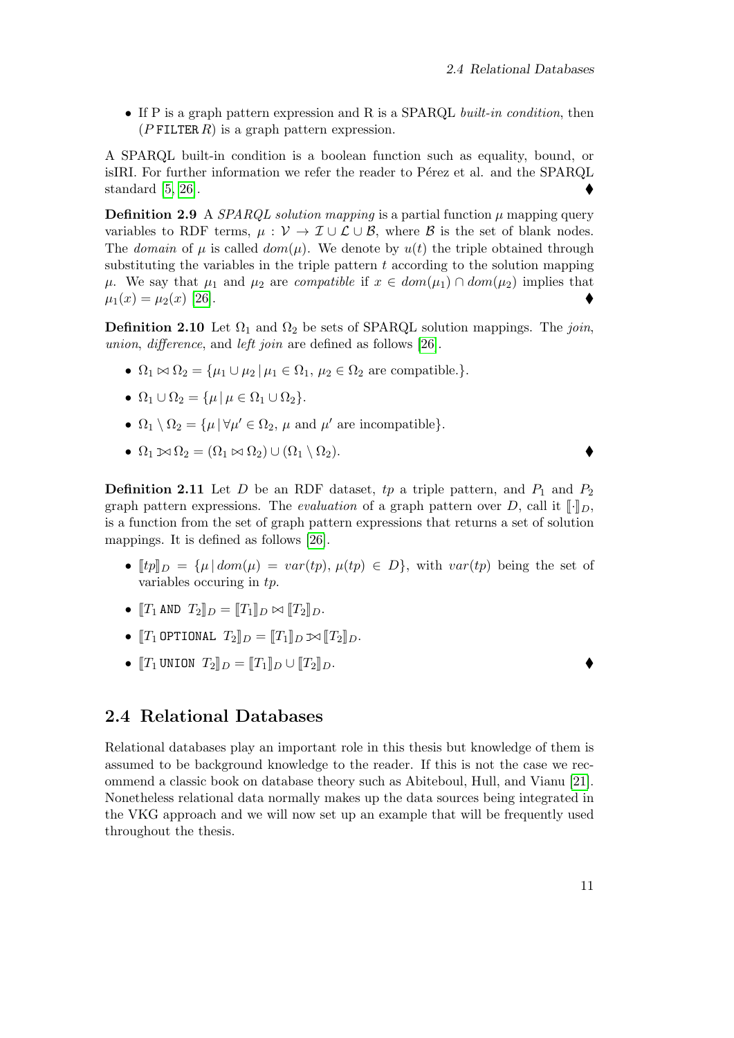- If P is a graph pattern expression and R is a SPARQL *built-in condition*, then $(P\,\texttt{FILTER}\,R)$ is a graph pattern expression.

A SPARQL built-in condition is a boolean function such as equality, bound, or isIRI. For further information we refer the reader to Pérez et al. and the SPARQL standard [5, 26]. ♦

**Definition 2.9** A *SPARQL solution mapping* is a partial function $\mu$ mapping query variables to RDF terms, $\mu : \mathcal{V} \to \mathcal{I} \cup \mathcal{L} \cup \mathcal{B}$, where $\mathcal{B}$ is the set of blank nodes. The *domain* of $\mu$ is called $dom(\mu)$. We denote by $u(t)$ the triple obtained through substituting the variables in the triple pattern $t$ according to the solution mapping $\mu$. We say that $\mu_1$ and $\mu_2$ are *compatible* if $x \in dom(\mu_1) \cap dom(\mu_2)$ implies that $\mu_1(x) = \mu_2(x)$ [26]. ♦

**Definition 2.10** Let $\Omega_1$ and $\Omega_2$ be sets of SPARQL solution mappings. The *join*, *union*, *difference*, and *left join* are defined as follows [26].

- $\Omega_1 \bowtie \Omega_2 = \{\mu_1 \cup \mu_2 \,|\, \mu_1 \in \Omega_1,\, \mu_2 \in \Omega_2$ are compatible.$\}$.
- $\Omega_1 \cup \Omega_2 = \{\mu \,|\, \mu \in \Omega_1 \cup \Omega_2\}$.
- $\Omega_1 \setminus \Omega_2 = \{\mu \,|\, \forall \mu' \in \Omega_2,\, \mu$ and $\mu'$ are incompatible$\}$.
- $\Omega_1 ⟕ \Omega_2 = (\Omega_1 \bowtie \Omega_2) \cup (\Omega_1 \setminus \Omega_2)$. ♦

**Definition 2.11** Let $D$ be an RDF dataset, $tp$ a triple pattern, and $P_1$ and $P_2$ graph pattern expressions. The *evaluation* of a graph pattern over $D$, call it $[\![\cdot]\!]_D$, is a function from the set of graph pattern expressions that returns a set of solution mappings. It is defined as follows [26].

- $[\![tp]\!]_D = \{\mu \,|\, dom(\mu) = var(tp),\, \mu(tp) \in D\}$, with $var(tp)$ being the set of variables occuring in $tp$.
- $[\![T_1\,\texttt{AND}\;T_2]\!]_D = [\![T_1]\!]_D \bowtie [\![T_2]\!]_D$.
- $[\![T_1\,\texttt{OPTIONAL}\;T_2]\!]_D = [\![T_1]\!]_D ⟕ [\![T_2]\!]_D$.
- $[\![T_1\,\texttt{UNION}\;T_2]\!]_D = [\![T_1]\!]_D \cup [\![T_2]\!]_D$. ♦

## 2.4 Relational Databases

Relational databases play an important role in this thesis but knowledge of them is assumed to be background knowledge to the reader. If this is not the case we recommend a classic book on database theory such as Abiteboul, Hull, and Vianu [21]. Nonetheless relational data normally makes up the data sources being integrated in the VKG approach and we will now set up an example that will be frequently used throughout the thesis.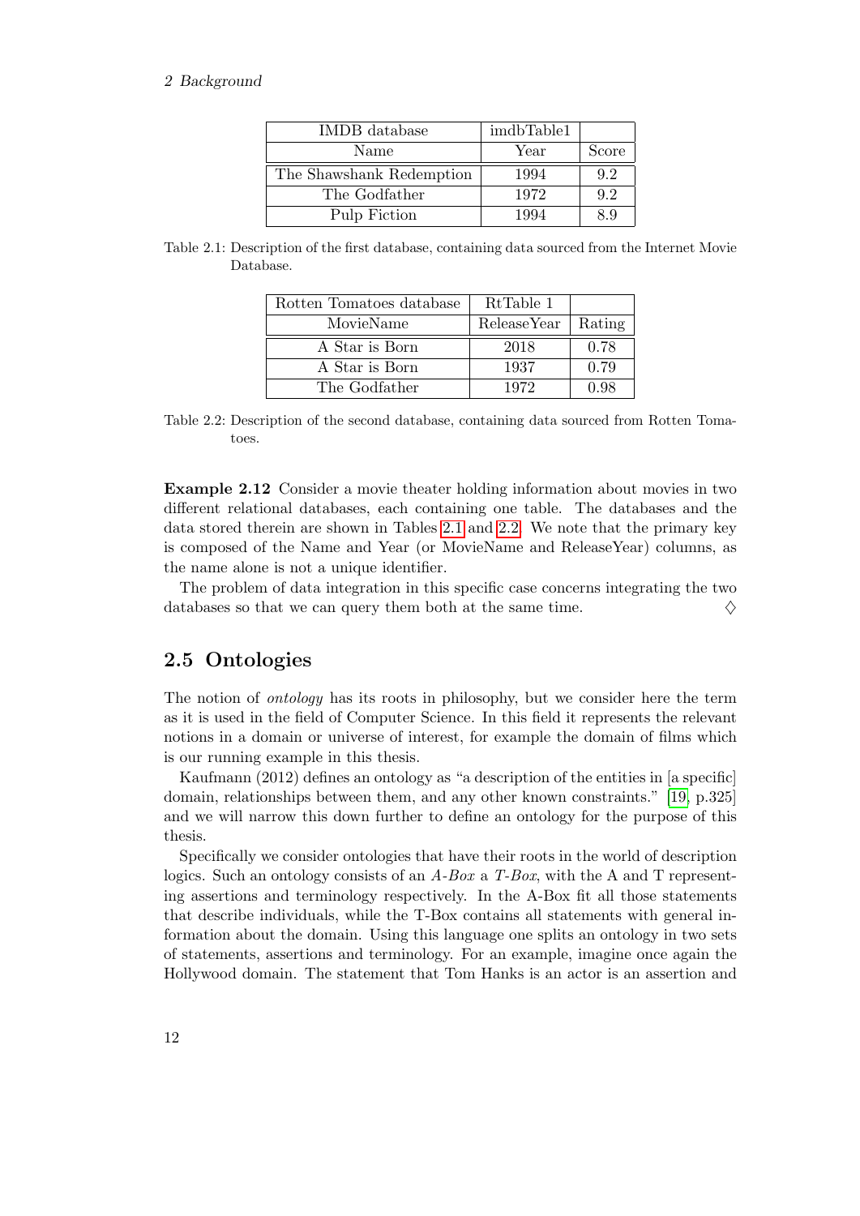| IMDB database | imdbTable1 | |
|---|---|---|
| Name | Year | Score |
| The Shawshank Redemption | 1994 | 9.2 |
| The Godfather | 1972 | 9.2 |
| Pulp Fiction | 1994 | 8.9 |

Table 2.1: Description of the first database, containing data sourced from the Internet Movie Database.

| Rotten Tomatoes database | RtTable 1 | |
|---|---|---|
| MovieName | ReleaseYear | Rating |
| A Star is Born | 2018 | 0.78 |
| A Star is Born | 1937 | 0.79 |
| The Godfather | 1972 | 0.98 |

Table 2.2: Description of the second database, containing data sourced from Rotten Tomatoes.

**Example 2.12** Consider a movie theater holding information about movies in two different relational databases, each containing one table. The databases and the data stored therein are shown in Tables 2.1 and 2.2. We note that the primary key is composed of the Name and Year (or MovieName and ReleaseYear) columns, as the name alone is not a unique identifier.

The problem of data integration in this specific case concerns integrating the two databases so that we can query them both at the same time. ♢

## 2.5 Ontologies

The notion of *ontology* has its roots in philosophy, but we consider here the term as it is used in the field of Computer Science. In this field it represents the relevant notions in a domain or universe of interest, for example the domain of films which is our running example in this thesis.

Kaufmann (2012) defines an ontology as "a description of the entities in [a specific] domain, relationships between them, and any other known constraints." [19, p.325] and we will narrow this down further to define an ontology for the purpose of this thesis.

Specifically we consider ontologies that have their roots in the world of description logics. Such an ontology consists of an *A-Box* a *T-Box*, with the A and T representing assertions and terminology respectively. In the A-Box fit all those statements that describe individuals, while the T-Box contains all statements with general information about the domain. Using this language one splits an ontology in two sets of statements, assertions and terminology. For an example, imagine once again the Hollywood domain. The statement that Tom Hanks is an actor is an assertion and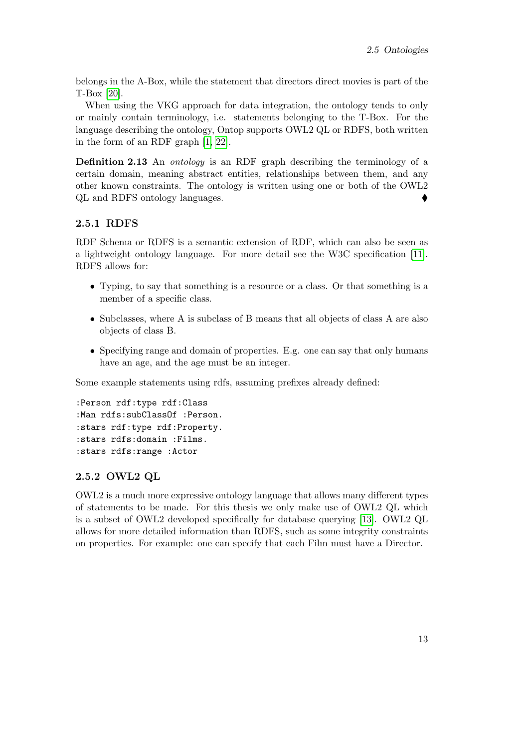belongs in the A-Box, while the statement that directors direct movies is part of the T-Box [20].

When using the VKG approach for data integration, the ontology tends to only or mainly contain terminology, i.e. statements belonging to the T-Box. For the language describing the ontology, Ontop supports OWL2 QL or RDFS, both written in the form of an RDF graph [1, 22].

**Definition 2.13** An *ontology* is an RDF graph describing the terminology of a certain domain, meaning abstract entities, relationships between them, and any other known constraints. The ontology is written using one or both of the OWL2 QL and RDFS ontology languages. ♦

### 2.5.1 RDFS

RDF Schema or RDFS is a semantic extension of RDF, which can also be seen as a lightweight ontology language. For more detail see the W3C specification [11]. RDFS allows for:

- Typing, to say that something is a resource or a class. Or that something is a member of a specific class.
- Subclasses, where A is subclass of B means that all objects of class A are also objects of class B.
- Specifying range and domain of properties. E.g. one can say that only humans have an age, and the age must be an integer.

Some example statements using rdfs, assuming prefixes already defined:

```
:Person rdf:type rdf:Class
:Man rdfs:subClassOf :Person.
:stars rdf:type rdf:Property.
:stars rdfs:domain :Films.
:stars rdfs:range :Actor
```

### 2.5.2 OWL2 QL

OWL2 is a much more expressive ontology language that allows many different types of statements to be made. For this thesis we only make use of OWL2 QL which is a subset of OWL2 developed specifically for database querying [13]. OWL2 QL allows for more detailed information than RDFS, such as some integrity constraints on properties. For example: one can specify that each Film must have a Director.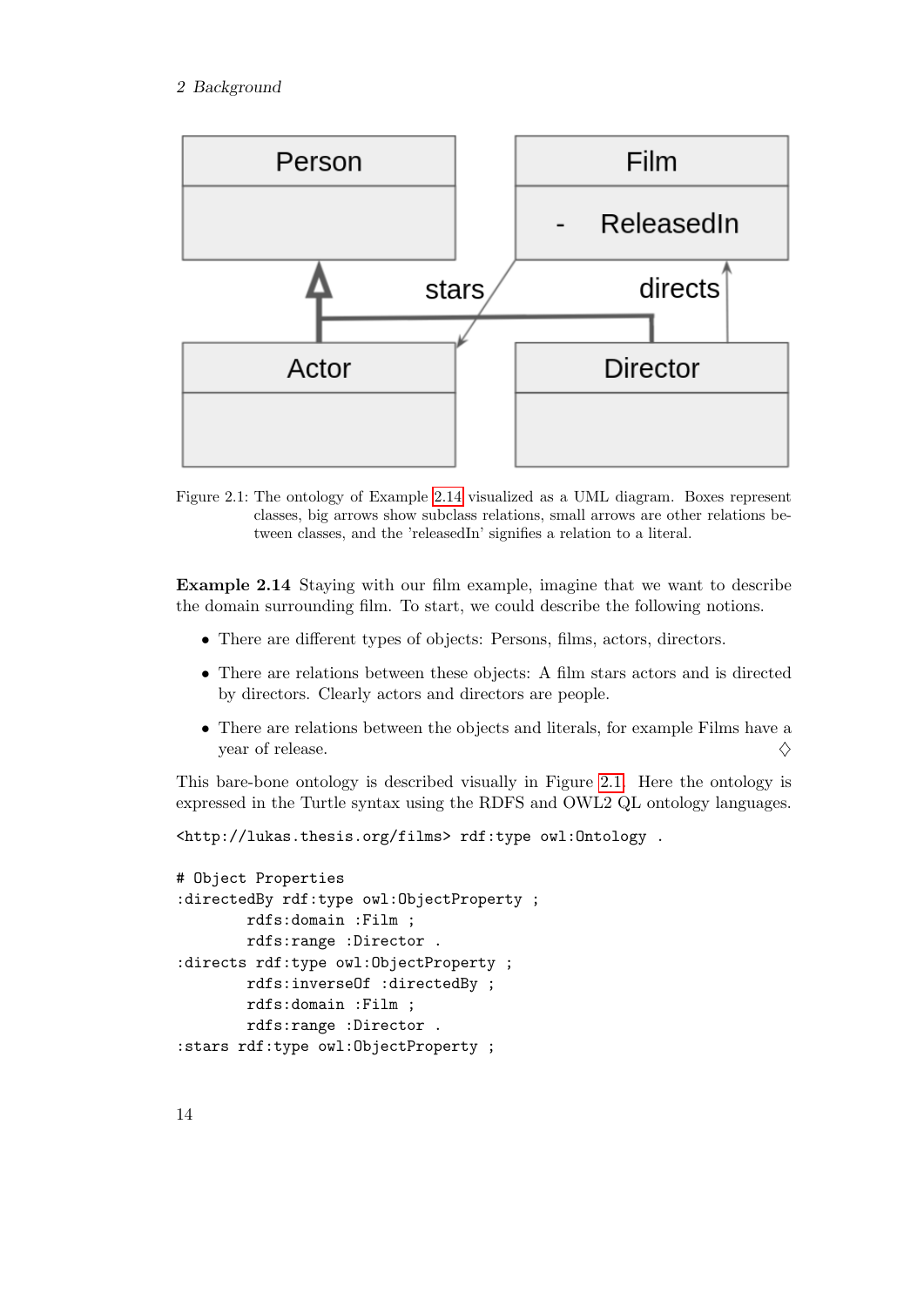Figure 2.1: The ontology of Example 2.14 visualized as a UML diagram. Boxes represent classes, big arrows show subclass relations, small arrows are other relations between classes, and the 'releasedIn' signifies a relation to a literal.

**Example 2.14** Staying with our film example, imagine that we want to describe the domain surrounding film. To start, we could describe the following notions.

- There are different types of objects: Persons, films, actors, directors.
- There are relations between these objects: A film stars actors and is directed by directors. Clearly actors and directors are people.
- There are relations between the objects and literals, for example Films have a year of release. ♢

This bare-bone ontology is described visually in Figure 2.1. Here the ontology is expressed in the Turtle syntax using the RDFS and OWL2 QL ontology languages.

```
<http://lukas.thesis.org/films> rdf:type owl:Ontology .

# Object Properties
:directedBy rdf:type owl:ObjectProperty ;
        rdfs:domain :Film ;
        rdfs:range :Director .
:directs rdf:type owl:ObjectProperty ;
        rdfs:inverseOf :directedBy ;
        rdfs:domain :Film ;
        rdfs:range :Director .
:stars rdf:type owl:ObjectProperty ;
```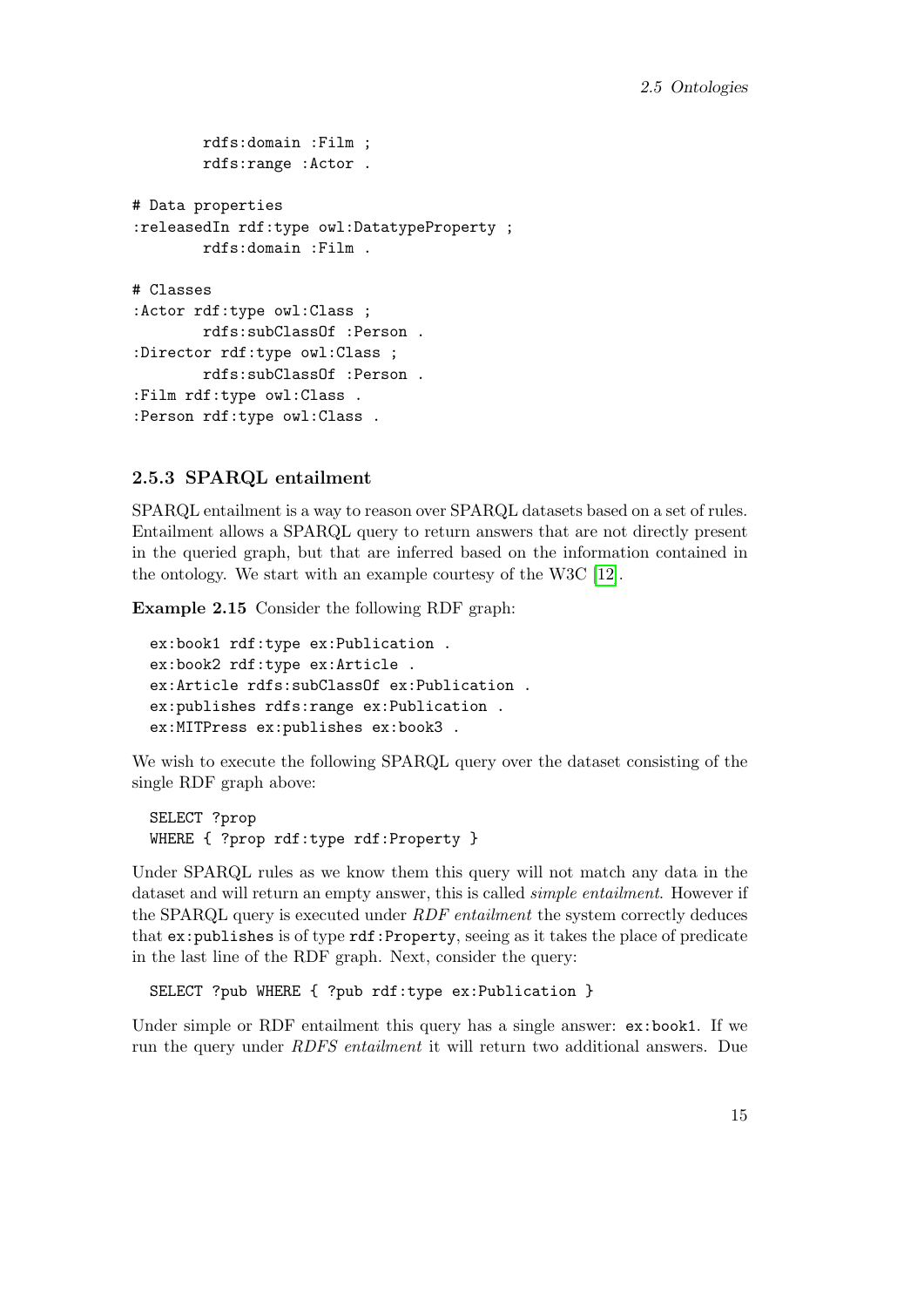```
        rdfs:domain :Film ;
        rdfs:range :Actor .

# Data properties
:releasedIn rdf:type owl:DatatypeProperty ;
        rdfs:domain :Film .

# Classes
:Actor rdf:type owl:Class ;
        rdfs:subClassOf :Person .
:Director rdf:type owl:Class ;
        rdfs:subClassOf :Person .
:Film rdf:type owl:Class .
:Person rdf:type owl:Class .
```

### 2.5.3 SPARQL entailment

SPARQL entailment is a way to reason over SPARQL datasets based on a set of rules. Entailment allows a SPARQL query to return answers that are not directly present in the queried graph, but that are inferred based on the information contained in the ontology. We start with an example courtesy of the W3C [12].

**Example 2.15** Consider the following RDF graph:

```
ex:book1 rdf:type ex:Publication .
ex:book2 rdf:type ex:Article .
ex:Article rdfs:subClassOf ex:Publication .
ex:publishes rdfs:range ex:Publication .
ex:MITPress ex:publishes ex:book3 .
```

We wish to execute the following SPARQL query over the dataset consisting of the single RDF graph above:

```
SELECT ?prop
WHERE { ?prop rdf:type rdf:Property }
```

Under SPARQL rules as we know them this query will not match any data in the dataset and will return an empty answer, this is called *simple entailment*. However if the SPARQL query is executed under *RDF entailment* the system correctly deduces that `ex:publishes` is of type `rdf:Property`, seeing as it takes the place of predicate in the last line of the RDF graph. Next, consider the query:

```
SELECT ?pub WHERE { ?pub rdf:type ex:Publication }
```

Under simple or RDF entailment this query has a single answer: `ex:book1`. If we run the query under *RDFS entailment* it will return two additional answers. Due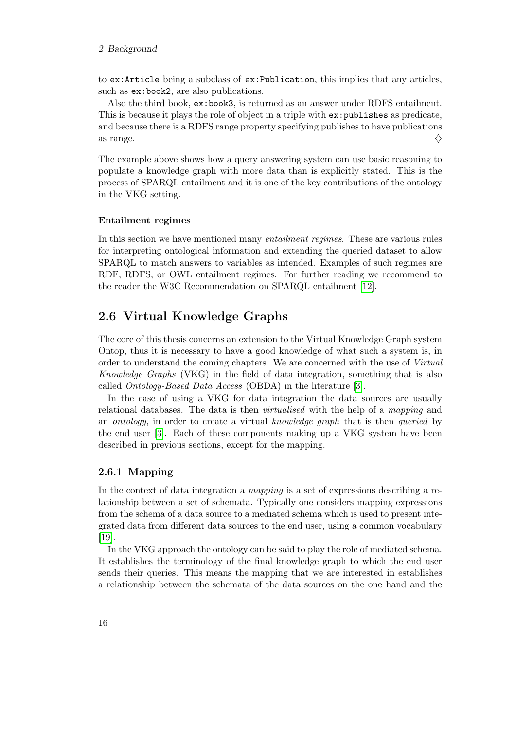to `ex:Article` being a subclass of `ex:Publication`, this implies that any articles, such as `ex:book2`, are also publications.

Also the third book, `ex:book3`, is returned as an answer under RDFS entailment. This is because it plays the role of object in a triple with `ex:publishes` as predicate, and because there is a RDFS range property specifying publishes to have publications as range. ♢

The example above shows how a query answering system can use basic reasoning to populate a knowledge graph with more data than is explicitly stated. This is the process of SPARQL entailment and it is one of the key contributions of the ontology in the VKG setting.

#### Entailment regimes

In this section we have mentioned many *entailment regimes*. These are various rules for interpreting ontological information and extending the queried dataset to allow SPARQL to match answers to variables as intended. Examples of such regimes are RDF, RDFS, or OWL entailment regimes. For further reading we recommend to the reader the W3C Recommendation on SPARQL entailment [12].

## 2.6 Virtual Knowledge Graphs

The core of this thesis concerns an extension to the Virtual Knowledge Graph system Ontop, thus it is necessary to have a good knowledge of what such a system is, in order to understand the coming chapters. We are concerned with the use of *Virtual Knowledge Graphs* (VKG) in the field of data integration, something that is also called *Ontology-Based Data Access* (OBDA) in the literature [3].

In the case of using a VKG for data integration the data sources are usually relational databases. The data is then *virtualised* with the help of a *mapping* and an *ontology*, in order to create a virtual *knowledge graph* that is then *queried* by the end user [3]. Each of these components making up a VKG system have been described in previous sections, except for the mapping.

### 2.6.1 Mapping

In the context of data integration a *mapping* is a set of expressions describing a relationship between a set of schemata. Typically one considers mapping expressions from the schema of a data source to a mediated schema which is used to present integrated data from different data sources to the end user, using a common vocabulary [19].

In the VKG approach the ontology can be said to play the role of mediated schema. It establishes the terminology of the final knowledge graph to which the end user sends their queries. This means the mapping that we are interested in establishes a relationship between the schemata of the data sources on the one hand and the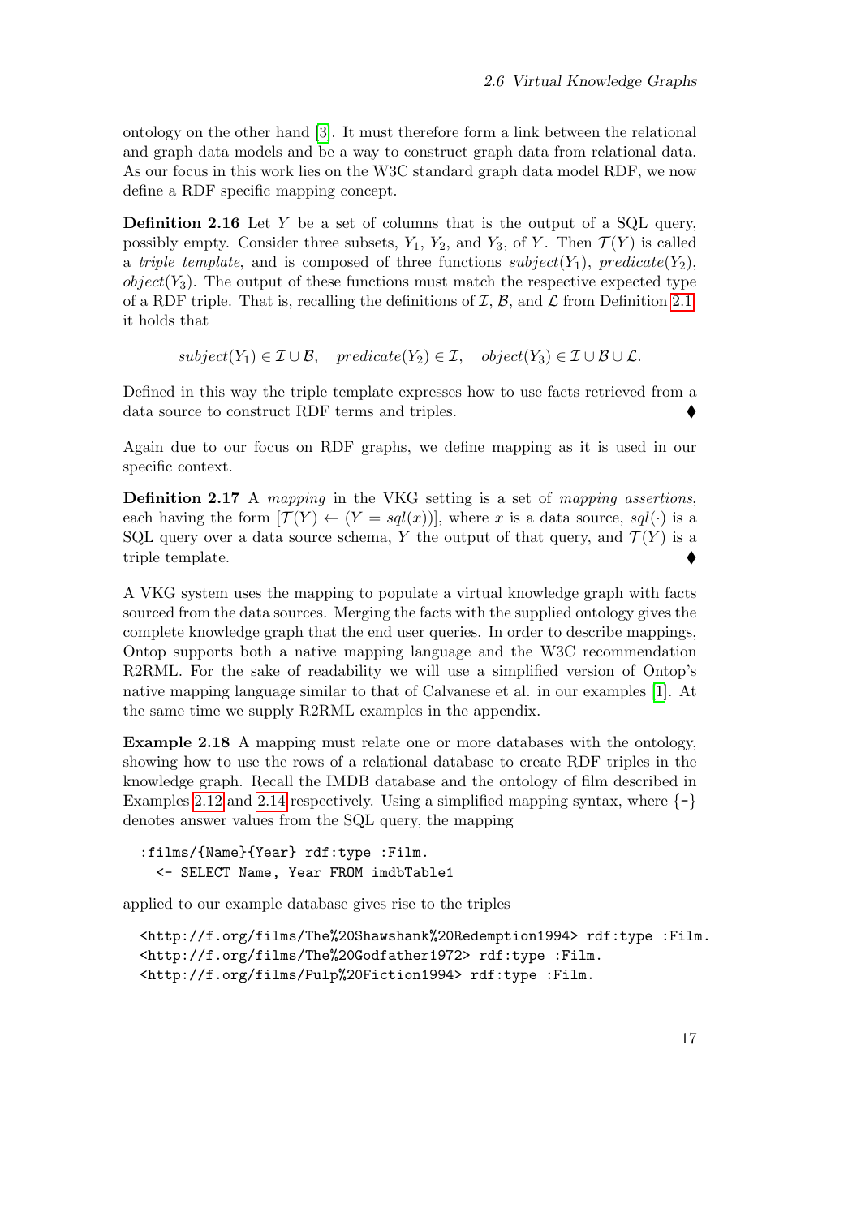ontology on the other hand [3]. It must therefore form a link between the relational and graph data models and be a way to construct graph data from relational data. As our focus in this work lies on the W3C standard graph data model RDF, we now define a RDF specific mapping concept.

**Definition 2.16** Let $Y$ be a set of columns that is the output of a SQL query, possibly empty. Consider three subsets, $Y_1$, $Y_2$, and $Y_3$, of $Y$. Then $\mathcal{T}(Y)$ is called a *triple template*, and is composed of three functions $subject(Y_1)$, $predicate(Y_2)$, $object(Y_3)$. The output of these functions must match the respective expected type of a RDF triple. That is, recalling the definitions of $\mathcal{I}$, $\mathcal{B}$, and $\mathcal{L}$ from Definition 2.1, it holds that

$$subject(Y_1) \in \mathcal{I} \cup \mathcal{B}, \quad predicate(Y_2) \in \mathcal{I}, \quad object(Y_3) \in \mathcal{I} \cup \mathcal{B} \cup \mathcal{L}.$$

Defined in this way the triple template expresses how to use facts retrieved from a data source to construct RDF terms and triples. ⧫

Again due to our focus on RDF graphs, we define mapping as it is used in our specific context.

**Definition 2.17** A *mapping* in the VKG setting is a set of *mapping assertions*, each having the form $[\mathcal{T}(Y) \leftarrow (Y = sql(x))]$, where $x$ is a data source, $sql(\cdot)$ is a SQL query over a data source schema, $Y$ the output of that query, and $\mathcal{T}(Y)$ is a triple template. ⧫

A VKG system uses the mapping to populate a virtual knowledge graph with facts sourced from the data sources. Merging the facts with the supplied ontology gives the complete knowledge graph that the end user queries. In order to describe mappings, Ontop supports both a native mapping language and the W3C recommendation R2RML. For the sake of readability we will use a simplified version of Ontop's native mapping language similar to that of Calvanese et al. in our examples [1]. At the same time we supply R2RML examples in the appendix.

**Example 2.18** A mapping must relate one or more databases with the ontology, showing how to use the rows of a relational database to create RDF triples in the knowledge graph. Recall the IMDB database and the ontology of film described in Examples 2.12 and 2.14 respectively. Using a simplified mapping syntax, where `{-}` denotes answer values from the SQL query, the mapping

```
:films/{Name}{Year} rdf:type :Film.
  <- SELECT Name, Year FROM imdbTable1
```

applied to our example database gives rise to the triples

```
<http://f.org/films/The%20Shawshank%20Redemption1994> rdf:type :Film.
<http://f.org/films/The%20Godfather1972> rdf:type :Film.
<http://f.org/films/Pulp%20Fiction1994> rdf:type :Film.
```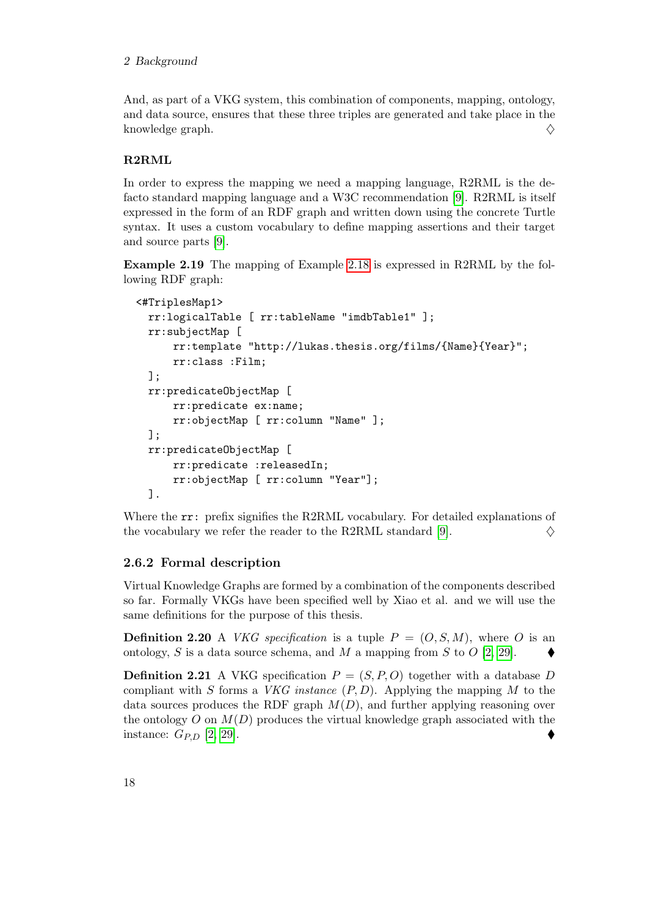And, as part of a VKG system, this combination of components, mapping, ontology, and data source, ensures that these three triples are generated and take place in the knowledge graph. ♢

### R2RML

In order to express the mapping we need a mapping language, R2RML is the de-facto standard mapping language and a W3C recommendation [9]. R2RML is itself expressed in the form of an RDF graph and written down using the concrete Turtle syntax. It uses a custom vocabulary to define mapping assertions and their target and source parts [9].

**Example 2.19** The mapping of Example 2.18 is expressed in R2RML by the following RDF graph:

```
<#TriplesMap1>
  rr:logicalTable [ rr:tableName "imdbTable1" ];
  rr:subjectMap [
      rr:template "http://lukas.thesis.org/films/{Name}{Year}";
      rr:class :Film;
  ];
  rr:predicateObjectMap [
      rr:predicate ex:name;
      rr:objectMap [ rr:column "Name" ];
  ];
  rr:predicateObjectMap [
      rr:predicate :releasedIn;
      rr:objectMap [ rr:column "Year"];
  ].
```

Where the `rr:` prefix signifies the R2RML vocabulary. For detailed explanations of the vocabulary we refer the reader to the R2RML standard [9]. ♢

### 2.6.2 Formal description

Virtual Knowledge Graphs are formed by a combination of the components described so far. Formally VKGs have been specified well by Xiao et al. and we will use the same definitions for the purpose of this thesis.

**Definition 2.20** A *VKG specification* is a tuple $P = (O, S, M)$, where $O$ is an ontology, $S$ is a data source schema, and $M$ a mapping from $S$ to $O$ [2, 29]. ♦

**Definition 2.21** A VKG specification $P = (S, P, O)$ together with a database $D$ compliant with $S$ forms a *VKG instance* $(P, D)$. Applying the mapping $M$ to the data sources produces the RDF graph $M(D)$, and further applying reasoning over the ontology $O$ on $M(D)$ produces the virtual knowledge graph associated with the instance: $G_{P,D}$ [2, 29]. ♦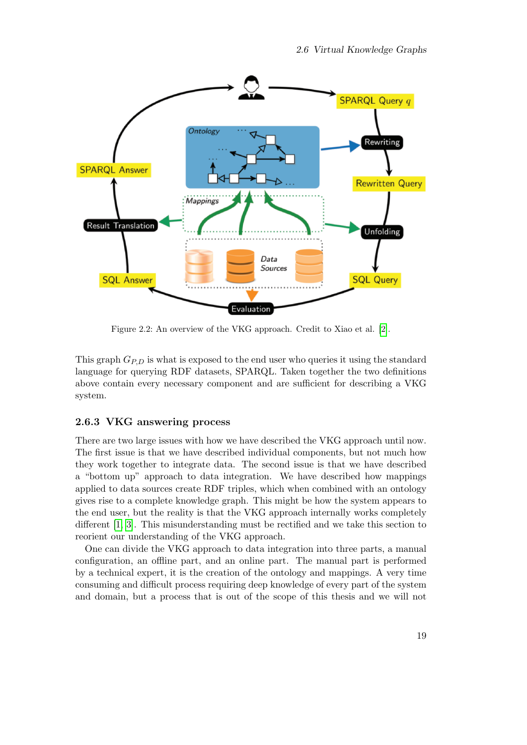Figure 2.2: An overview of the VKG approach. Credit to Xiao et al. [2].

This graph $G_{P,D}$ is what is exposed to the end user who queries it using the standard language for querying RDF datasets, SPARQL. Taken together the two definitions above contain every necessary component and are sufficient for describing a VKG system.

### 2.6.3 VKG answering process

There are two large issues with how we have described the VKG approach until now. The first issue is that we have described individual components, but not much how they work together to integrate data. The second issue is that we have described a "bottom up" approach to data integration. We have described how mappings applied to data sources create RDF triples, which when combined with an ontology gives rise to a complete knowledge graph. This might be how the system appears to the end user, but the reality is that the VKG approach internally works completely different [1, 3]. This misunderstanding must be rectified and we take this section to reorient our understanding of the VKG approach.

One can divide the VKG approach to data integration into three parts, a manual configuration, an offline part, and an online part. The manual part is performed by a technical expert, it is the creation of the ontology and mappings. A very time consuming and difficult process requiring deep knowledge of every part of the system and domain, but a process that is out of the scope of this thesis and we will not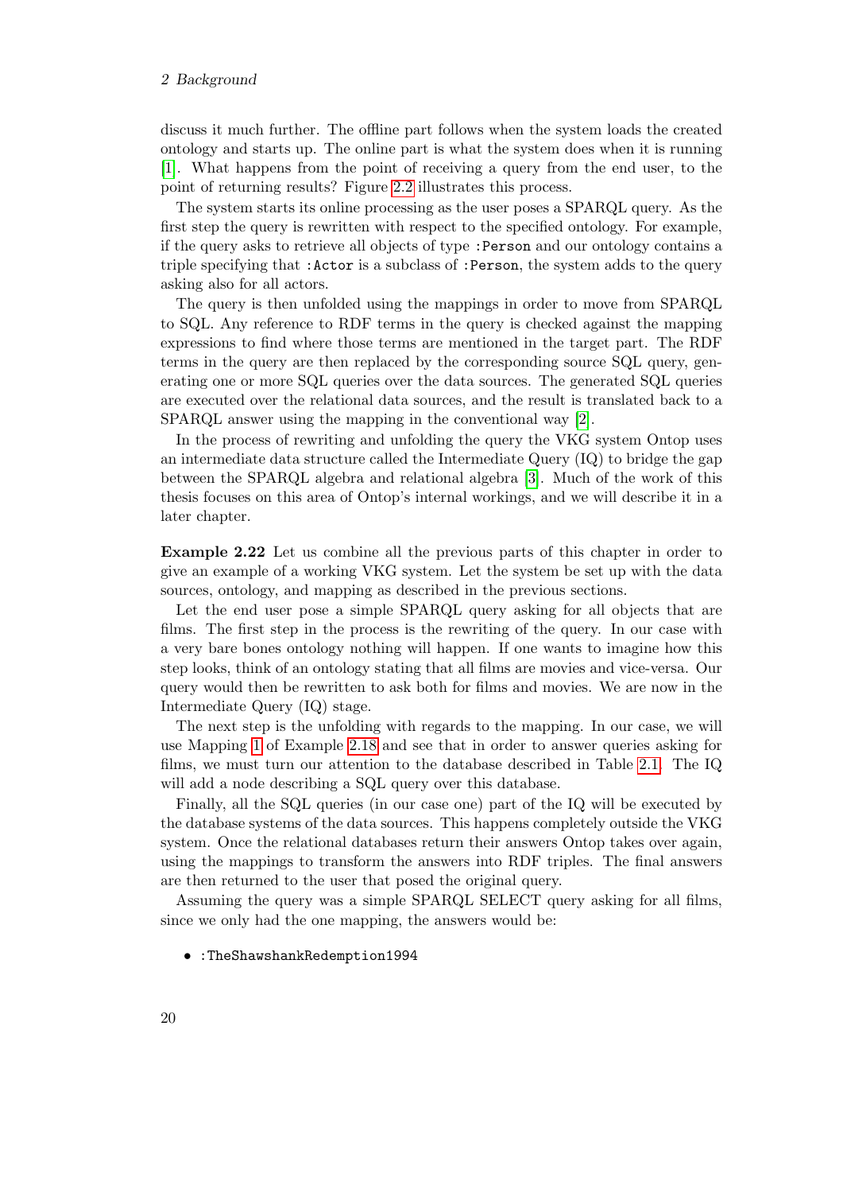discuss it much further. The offline part follows when the system loads the created ontology and starts up. The online part is what the system does when it is running [1]. What happens from the point of receiving a query from the end user, to the point of returning results? Figure 2.2 illustrates this process.

The system starts its online processing as the user poses a SPARQL query. As the first step the query is rewritten with respect to the specified ontology. For example, if the query asks to retrieve all objects of type `:Person` and our ontology contains a triple specifying that `:Actor` is a subclass of `:Person`, the system adds to the query asking also for all actors.

The query is then unfolded using the mappings in order to move from SPARQL to SQL. Any reference to RDF terms in the query is checked against the mapping expressions to find where those terms are mentioned in the target part. The RDF terms in the query are then replaced by the corresponding source SQL query, generating one or more SQL queries over the data sources. The generated SQL queries are executed over the relational data sources, and the result is translated back to a SPARQL answer using the mapping in the conventional way [2].

In the process of rewriting and unfolding the query the VKG system Ontop uses an intermediate data structure called the Intermediate Query (IQ) to bridge the gap between the SPARQL algebra and relational algebra [3]. Much of the work of this thesis focuses on this area of Ontop's internal workings, and we will describe it in a later chapter.

**Example 2.22** Let us combine all the previous parts of this chapter in order to give an example of a working VKG system. Let the system be set up with the data sources, ontology, and mapping as described in the previous sections.

Let the end user pose a simple SPARQL query asking for all objects that are films. The first step in the process is the rewriting of the query. In our case with a very bare bones ontology nothing will happen. If one wants to imagine how this step looks, think of an ontology stating that all films are movies and vice-versa. Our query would then be rewritten to ask both for films and movies. We are now in the Intermediate Query (IQ) stage.

The next step is the unfolding with regards to the mapping. In our case, we will use Mapping 1 of Example 2.18 and see that in order to answer queries asking for films, we must turn our attention to the database described in Table 2.1. The IQ will add a node describing a SQL query over this database.

Finally, all the SQL queries (in our case one) part of the IQ will be executed by the database systems of the data sources. This happens completely outside the VKG system. Once the relational databases return their answers Ontop takes over again, using the mappings to transform the answers into RDF triples. The final answers are then returned to the user that posed the original query.

Assuming the query was a simple SPARQL SELECT query asking for all films, since we only had the one mapping, the answers would be:

- `:TheShawshankRedemption1994`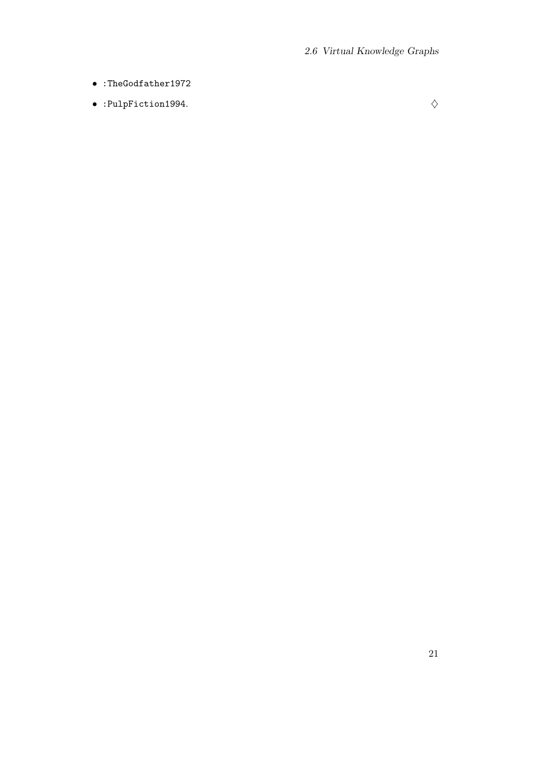- `:TheGodfather1972`
- `:PulpFiction1994`. ♢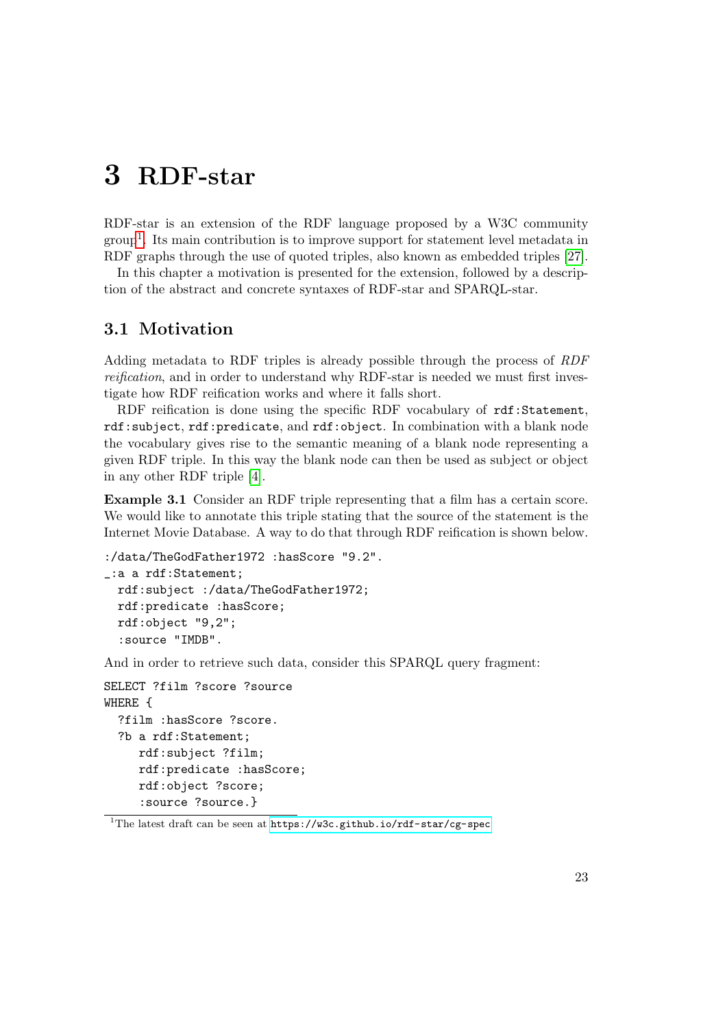# 3 RDF-star

RDF-star is an extension of the RDF language proposed by a W3C community group[1]. Its main contribution is to improve support for statement level metadata in RDF graphs through the use of quoted triples, also known as embedded triples [27].

In this chapter a motivation is presented for the extension, followed by a description of the abstract and concrete syntaxes of RDF-star and SPARQL-star.

## 3.1 Motivation

Adding metadata to RDF triples is already possible through the process of *RDF reification*, and in order to understand why RDF-star is needed we must first investigate how RDF reification works and where it falls short.

RDF reification is done using the specific RDF vocabulary of `rdf:Statement`, `rdf:subject`, `rdf:predicate`, and `rdf:object`. In combination with a blank node the vocabulary gives rise to the semantic meaning of a blank node representing a given RDF triple. In this way the blank node can then be used as subject or object in any other RDF triple [4].

**Example 3.1** Consider an RDF triple representing that a film has a certain score. We would like to annotate this triple stating that the source of the statement is the Internet Movie Database. A way to do that through RDF reification is shown below.

```
:/data/TheGodFather1972 :hasScore "9.2".
_:a a rdf:Statement;
  rdf:subject :/data/TheGodFather1972;
  rdf:predicate :hasScore;
  rdf:object "9,2";
  :source "IMDB".
```

And in order to retrieve such data, consider this SPARQL query fragment:

```
SELECT ?film ?score ?source
WHERE {
  ?film :hasScore ?score.
  ?b a rdf:Statement;
     rdf:subject ?film;
     rdf:predicate :hasScore;
     rdf:object ?score;
     :source ?source.}
```

[1]The latest draft can be seen at https://w3c.github.io/rdf-star/cg-spec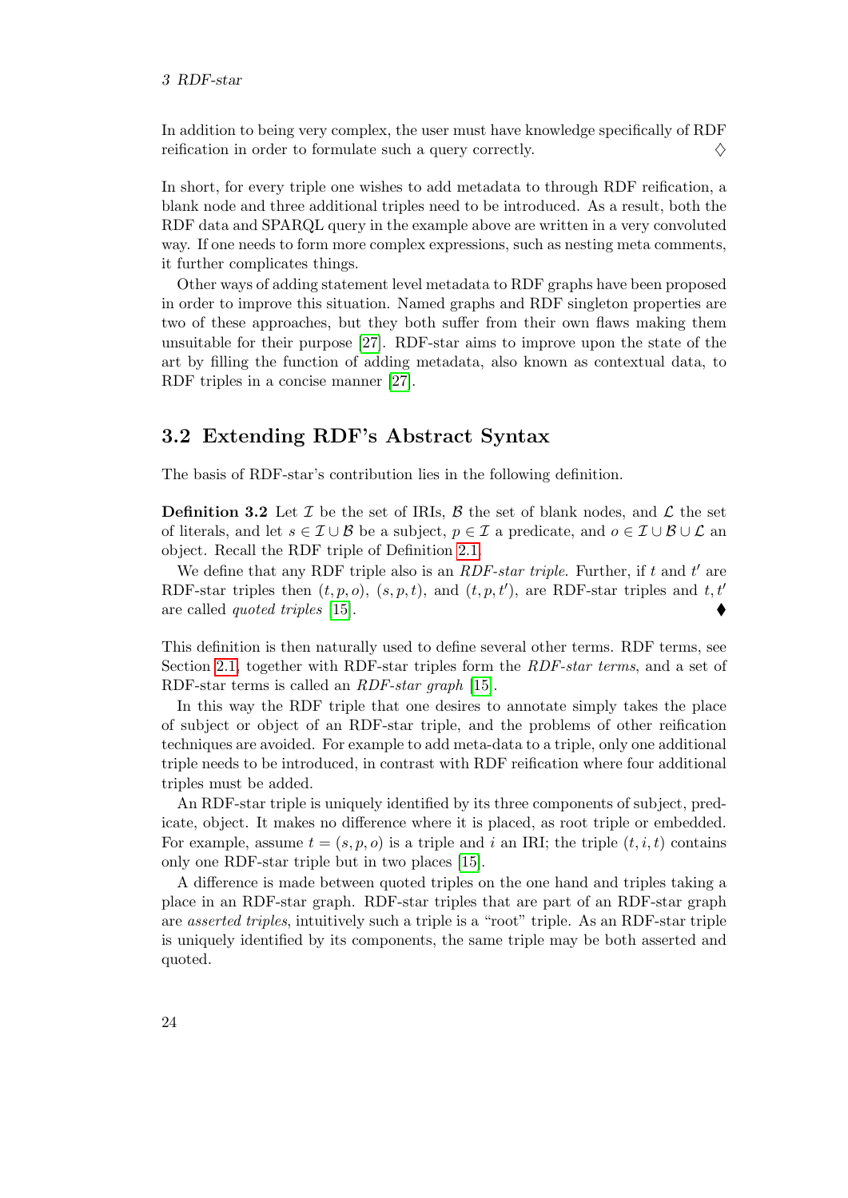In addition to being very complex, the user must have knowledge specifically of RDF reification in order to formulate such a query correctly. ♢

In short, for every triple one wishes to add metadata to through RDF reification, a blank node and three additional triples need to be introduced. As a result, both the RDF data and SPARQL query in the example above are written in a very convoluted way. If one needs to form more complex expressions, such as nesting meta comments, it further complicates things.

Other ways of adding statement level metadata to RDF graphs have been proposed in order to improve this situation. Named graphs and RDF singleton properties are two of these approaches, but they both suffer from their own flaws making them unsuitable for their purpose [27]. RDF-star aims to improve upon the state of the art by filling the function of adding metadata, also known as contextual data, to RDF triples in a concise manner [27].

## 3.2 Extending RDF's Abstract Syntax

The basis of RDF-star's contribution lies in the following definition.

**Definition 3.2** Let $\mathcal{I}$ be the set of IRIs, $\mathcal{B}$ the set of blank nodes, and $\mathcal{L}$ the set of literals, and let $s \in \mathcal{I} \cup \mathcal{B}$ be a subject, $p \in \mathcal{I}$ a predicate, and $o \in \mathcal{I} \cup \mathcal{B} \cup \mathcal{L}$ an object. Recall the RDF triple of Definition 2.1.

We define that any RDF triple also is an *RDF-star triple*. Further, if $t$ and $t'$ are RDF-star triples then $(t, p, o)$, $(s, p, t)$, and $(t, p, t')$, are RDF-star triples and $t, t'$ are called *quoted triples* [15]. ⧫

This definition is then naturally used to define several other terms. RDF terms, see Section 2.1, together with RDF-star triples form the *RDF-star terms*, and a set of RDF-star terms is called an *RDF-star graph* [15].

In this way the RDF triple that one desires to annotate simply takes the place of subject or object of an RDF-star triple, and the problems of other reification techniques are avoided. For example to add meta-data to a triple, only one additional triple needs to be introduced, in contrast with RDF reification where four additional triples must be added.

An RDF-star triple is uniquely identified by its three components of subject, predicate, object. It makes no difference where it is placed, as root triple or embedded. For example, assume $t = (s, p, o)$ is a triple and $i$ an IRI; the triple $(t, i, t)$ contains only one RDF-star triple but in two places [15].

A difference is made between quoted triples on the one hand and triples taking a place in an RDF-star graph. RDF-star triples that are part of an RDF-star graph are *asserted triples*, intuitively such a triple is a "root" triple. As an RDF-star triple is uniquely identified by its components, the same triple may be both asserted and quoted.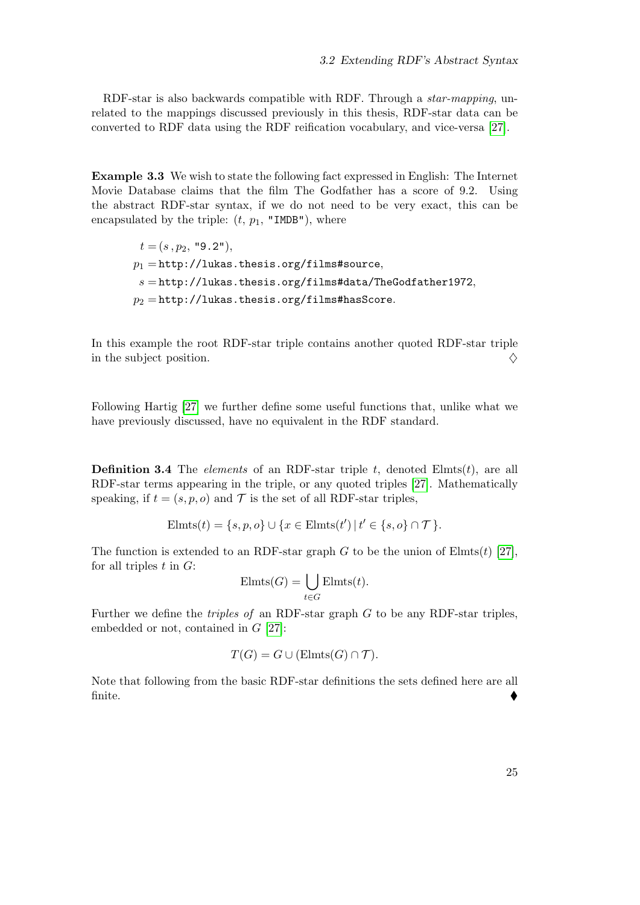RDF-star is also backwards compatible with RDF. Through a *star-mapping*, unrelated to the mappings discussed previously in this thesis, RDF-star data can be converted to RDF data using the RDF reification vocabulary, and vice-versa [27].

**Example 3.3** We wish to state the following fact expressed in English: The Internet Movie Database claims that the film The Godfather has a score of 9.2. Using the abstract RDF-star syntax, if we do not need to be very exact, this can be encapsulated by the triple: $(t,\, p_1,\, \texttt{"IMDB"})$, where

$$
\begin{aligned}
t &= (s\,, p_2,\, \texttt{"9.2"}),\\
p_1 &= \texttt{http://lukas.thesis.org/films\#source},\\
s &= \texttt{http://lukas.thesis.org/films\#data/TheGodfather1972},\\
p_2 &= \texttt{http://lukas.thesis.org/films\#hasScore}.
\end{aligned}
$$

In this example the root RDF-star triple contains another quoted RDF-star triple in the subject position. ♢

Following Hartig [27] we further define some useful functions that, unlike what we have previously discussed, have no equivalent in the RDF standard.

**Definition 3.4** The *elements* of an RDF-star triple $t$, denoted $\mathrm{Elmts}(t)$, are all RDF-star terms appearing in the triple, or any quoted triples [27]. Mathematically speaking, if $t = (s, p, o)$ and $\mathcal{T}$ is the set of all RDF-star triples,

$$
\mathrm{Elmts}(t) = \{s, p, o\} \cup \{x \in \mathrm{Elmts}(t') \mid t' \in \{s, o\} \cap \mathcal{T}\}.
$$

The function is extended to an RDF-star graph $G$ to be the union of $\mathrm{Elmts}(t)$ [27], for all triples $t$ in $G$:

$$
\mathrm{Elmts}(G) = \bigcup_{t \in G} \mathrm{Elmts}(t).
$$

Further we define the *triples of* an RDF-star graph $G$ to be any RDF-star triples, embedded or not, contained in $G$ [27]:

$$
T(G) = G \cup (\mathrm{Elmts}(G) \cap \mathcal{T}).
$$

Note that following from the basic RDF-star definitions the sets defined here are all finite. ⧫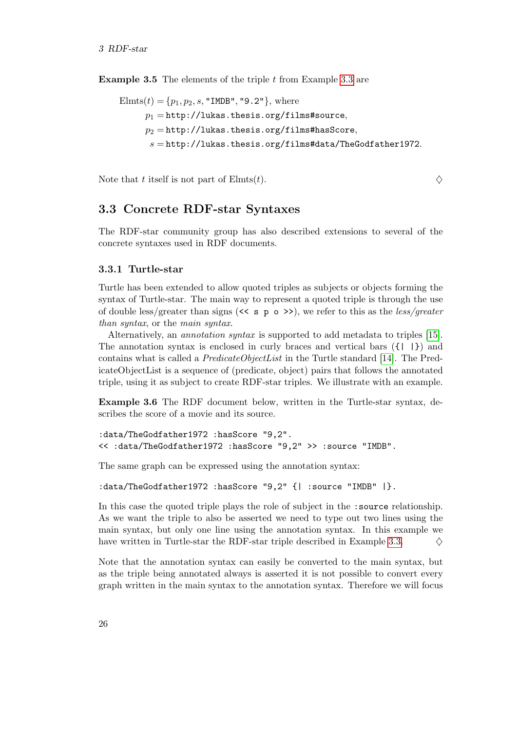**Example 3.5** The elements of the triple $t$ from Example 3.3 are

$$\text{Elmts}(t) = \{p_1, p_2, s, \texttt{"IMDB"}, \texttt{"9.2"}\}, \text{ where}$$
$$p_1 = \texttt{http://lukas.thesis.org/films\#source},$$
$$p_2 = \texttt{http://lukas.thesis.org/films\#hasScore},$$
$$s = \texttt{http://lukas.thesis.org/films\#data/TheGodfather1972}.$$

Note that $t$ itself is not part of $\text{Elmts}(t)$. ♢

## 3.3 Concrete RDF-star Syntaxes

The RDF-star community group has also described extensions to several of the concrete syntaxes used in RDF documents.

### 3.3.1 Turtle-star

Turtle has been extended to allow quoted triples as subjects or objects forming the syntax of Turtle-star. The main way to represent a quoted triple is through the use of double less/greater than signs (`<< s p o >>`), we refer to this as the *less/greater than syntax*, or the *main syntax*.

Alternatively, an *annotation syntax* is supported to add metadata to triples [15]. The annotation syntax is enclosed in curly braces and vertical bars (`{| |}`) and contains what is called a *PredicateObjectList* in the Turtle standard [14]. The PredicateObjectList is a sequence of (predicate, object) pairs that follows the annotated triple, using it as subject to create RDF-star triples. We illustrate with an example.

**Example 3.6** The RDF document below, written in the Turtle-star syntax, describes the score of a movie and its source.

```
:data/TheGodfather1972 :hasScore "9,2".
<< :data/TheGodfather1972 :hasScore "9,2" >> :source "IMDB".
```

The same graph can be expressed using the annotation syntax:

```
:data/TheGodfather1972 :hasScore "9,2" {| :source "IMDB" |}.
```

In this case the quoted triple plays the role of subject in the `:source` relationship. As we want the triple to also be asserted we need to type out two lines using the main syntax, but only one line using the annotation syntax. In this example we have written in Turtle-star the RDF-star triple described in Example 3.3. ♢

Note that the annotation syntax can easily be converted to the main syntax, but as the triple being annotated always is asserted it is not possible to convert every graph written in the main syntax to the annotation syntax. Therefore we will focus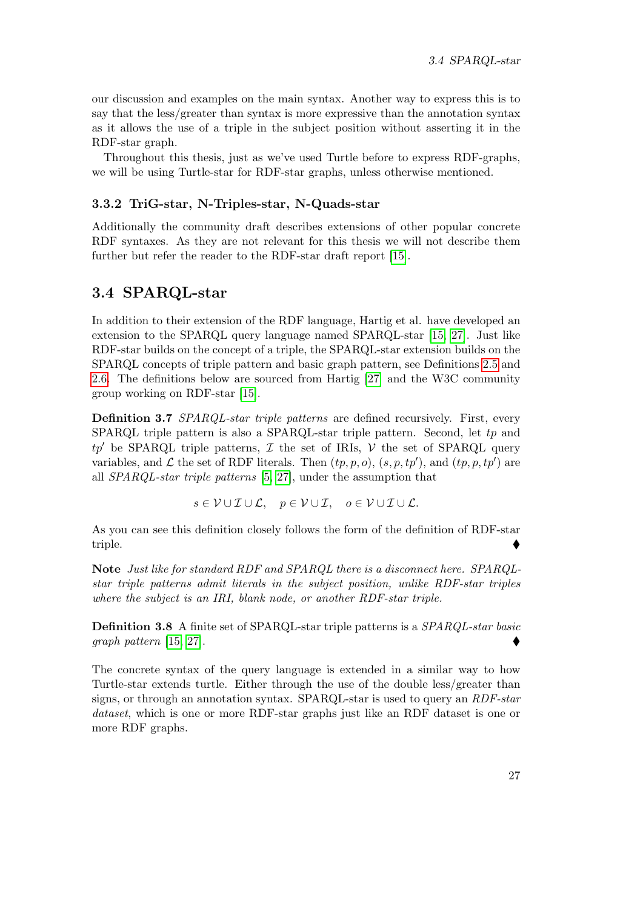our discussion and examples on the main syntax. Another way to express this is to say that the less/greater than syntax is more expressive than the annotation syntax as it allows the use of a triple in the subject position without asserting it in the RDF-star graph.

Throughout this thesis, just as we've used Turtle before to express RDF-graphs, we will be using Turtle-star for RDF-star graphs, unless otherwise mentioned.

### 3.3.2 TriG-star, N-Triples-star, N-Quads-star

Additionally the community draft describes extensions of other popular concrete RDF syntaxes. As they are not relevant for this thesis we will not describe them further but refer the reader to the RDF-star draft report [15].

## 3.4 SPARQL-star

In addition to their extension of the RDF language, Hartig et al. have developed an extension to the SPARQL query language named SPARQL-star [15, 27]. Just like RDF-star builds on the concept of a triple, the SPARQL-star extension builds on the SPARQL concepts of triple pattern and basic graph pattern, see Definitions 2.5 and 2.6. The definitions below are sourced from Hartig [27] and the W3C community group working on RDF-star [15].

**Definition 3.7** *SPARQL-star triple patterns* are defined recursively. First, every SPARQL triple pattern is also a SPARQL-star triple pattern. Second, let $tp$ and $tp'$ be SPARQL triple patterns, $\mathcal{I}$ the set of IRIs, $\mathcal{V}$ the set of SPARQL query variables, and $\mathcal{L}$ the set of RDF literals. Then $(tp, p, o)$, $(s, p, tp')$, and $(tp, p, tp')$ are all *SPARQL-star triple patterns* [5, 27], under the assumption that

$$s \in \mathcal{V} \cup \mathcal{I} \cup \mathcal{L}, \quad p \in \mathcal{V} \cup \mathcal{I}, \quad o \in \mathcal{V} \cup \mathcal{I} \cup \mathcal{L}.$$

As you can see this definition closely follows the form of the definition of RDF-star triple. ♦

**Note** *Just like for standard RDF and SPARQL there is a disconnect here. SPARQL-star triple patterns admit literals in the subject position, unlike RDF-star triples where the subject is an IRI, blank node, or another RDF-star triple.*

**Definition 3.8** A finite set of SPARQL-star triple patterns is a *SPARQL-star basic graph pattern* [15, 27]. ♦

The concrete syntax of the query language is extended in a similar way to how Turtle-star extends turtle. Either through the use of the double less/greater than signs, or through an annotation syntax. SPARQL-star is used to query an *RDF-star dataset*, which is one or more RDF-star graphs just like an RDF dataset is one or more RDF graphs.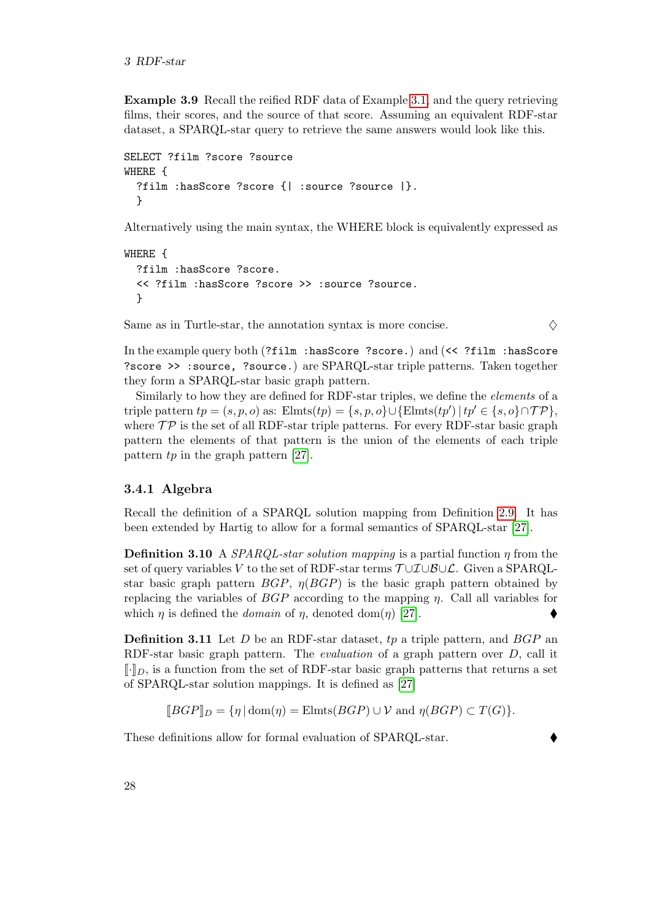**Example 3.9** Recall the reified RDF data of Example 3.1 and the query retrieving films, their scores, and the source of that score. Assuming an equivalent RDF-star dataset, a SPARQL-star query to retrieve the same answers would look like this.

```
SELECT ?film ?score ?source
WHERE {
  ?film :hasScore ?score {| :source ?source |}.
  }
```

Alternatively using the main syntax, the WHERE block is equivalently expressed as

```
WHERE {
  ?film :hasScore ?score.
  << ?film :hasScore ?score >> :source ?source.
  }
```

Same as in Turtle-star, the annotation syntax is more concise. ♢

In the example query both (`?film :hasScore ?score.`) and (`<< ?film :hasScore ?score >> :source, ?source.`) are SPARQL-star triple patterns. Taken together they form a SPARQL-star basic graph pattern.

Similarly to how they are defined for RDF-star triples, we define the *elements* of a triple pattern $tp = (s, p, o)$ as: $\mathrm{Elmts}(tp) = \{s, p, o\} \cup \{\mathrm{Elmts}(tp') \,|\, tp' \in \{s, o\} \cap \mathcal{TP}\}$, where $\mathcal{TP}$ is the set of all RDF-star triple patterns. For every RDF-star basic graph pattern the elements of that pattern is the union of the elements of each triple pattern $tp$ in the graph pattern [27].

### 3.4.1 Algebra

Recall the definition of a SPARQL solution mapping from Definition 2.9. It has been extended by Hartig to allow for a formal semantics of SPARQL-star [27].

**Definition 3.10** A *SPARQL-star solution mapping* is a partial function $\eta$ from the set of query variables $V$ to the set of RDF-star terms $\mathcal{T} \cup \mathcal{I} \cup \mathcal{B} \cup \mathcal{L}$. Given a SPARQL-star basic graph pattern $BGP$, $\eta(BGP)$ is the basic graph pattern obtained by replacing the variables of $BGP$ according to the mapping $\eta$. Call all variables for which $\eta$ is defined the *domain* of $\eta$, denoted $\mathrm{dom}(\eta)$ [27]. ⧫

**Definition 3.11** Let $D$ be an RDF-star dataset, $tp$ a triple pattern, and $BGP$ an RDF-star basic graph pattern. The *evaluation* of a graph pattern over $D$, call it $[\![\cdot]\!]_D$, is a function from the set of RDF-star basic graph patterns that returns a set of SPARQL-star solution mappings. It is defined as [27]

$$[\![BGP]\!]_D = \{\eta \,|\, \mathrm{dom}(\eta) = \mathrm{Elmts}(BGP) \cup \mathcal{V} \text{ and } \eta(BGP) \subset T(G)\}.$$

These definitions allow for formal evaluation of SPARQL-star. ⧫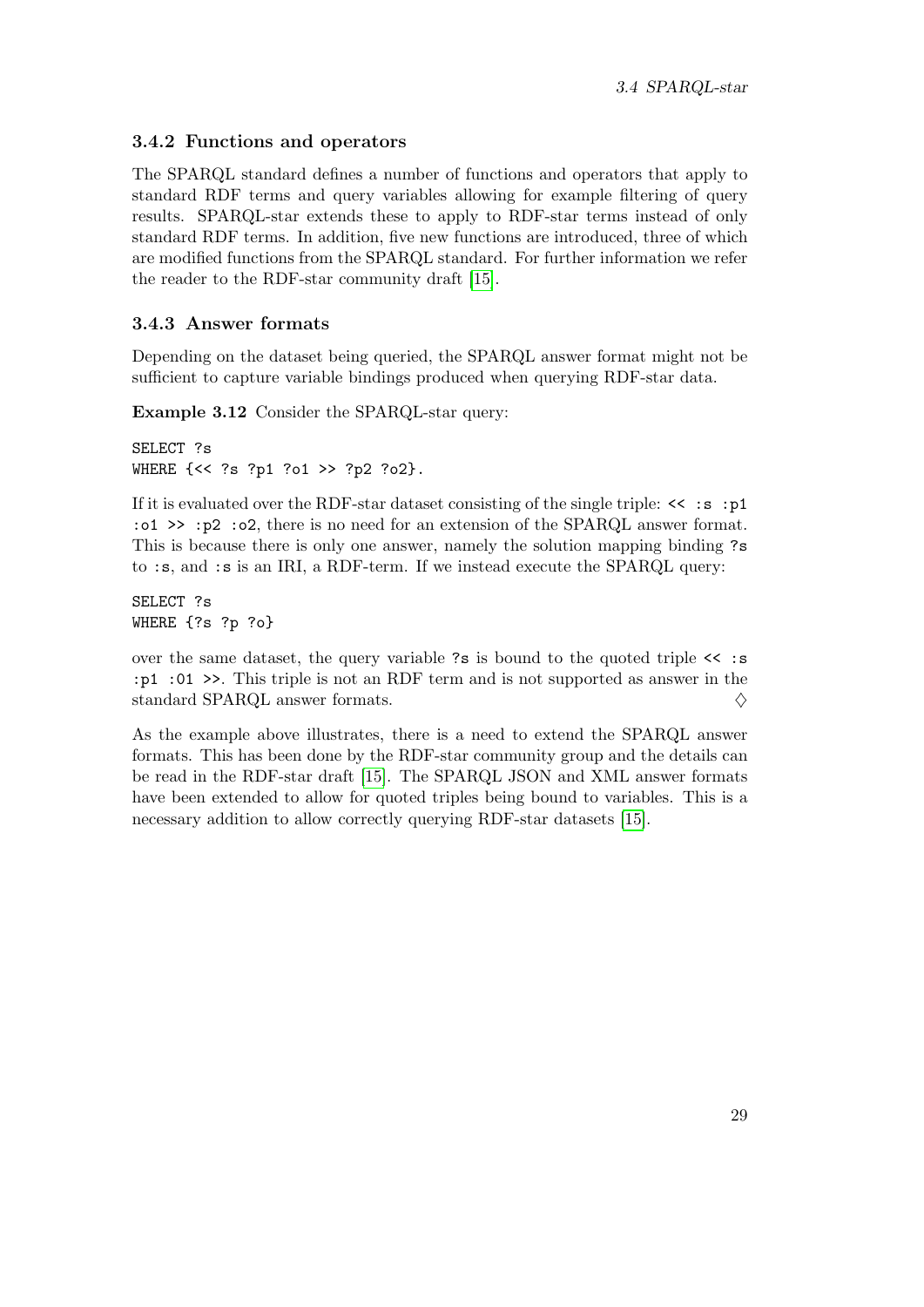### 3.4.2 Functions and operators

The SPARQL standard defines a number of functions and operators that apply to standard RDF terms and query variables allowing for example filtering of query results. SPARQL-star extends these to apply to RDF-star terms instead of only standard RDF terms. In addition, five new functions are introduced, three of which are modified functions from the SPARQL standard. For further information we refer the reader to the RDF-star community draft [15].

### 3.4.3 Answer formats

Depending on the dataset being queried, the SPARQL answer format might not be sufficient to capture variable bindings produced when querying RDF-star data.

**Example 3.12** Consider the SPARQL-star query:

```
SELECT ?s
WHERE {<< ?s ?p1 ?o1 >> ?p2 ?o2}.
```

If it is evaluated over the RDF-star dataset consisting of the single triple: `<< :s :p1 :o1 >> :p2 :o2`, there is no need for an extension of the SPARQL answer format. This is because there is only one answer, namely the solution mapping binding `?s` to `:s`, and `:s` is an IRI, a RDF-term. If we instead execute the SPARQL query:

```
SELECT ?s
WHERE {?s ?p ?o}
```

over the same dataset, the query variable `?s` is bound to the quoted triple `<< :s :p1 :01 >>`. This triple is not an RDF term and is not supported as answer in the standard SPARQL answer formats. ♢

As the example above illustrates, there is a need to extend the SPARQL answer formats. This has been done by the RDF-star community group and the details can be read in the RDF-star draft [15]. The SPARQL JSON and XML answer formats have been extended to allow for quoted triples being bound to variables. This is a necessary addition to allow correctly querying RDF-star datasets [15].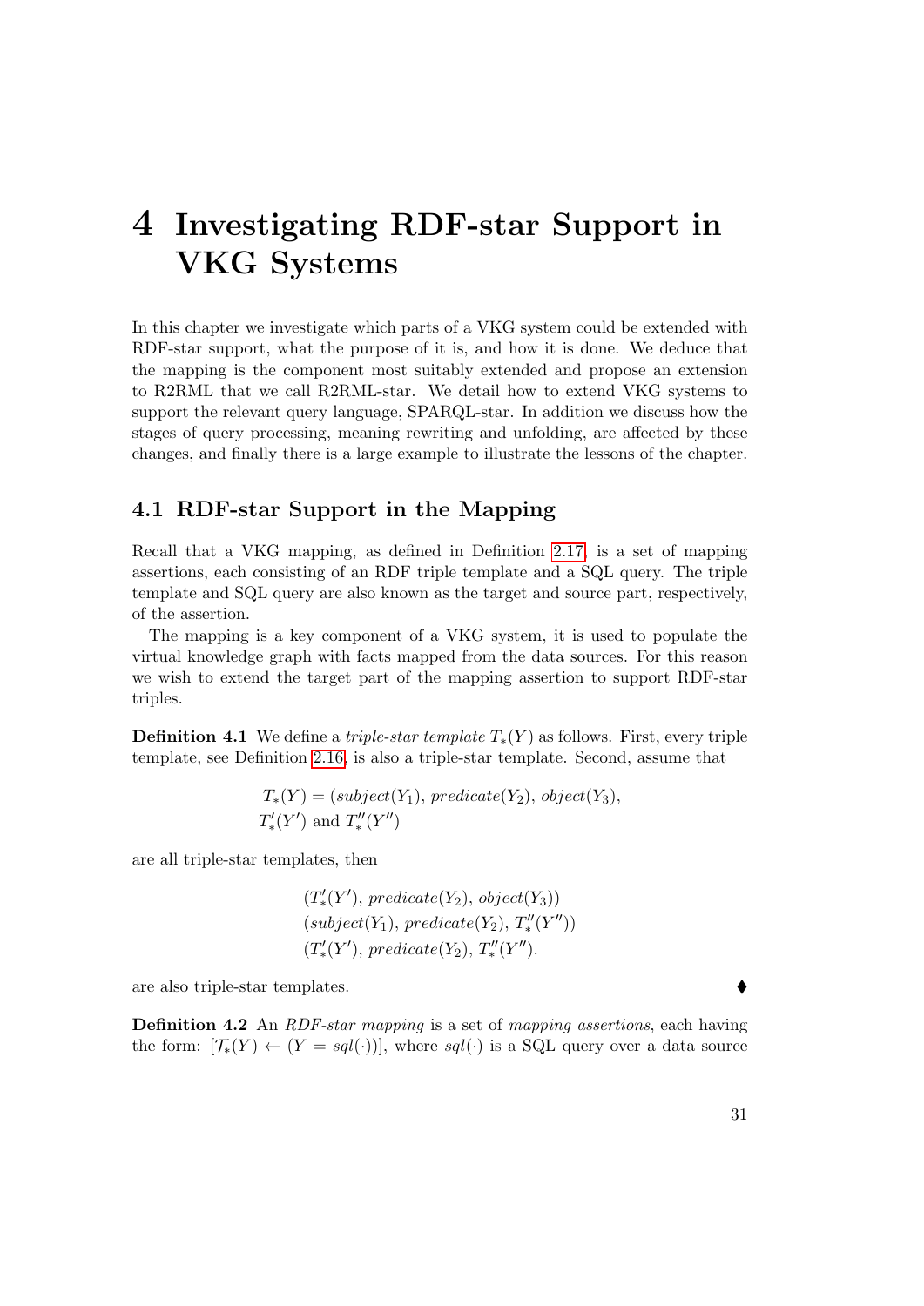# 4 Investigating RDF-star Support in VKG Systems

In this chapter we investigate which parts of a VKG system could be extended with RDF-star support, what the purpose of it is, and how it is done. We deduce that the mapping is the component most suitably extended and propose an extension to R2RML that we call R2RML-star. We detail how to extend VKG systems to support the relevant query language, SPARQL-star. In addition we discuss how the stages of query processing, meaning rewriting and unfolding, are affected by these changes, and finally there is a large example to illustrate the lessons of the chapter.

## 4.1 RDF-star Support in the Mapping

Recall that a VKG mapping, as defined in Definition 2.17, is a set of mapping assertions, each consisting of an RDF triple template and a SQL query. The triple template and SQL query are also known as the target and source part, respectively, of the assertion.

The mapping is a key component of a VKG system, it is used to populate the virtual knowledge graph with facts mapped from the data sources. For this reason we wish to extend the target part of the mapping assertion to support RDF-star triples.

**Definition 4.1** We define a *triple-star template* $T_*(Y)$ as follows. First, every triple template, see Definition 2.16, is also a triple-star template. Second, assume that

$$
\begin{aligned}
&T_*(Y) = (\mathit{subject}(Y_1), \mathit{predicate}(Y_2), \mathit{object}(Y_3)),\\
&T'_*(Y') \text{ and } T''_*(Y'')
\end{aligned}
$$

are all triple-star templates, then

$$
\begin{aligned}
&(T'_*(Y'), \mathit{predicate}(Y_2), \mathit{object}(Y_3))\\
&(\mathit{subject}(Y_1), \mathit{predicate}(Y_2), T''_*(Y''))\\
&(T'_*(Y'), \mathit{predicate}(Y_2), T''_*(Y'').
\end{aligned}
$$

are also triple-star templates. ⧫

**Definition 4.2** An *RDF-star mapping* is a set of *mapping assertions*, each having the form: $[\mathcal{T}_*(Y) \leftarrow (Y = \mathit{sql}(\cdot))]$, where $\mathit{sql}(\cdot)$ is a SQL query over a data source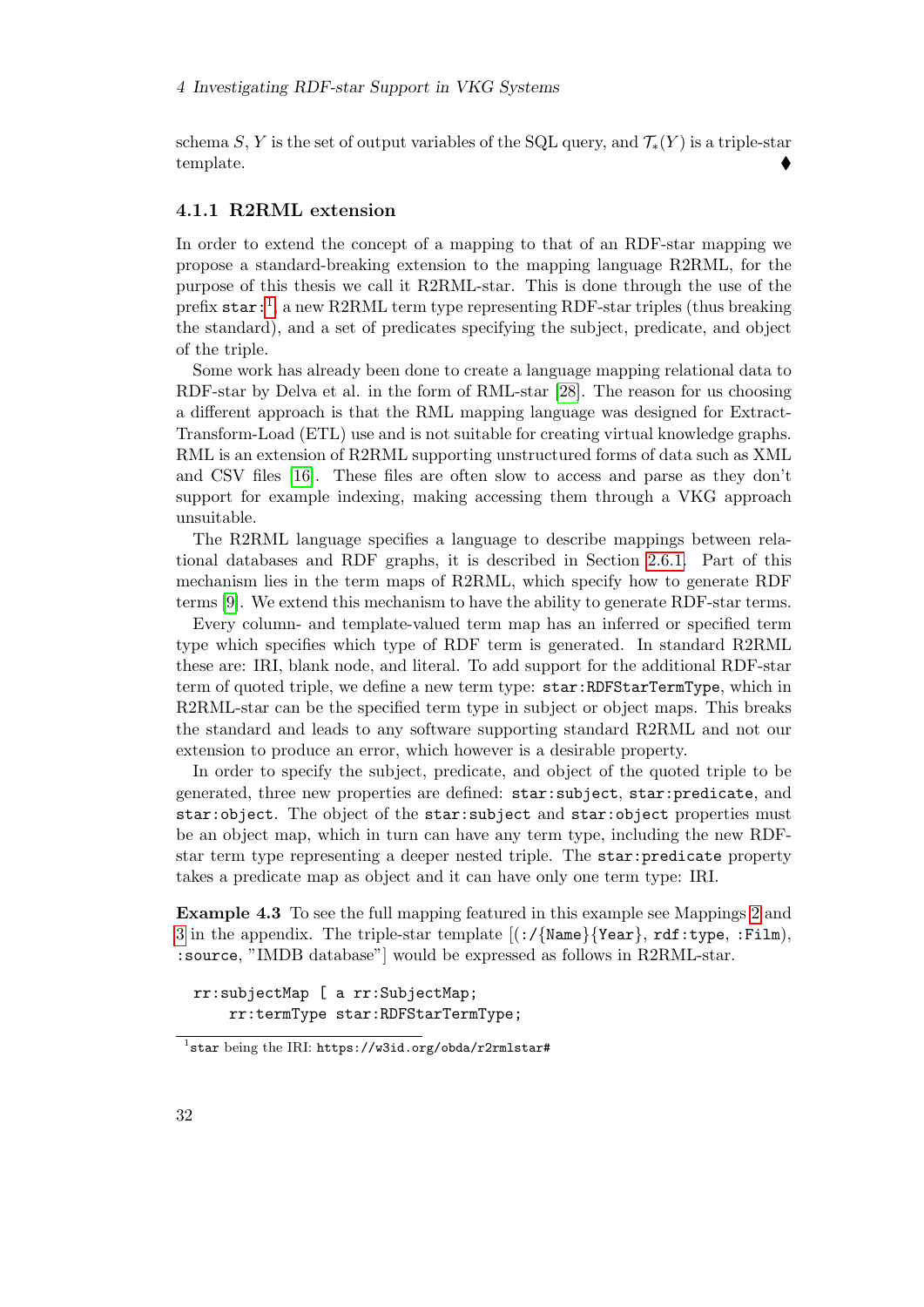schema $S$, $Y$ is the set of output variables of the SQL query, and $\mathcal{T}_*(Y)$ is a triple-star template. ⧫

### 4.1.1 R2RML extension

In order to extend the concept of a mapping to that of an RDF-star mapping we propose a standard-breaking extension to the mapping language R2RML, for the purpose of this thesis we call it R2RML-star. This is done through the use of the prefix `star:`[1], a new R2RML term type representing RDF-star triples (thus breaking the standard), and a set of predicates specifying the subject, predicate, and object of the triple.

Some work has already been done to create a language mapping relational data to RDF-star by Delva et al. in the form of RML-star [28]. The reason for us choosing a different approach is that the RML mapping language was designed for Extract-Transform-Load (ETL) use and is not suitable for creating virtual knowledge graphs. RML is an extension of R2RML supporting unstructured forms of data such as XML and CSV files [16]. These files are often slow to access and parse as they don't support for example indexing, making accessing them through a VKG approach unsuitable.

The R2RML language specifies a language to describe mappings between relational databases and RDF graphs, it is described in Section 2.6.1. Part of this mechanism lies in the term maps of R2RML, which specify how to generate RDF terms [9]. We extend this mechanism to have the ability to generate RDF-star terms.

Every column- and template-valued term map has an inferred or specified term type which specifies which type of RDF term is generated. In standard R2RML these are: IRI, blank node, and literal. To add support for the additional RDF-star term of quoted triple, we define a new term type: `star:RDFStarTermType`, which in R2RML-star can be the specified term type in subject or object maps. This breaks the standard and leads to any software supporting standard R2RML and not our extension to produce an error, which however is a desirable property.

In order to specify the subject, predicate, and object of the quoted triple to be generated, three new properties are defined: `star:subject`, `star:predicate`, and `star:object`. The object of the `star:subject` and `star:object` properties must be an object map, which in turn can have any term type, including the new RDF-star term type representing a deeper nested triple. The `star:predicate` property takes a predicate map as object and it can have only one term type: IRI.

**Example 4.3** To see the full mapping featured in this example see Mappings 2 and 3 in the appendix. The triple-star template [(`:/{Name}{Year}`, `rdf:type`, `:Film`), `:source`, "IMDB database"] would be expressed as follows in R2RML-star.

```
rr:subjectMap [ a rr:SubjectMap;
    rr:termType star:RDFStarTermType;
```

[1] star being the IRI: `https://w3id.org/obda/r2rmlstar#`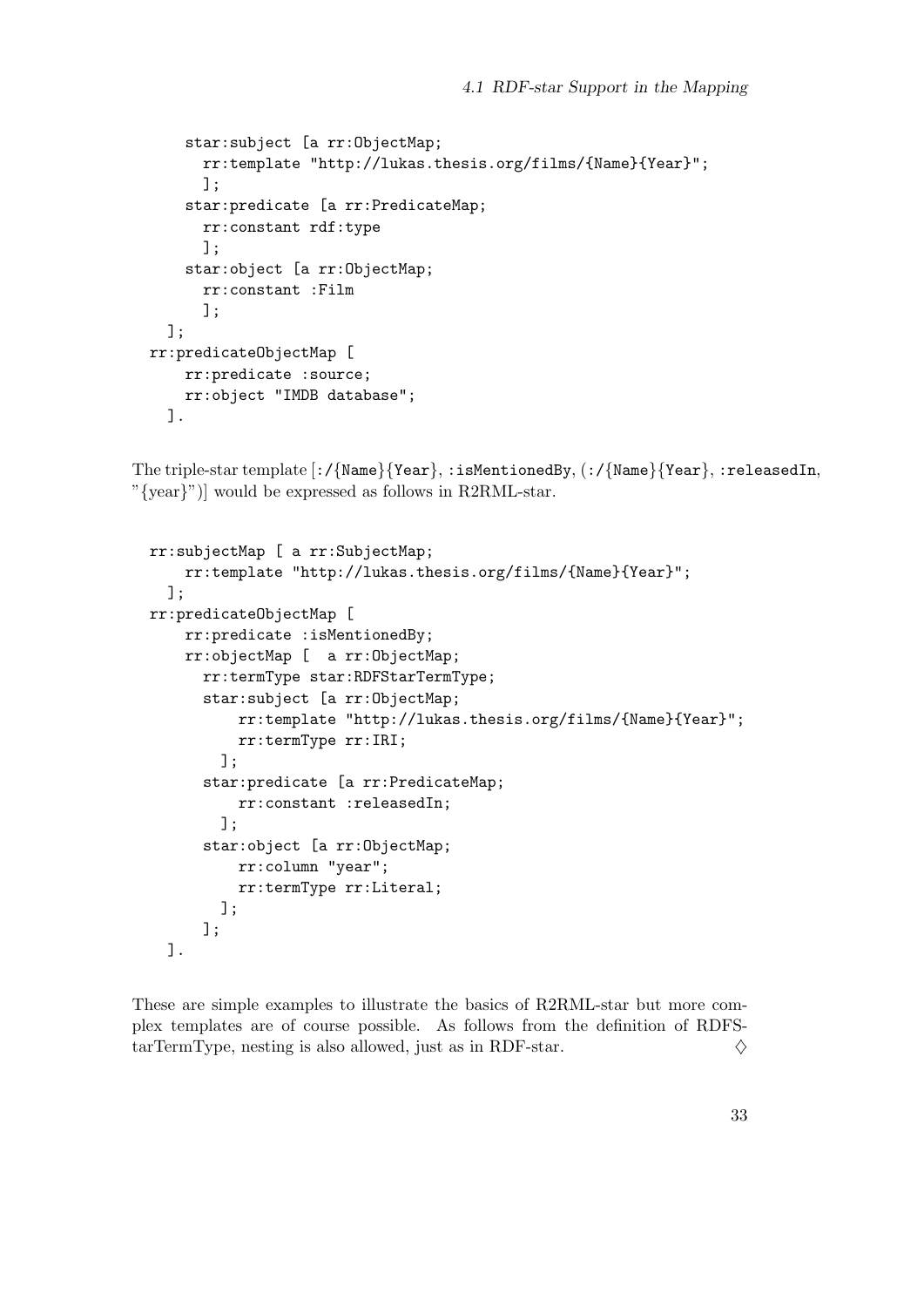```
      star:subject [a rr:ObjectMap;
        rr:template "http://lukas.thesis.org/films/{Name}{Year}";
        ];
      star:predicate [a rr:PredicateMap;
        rr:constant rdf:type
        ];
      star:object [a rr:ObjectMap;
        rr:constant :Film
        ];
    ];
  rr:predicateObjectMap [
      rr:predicate :source;
      rr:object "IMDB database";
    ].
```

The triple-star template [`:/{Name}{Year}`, `:isMentionedBy`, (`:/{Name}{Year}`, `:releasedIn`, "{year}")] would be expressed as follows in R2RML-star.

```
  rr:subjectMap [ a rr:SubjectMap;
      rr:template "http://lukas.thesis.org/films/{Name}{Year}";
    ];
  rr:predicateObjectMap [
      rr:predicate :isMentionedBy;
      rr:objectMap [  a rr:ObjectMap;
        rr:termType star:RDFStarTermType;
        star:subject [a rr:ObjectMap;
            rr:template "http://lukas.thesis.org/films/{Name}{Year}";
            rr:termType rr:IRI;
          ];
        star:predicate [a rr:PredicateMap;
            rr:constant :releasedIn;
          ];
        star:object [a rr:ObjectMap;
            rr:column "year";
            rr:termType rr:Literal;
          ];
        ];
    ].
```

These are simple examples to illustrate the basics of R2RML-star but more complex templates are of course possible. As follows from the definition of RDFStarTermType, nesting is also allowed, just as in RDF-star. ◇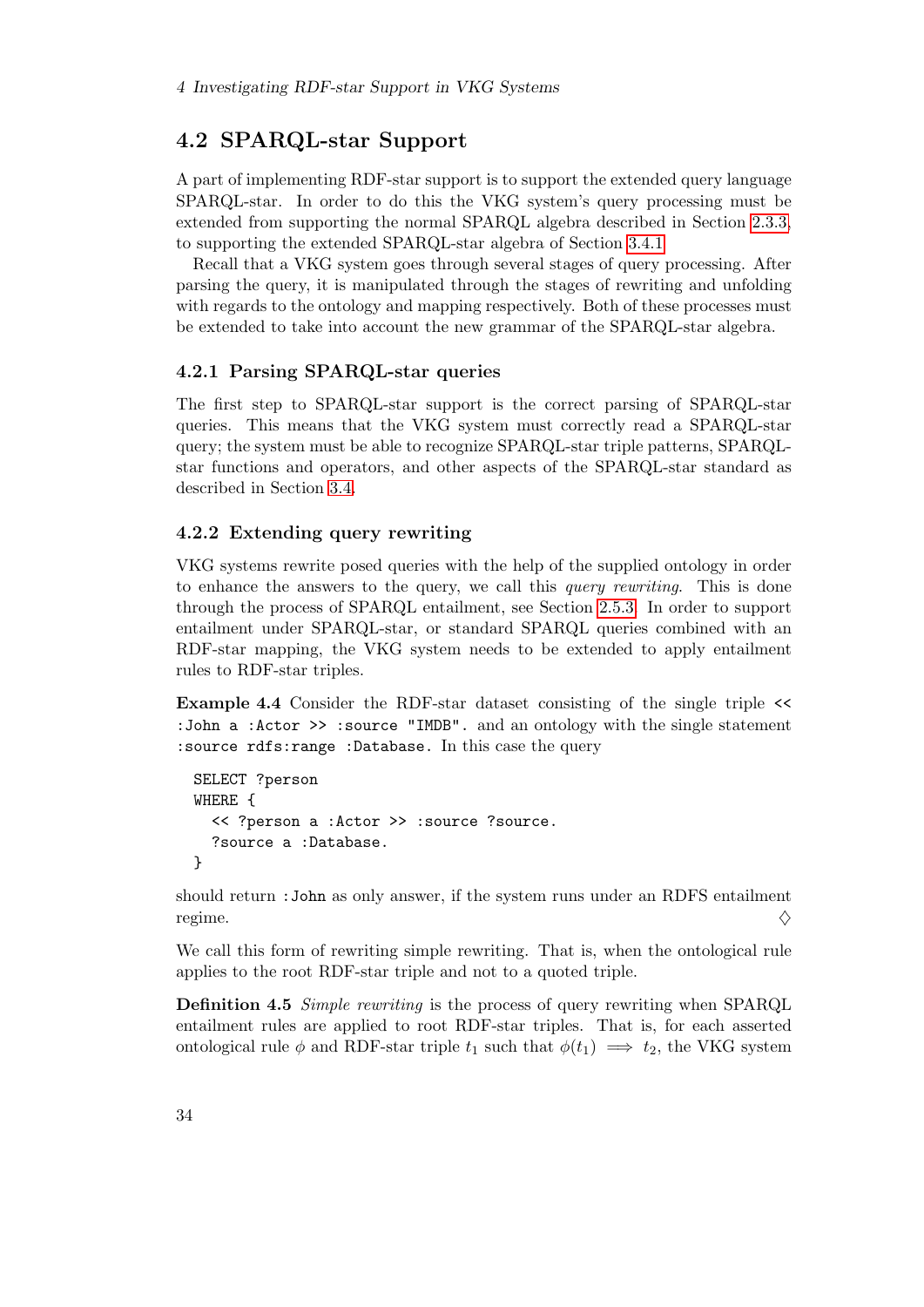## 4.2 SPARQL-star Support

A part of implementing RDF-star support is to support the extended query language SPARQL-star. In order to do this the VKG system's query processing must be extended from supporting the normal SPARQL algebra described in Section 2.3.3, to supporting the extended SPARQL-star algebra of Section 3.4.1.

Recall that a VKG system goes through several stages of query processing. After parsing the query, it is manipulated through the stages of rewriting and unfolding with regards to the ontology and mapping respectively. Both of these processes must be extended to take into account the new grammar of the SPARQL-star algebra.

### 4.2.1 Parsing SPARQL-star queries

The first step to SPARQL-star support is the correct parsing of SPARQL-star queries. This means that the VKG system must correctly read a SPARQL-star query; the system must be able to recognize SPARQL-star triple patterns, SPARQL-star functions and operators, and other aspects of the SPARQL-star standard as described in Section 3.4.

### 4.2.2 Extending query rewriting

VKG systems rewrite posed queries with the help of the supplied ontology in order to enhance the answers to the query, we call this *query rewriting*. This is done through the process of SPARQL entailment, see Section 2.5.3. In order to support entailment under SPARQL-star, or standard SPARQL queries combined with an RDF-star mapping, the VKG system needs to be extended to apply entailment rules to RDF-star triples.

**Example 4.4** Consider the RDF-star dataset consisting of the single triple `<< :John a :Actor >> :source "IMDB".` and an ontology with the single statement `:source rdfs:range :Database.` In this case the query

```
SELECT ?person
WHERE {
  << ?person a :Actor >> :source ?source.
  ?source a :Database.
}
```

should return `:John` as only answer, if the system runs under an RDFS entailment regime. ♢

We call this form of rewriting simple rewriting. That is, when the ontological rule applies to the root RDF-star triple and not to a quoted triple.

**Definition 4.5** *Simple rewriting* is the process of query rewriting when SPARQL entailment rules are applied to root RDF-star triples. That is, for each asserted ontological rule $\phi$ and RDF-star triple $t_1$ such that $\phi(t_1) \implies t_2$, the VKG system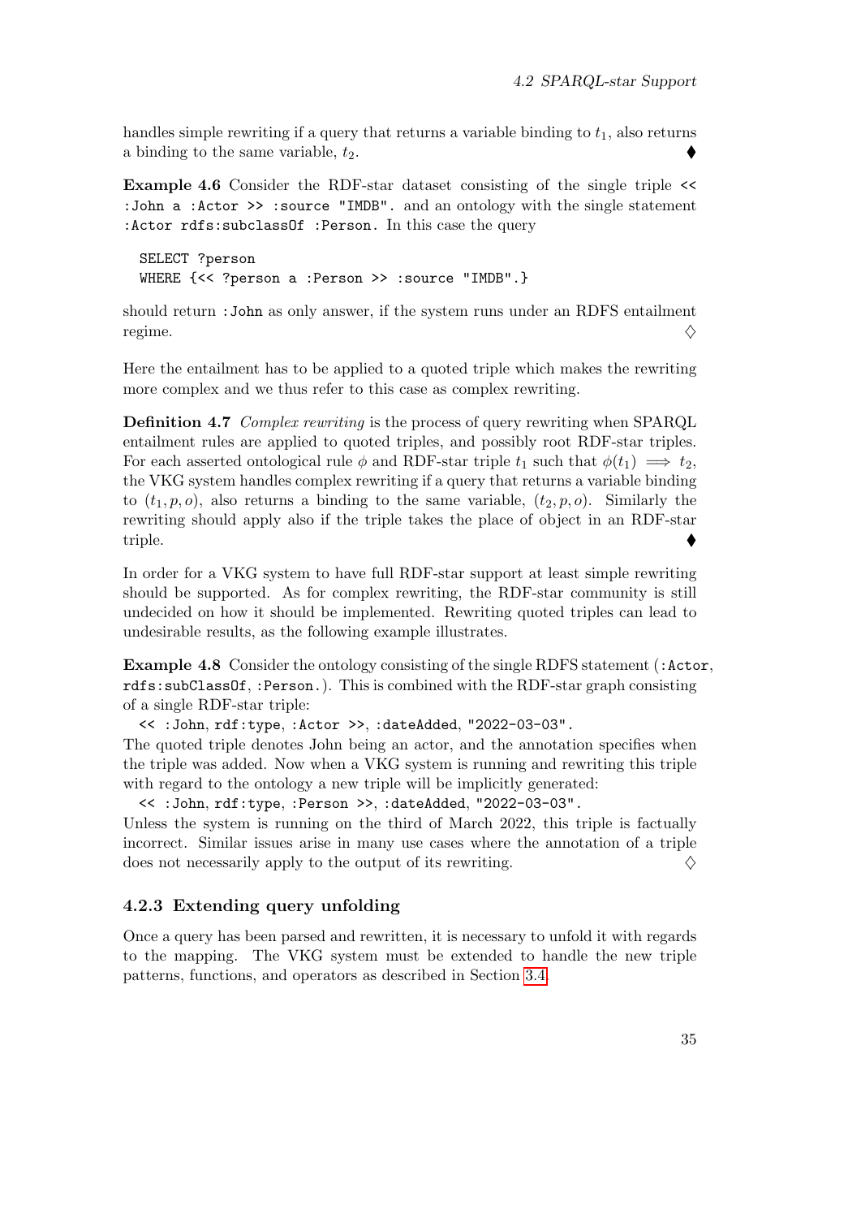handles simple rewriting if a query that returns a variable binding to $t_1$, also returns a binding to the same variable, $t_2$. ♦

**Example 4.6** Consider the RDF-star dataset consisting of the single triple `<< :John a :Actor >> :source "IMDB".` and an ontology with the single statement `:Actor rdfs:subclassOf :Person.` In this case the query

```
SELECT ?person
WHERE {<< ?person a :Person >> :source "IMDB".}
```

should return `:John` as only answer, if the system runs under an RDFS entailment regime. ♢

Here the entailment has to be applied to a quoted triple which makes the rewriting more complex and we thus refer to this case as complex rewriting.

**Definition 4.7** *Complex rewriting* is the process of query rewriting when SPARQL entailment rules are applied to quoted triples, and possibly root RDF-star triples. For each asserted ontological rule $\phi$ and RDF-star triple $t_1$ such that $\phi(t_1) \implies t_2$, the VKG system handles complex rewriting if a query that returns a variable binding to $(t_1, p, o)$, also returns a binding to the same variable, $(t_2, p, o)$. Similarly the rewriting should apply also if the triple takes the place of object in an RDF-star triple. ♦

In order for a VKG system to have full RDF-star support at least simple rewriting should be supported. As for complex rewriting, the RDF-star community is still undecided on how it should be implemented. Rewriting quoted triples can lead to undesirable results, as the following example illustrates.

**Example 4.8** Consider the ontology consisting of the single RDFS statement (`:Actor`, `rdfs:subClassOf`, `:Person.`). This is combined with the RDF-star graph consisting of a single RDF-star triple:

`<< :John, rdf:type, :Actor >>, :dateAdded, "2022-03-03".`

The quoted triple denotes John being an actor, and the annotation specifies when the triple was added. Now when a VKG system is running and rewriting this triple with regard to the ontology a new triple will be implicitly generated:

`<< :John, rdf:type, :Person >>, :dateAdded, "2022-03-03".`

Unless the system is running on the third of March 2022, this triple is factually incorrect. Similar issues arise in many use cases where the annotation of a triple does not necessarily apply to the output of its rewriting. ♢

### 4.2.3 Extending query unfolding

Once a query has been parsed and rewritten, it is necessary to unfold it with regards to the mapping. The VKG system must be extended to handle the new triple patterns, functions, and operators as described in Section 3.4.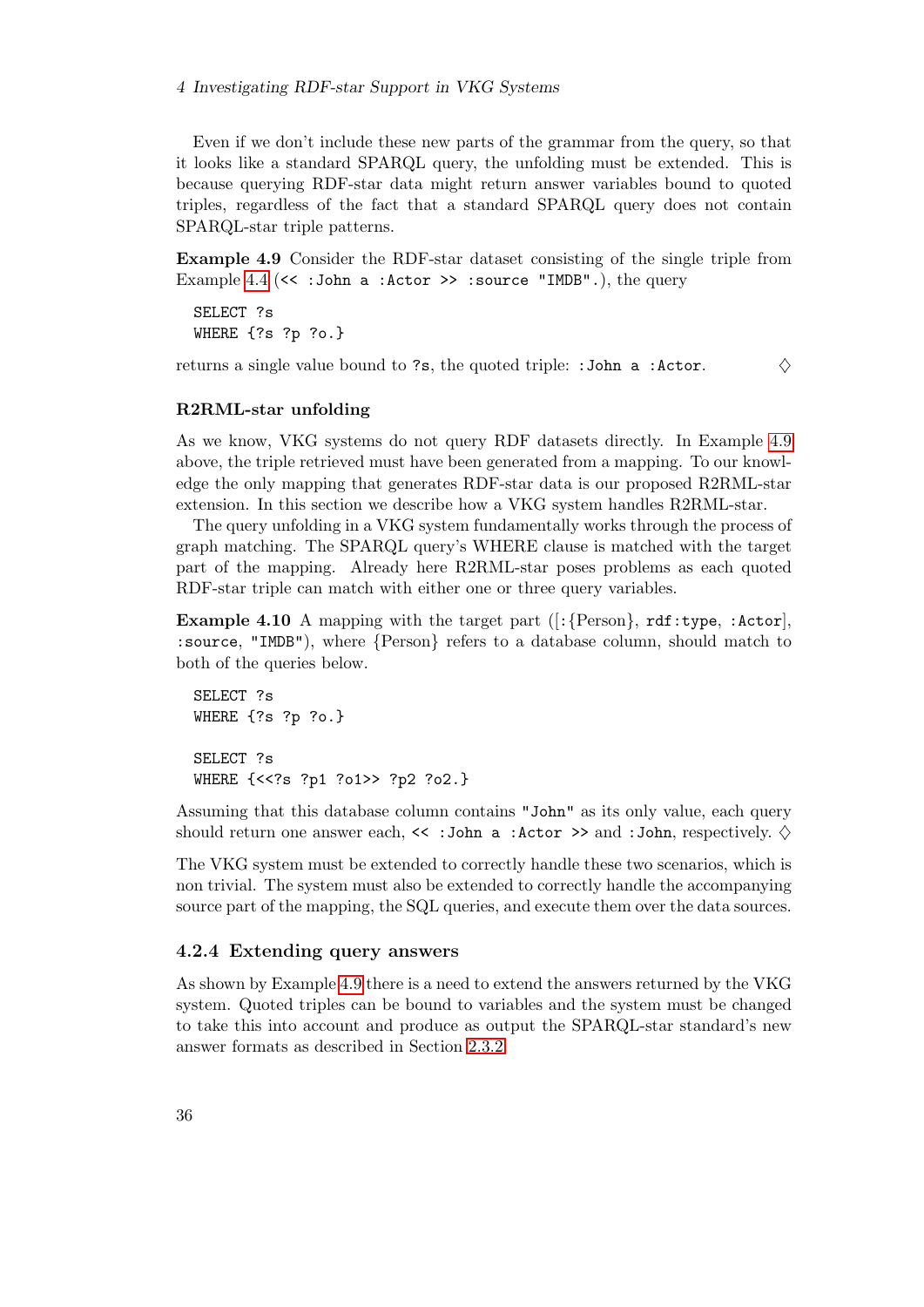Even if we don't include these new parts of the grammar from the query, so that it looks like a standard SPARQL query, the unfolding must be extended. This is because querying RDF-star data might return answer variables bound to quoted triples, regardless of the fact that a standard SPARQL query does not contain SPARQL-star triple patterns.

**Example 4.9** Consider the RDF-star dataset consisting of the single triple from Example 4.4 (`<< :John a :Actor >> :source "IMDB".`), the query

```
SELECT ?s
WHERE {?s ?p ?o.}
```

returns a single value bound to `?s`, the quoted triple: `:John a :Actor`. ♢

### R2RML-star unfolding

As we know, VKG systems do not query RDF datasets directly. In Example 4.9 above, the triple retrieved must have been generated from a mapping. To our knowledge the only mapping that generates RDF-star data is our proposed R2RML-star extension. In this section we describe how a VKG system handles R2RML-star.

The query unfolding in a VKG system fundamentally works through the process of graph matching. The SPARQL query's WHERE clause is matched with the target part of the mapping. Already here R2RML-star poses problems as each quoted RDF-star triple can match with either one or three query variables.

**Example 4.10** A mapping with the target part ([`:`{Person}, `rdf:type`, `:Actor`], `:source`, `"IMDB"`), where {Person} refers to a database column, should match to both of the queries below.

```
SELECT ?s
WHERE {?s ?p ?o.}

SELECT ?s
WHERE {<<?s ?p1 ?o1>> ?p2 ?o2.}
```

Assuming that this database column contains `"John"` as its only value, each query should return one answer each, `<< :John a :Actor >>` and `:John`, respectively. ♢

The VKG system must be extended to correctly handle these two scenarios, which is non trivial. The system must also be extended to correctly handle the accompanying source part of the mapping, the SQL queries, and execute them over the data sources.

### 4.2.4 Extending query answers

As shown by Example 4.9 there is a need to extend the answers returned by the VKG system. Quoted triples can be bound to variables and the system must be changed to take this into account and produce as output the SPARQL-star standard's new answer formats as described in Section 2.3.2.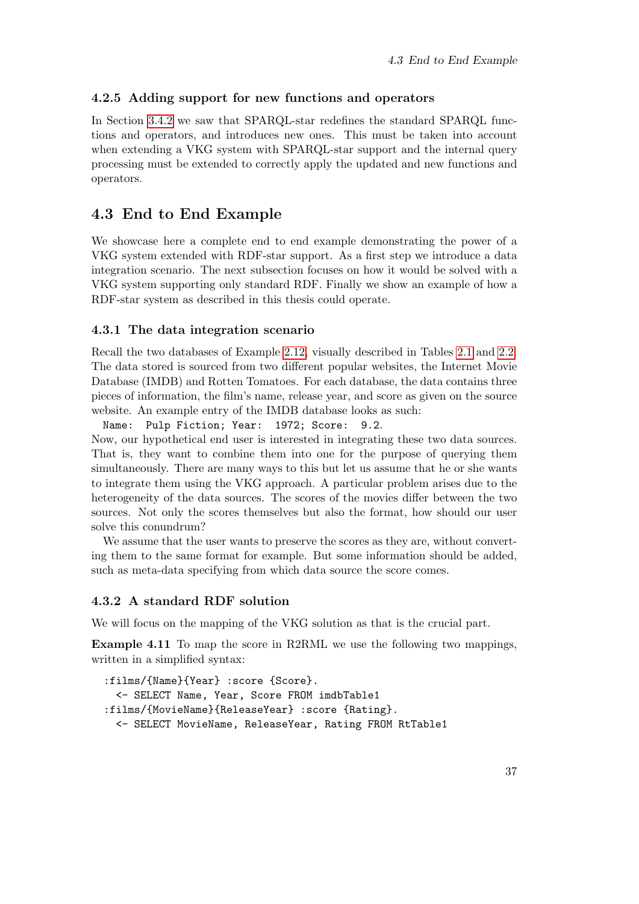### 4.2.5 Adding support for new functions and operators

In Section 3.4.2 we saw that SPARQL-star redefines the standard SPARQL functions and operators, and introduces new ones. This must be taken into account when extending a VKG system with SPARQL-star support and the internal query processing must be extended to correctly apply the updated and new functions and operators.

## 4.3 End to End Example

We showcase here a complete end to end example demonstrating the power of a VKG system extended with RDF-star support. As a first step we introduce a data integration scenario. The next subsection focuses on how it would be solved with a VKG system supporting only standard RDF. Finally we show an example of how a RDF-star system as described in this thesis could operate.

### 4.3.1 The data integration scenario

Recall the two databases of Example 2.12, visually described in Tables 2.1 and 2.2. The data stored is sourced from two different popular websites, the Internet Movie Database (IMDB) and Rotten Tomatoes. For each database, the data contains three pieces of information, the film's name, release year, and score as given on the source website. An example entry of the IMDB database looks as such:

`Name: Pulp Fiction; Year: 1972; Score: 9.2.`

Now, our hypothetical end user is interested in integrating these two data sources. That is, they want to combine them into one for the purpose of querying them simultaneously. There are many ways to this but let us assume that he or she wants to integrate them using the VKG approach. A particular problem arises due to the heterogeneity of the data sources. The scores of the movies differ between the two sources. Not only the scores themselves but also the format, how should our user solve this conundrum?

We assume that the user wants to preserve the scores as they are, without converting them to the same format for example. But some information should be added, such as meta-data specifying from which data source the score comes.

### 4.3.2 A standard RDF solution

We will focus on the mapping of the VKG solution as that is the crucial part.

**Example 4.11** To map the score in R2RML we use the following two mappings, written in a simplified syntax:

```
:films/{Name}{Year} :score {Score}.
  <- SELECT Name, Year, Score FROM imdbTable1
:films/{MovieName}{ReleaseYear} :score {Rating}.
  <- SELECT MovieName, ReleaseYear, Rating FROM RtTable1
```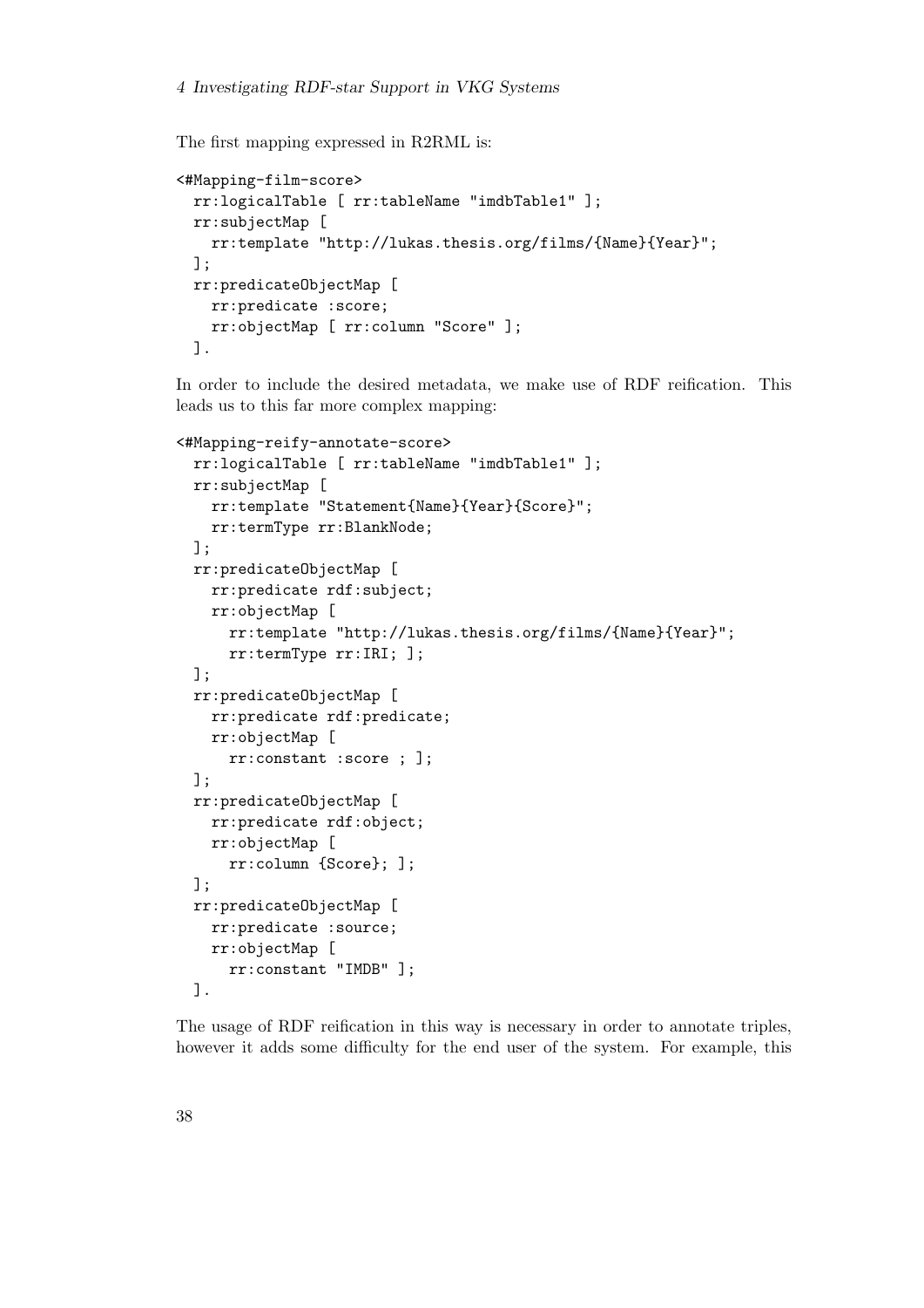The first mapping expressed in R2RML is:

```
<#Mapping-film-score>
  rr:logicalTable [ rr:tableName "imdbTable1" ];
  rr:subjectMap [
    rr:template "http://lukas.thesis.org/films/{Name}{Year}";
  ];
  rr:predicateObjectMap [
    rr:predicate :score;
    rr:objectMap [ rr:column "Score" ];
  ].
```

In order to include the desired metadata, we make use of RDF reification. This leads us to this far more complex mapping:

```
<#Mapping-reify-annotate-score>
  rr:logicalTable [ rr:tableName "imdbTable1" ];
  rr:subjectMap [
    rr:template "Statement{Name}{Year}{Score}";
    rr:termType rr:BlankNode;
  ];
  rr:predicateObjectMap [
    rr:predicate rdf:subject;
    rr:objectMap [
      rr:template "http://lukas.thesis.org/films/{Name}{Year}";
      rr:termType rr:IRI; ];
  ];
  rr:predicateObjectMap [
    rr:predicate rdf:predicate;
    rr:objectMap [
      rr:constant :score ; ];
  ];
  rr:predicateObjectMap [
    rr:predicate rdf:object;
    rr:objectMap [
      rr:column {Score}; ];
  ];
  rr:predicateObjectMap [
    rr:predicate :source;
    rr:objectMap [
      rr:constant "IMDB" ];
  ].
```

The usage of RDF reification in this way is necessary in order to annotate triples, however it adds some difficulty for the end user of the system. For example, this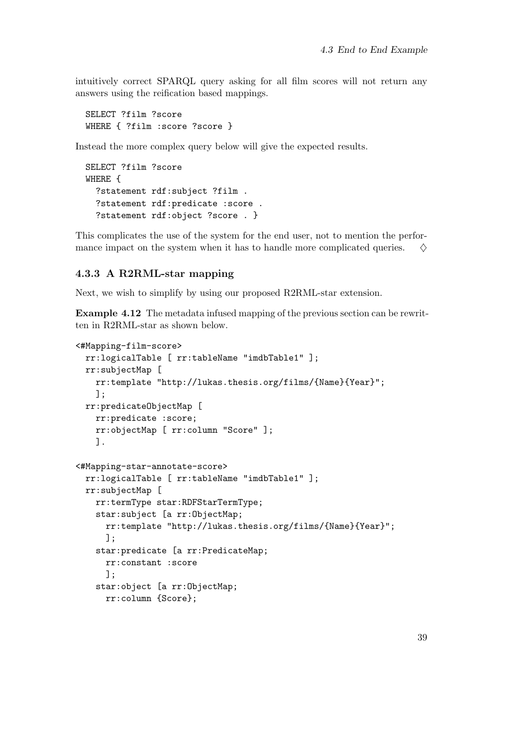intuitively correct SPARQL query asking for all film scores will not return any answers using the reification based mappings.

```
SELECT ?film ?score
WHERE { ?film :score ?score }
```

Instead the more complex query below will give the expected results.

```
SELECT ?film ?score
WHERE {
  ?statement rdf:subject ?film .
  ?statement rdf:predicate :score .
  ?statement rdf:object ?score . }
```

This complicates the use of the system for the end user, not to mention the performance impact on the system when it has to handle more complicated queries. ◊

### 4.3.3 A R2RML-star mapping

Next, we wish to simplify by using our proposed R2RML-star extension.

**Example 4.12** The metadata infused mapping of the previous section can be rewritten in R2RML-star as shown below.

```
<#Mapping-film-score>
  rr:logicalTable [ rr:tableName "imdbTable1" ];
  rr:subjectMap [
    rr:template "http://lukas.thesis.org/films/{Name}{Year}";
    ];
  rr:predicateObjectMap [
    rr:predicate :score;
    rr:objectMap [ rr:column "Score" ];
    ].

<#Mapping-star-annotate-score>
  rr:logicalTable [ rr:tableName "imdbTable1" ];
  rr:subjectMap [
    rr:termType star:RDFStarTermType;
    star:subject [a rr:ObjectMap;
      rr:template "http://lukas.thesis.org/films/{Name}{Year}";
      ];
    star:predicate [a rr:PredicateMap;
      rr:constant :score
      ];
    star:object [a rr:ObjectMap;
      rr:column {Score};
```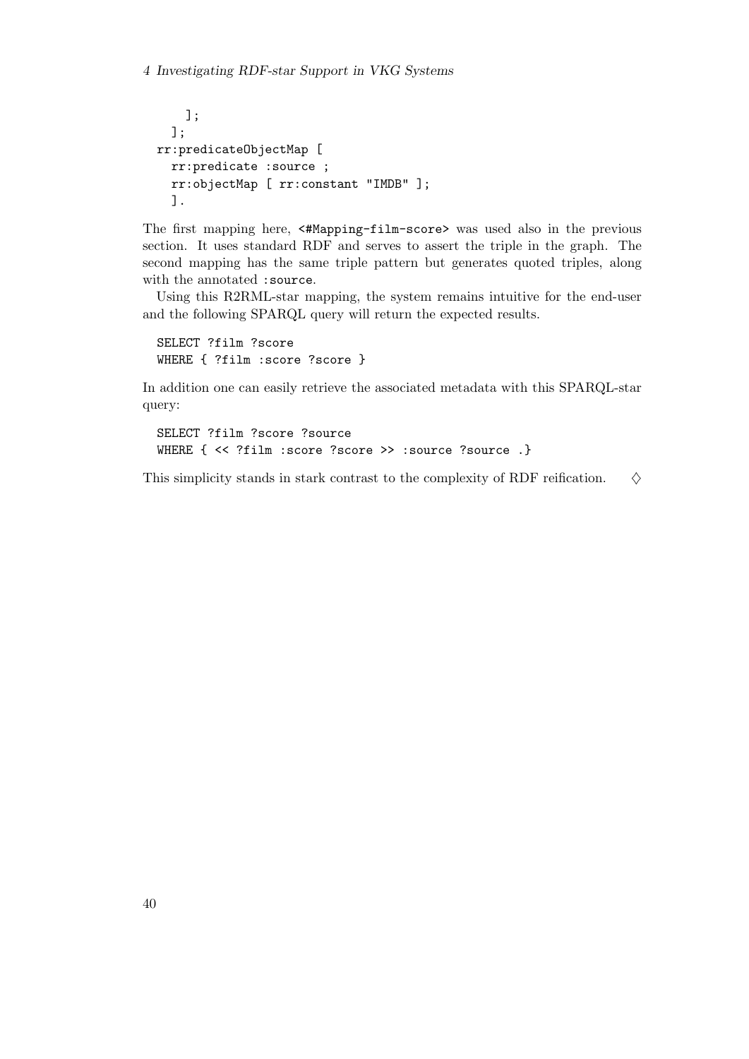```
    ];
  ];
rr:predicateObjectMap [
  rr:predicate :source ;
  rr:objectMap [ rr:constant "IMDB" ];
  ].
```

The first mapping here, `<#Mapping-film-score>` was used also in the previous section. It uses standard RDF and serves to assert the triple in the graph. The second mapping has the same triple pattern but generates quoted triples, along with the annotated `:source`.

Using this R2RML-star mapping, the system remains intuitive for the end-user and the following SPARQL query will return the expected results.

```
SELECT ?film ?score
WHERE { ?film :score ?score }
```

In addition one can easily retrieve the associated metadata with this SPARQL-star query:

```
SELECT ?film ?score ?source
WHERE { << ?film :score ?score >> :source ?source .}
```

This simplicity stands in stark contrast to the complexity of RDF reification. ◇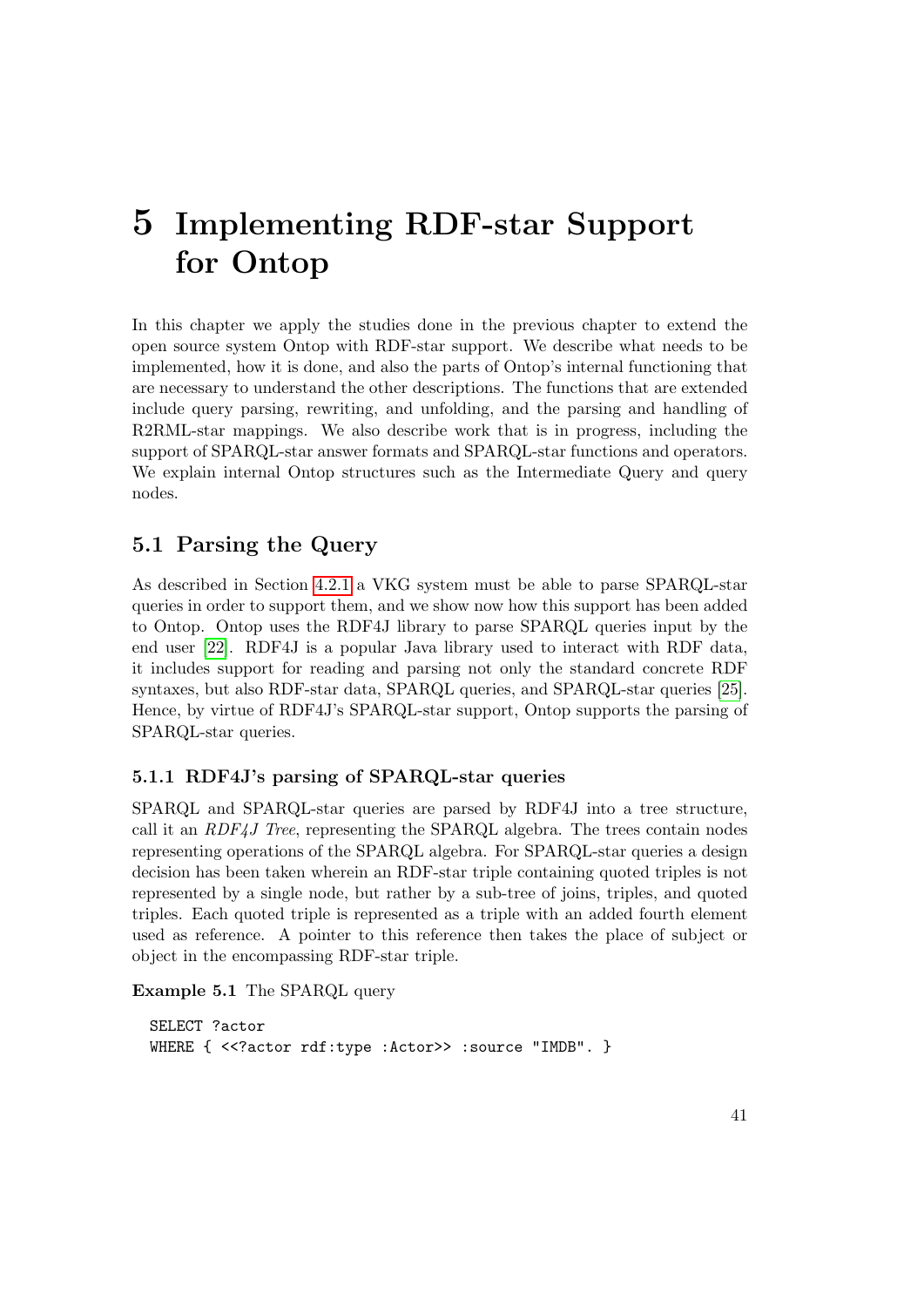# 5 Implementing RDF-star Support for Ontop

In this chapter we apply the studies done in the previous chapter to extend the open source system Ontop with RDF-star support. We describe what needs to be implemented, how it is done, and also the parts of Ontop's internal functioning that are necessary to understand the other descriptions. The functions that are extended include query parsing, rewriting, and unfolding, and the parsing and handling of R2RML-star mappings. We also describe work that is in progress, including the support of SPARQL-star answer formats and SPARQL-star functions and operators. We explain internal Ontop structures such as the Intermediate Query and query nodes.

## 5.1 Parsing the Query

As described in Section 4.2.1 a VKG system must be able to parse SPARQL-star queries in order to support them, and we show now how this support has been added to Ontop. Ontop uses the RDF4J library to parse SPARQL queries input by the end user [22]. RDF4J is a popular Java library used to interact with RDF data, it includes support for reading and parsing not only the standard concrete RDF syntaxes, but also RDF-star data, SPARQL queries, and SPARQL-star queries [25]. Hence, by virtue of RDF4J's SPARQL-star support, Ontop supports the parsing of SPARQL-star queries.

### 5.1.1 RDF4J's parsing of SPARQL-star queries

SPARQL and SPARQL-star queries are parsed by RDF4J into a tree structure, call it an *RDF4J Tree*, representing the SPARQL algebra. The trees contain nodes representing operations of the SPARQL algebra. For SPARQL-star queries a design decision has been taken wherein an RDF-star triple containing quoted triples is not represented by a single node, but rather by a sub-tree of joins, triples, and quoted triples. Each quoted triple is represented as a triple with an added fourth element used as reference. A pointer to this reference then takes the place of subject or object in the encompassing RDF-star triple.

**Example 5.1** The SPARQL query

```
SELECT ?actor
WHERE { <<?actor rdf:type :Actor>> :source "IMDB". }
```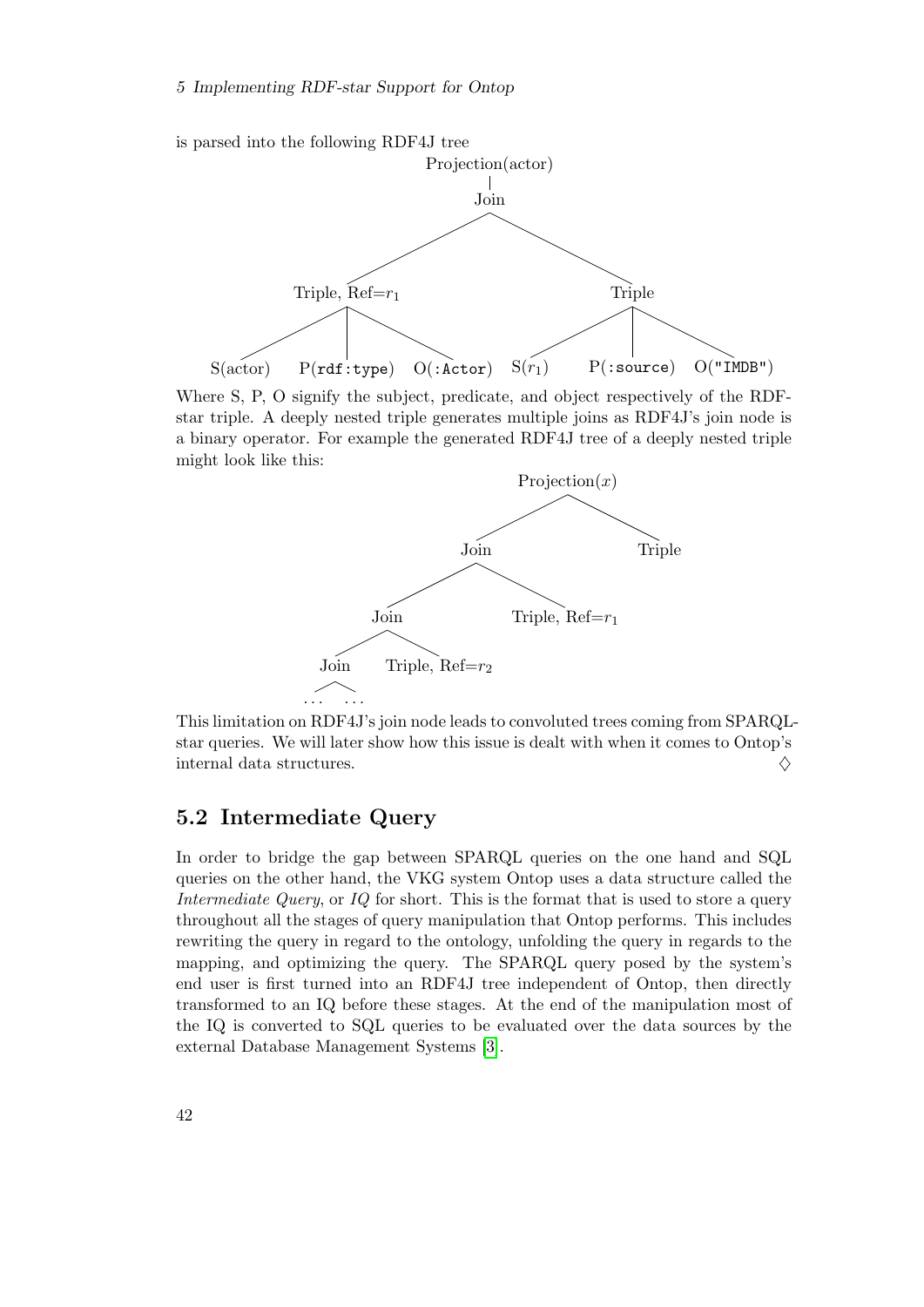is parsed into the following RDF4J tree

```
                    Projection(actor)
                           |
                          Join
                 /                    \
         Triple, Ref=r1              Triple
        /      |       \           /     |       \
S(actor) P(rdf:type) O(:Actor)  S(r1) P(:source) O("IMDB")
```

Where S, P, O signify the subject, predicate, and object respectively of the RDF-star triple. A deeply nested triple generates multiple joins as RDF4J's join node is a binary operator. For example the generated RDF4J tree of a deeply nested triple might look like this:

```
                      Projection(x)
                     /             \
                  Join            Triple
                /      \
            Join      Triple, Ref=r1
           /     \
        Join    Triple, Ref=r2
       /    \
     ...    ...
```

This limitation on RDF4J's join node leads to convoluted trees coming from SPARQL-star queries. We will later show how this issue is dealt with when it comes to Ontop's internal data structures. ♢

## 5.2 Intermediate Query

In order to bridge the gap between SPARQL queries on the one hand and SQL queries on the other hand, the VKG system Ontop uses a data structure called the *Intermediate Query*, or *IQ* for short. This is the format that is used to store a query throughout all the stages of query manipulation that Ontop performs. This includes rewriting the query in regard to the ontology, unfolding the query in regards to the mapping, and optimizing the query. The SPARQL query posed by the system's end user is first turned into an RDF4J tree independent of Ontop, then directly transformed to an IQ before these stages. At the end of the manipulation most of the IQ is converted to SQL queries to be evaluated over the data sources by the external Database Management Systems [3].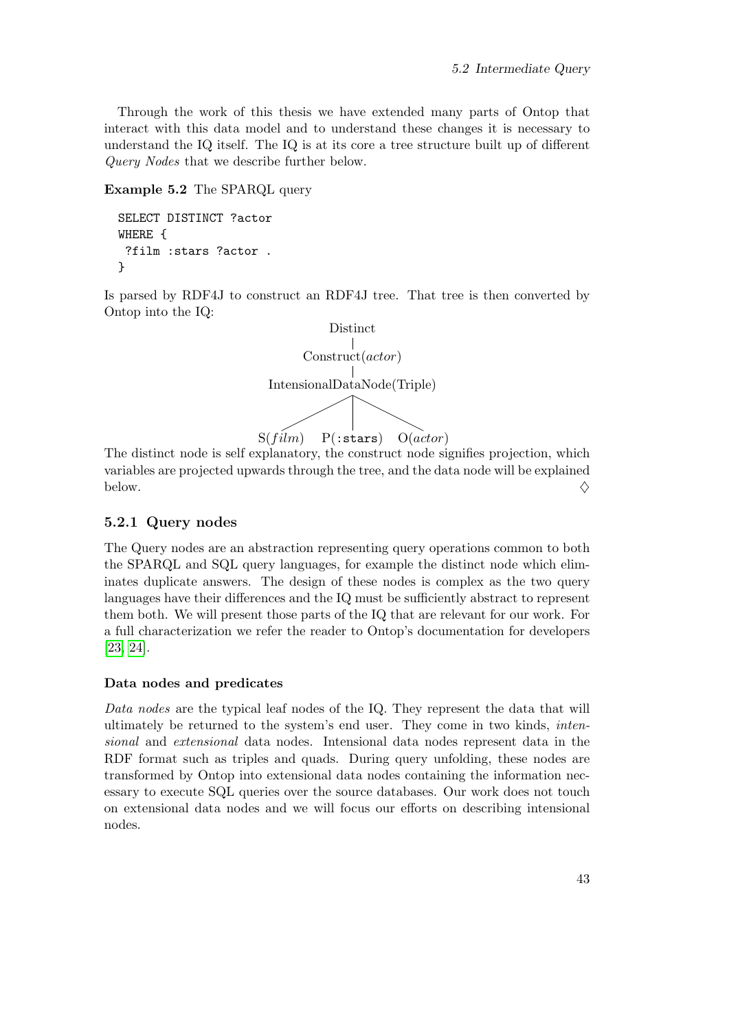Through the work of this thesis we have extended many parts of Ontop that interact with this data model and to understand these changes it is necessary to understand the IQ itself. The IQ is at its core a tree structure built up of different *Query Nodes* that we describe further below.

**Example 5.2** The SPARQL query

```
SELECT DISTINCT ?actor
WHERE {
 ?film :stars ?actor .
}
```

Is parsed by RDF4J to construct an RDF4J tree. That tree is then converted by Ontop into the IQ:

```
                 Distinct
                    |
             Construct(actor)
                    |
       IntensionalDataNode(Triple)
          /         |         \
     S(film)   P(:stars)   O(actor)
```

The distinct node is self explanatory, the construct node signifies projection, which variables are projected upwards through the tree, and the data node will be explained below. ♢

### 5.2.1 Query nodes

The Query nodes are an abstraction representing query operations common to both the SPARQL and SQL query languages, for example the distinct node which eliminates duplicate answers. The design of these nodes is complex as the two query languages have their differences and the IQ must be sufficiently abstract to represent them both. We will present those parts of the IQ that are relevant for our work. For a full characterization we refer the reader to Ontop's documentation for developers [23, 24].

#### Data nodes and predicates

*Data nodes* are the typical leaf nodes of the IQ. They represent the data that will ultimately be returned to the system's end user. They come in two kinds, *intensional* and *extensional* data nodes. Intensional data nodes represent data in the RDF format such as triples and quads. During query unfolding, these nodes are transformed by Ontop into extensional data nodes containing the information necessary to execute SQL queries over the source databases. Our work does not touch on extensional data nodes and we will focus our efforts on describing intensional nodes.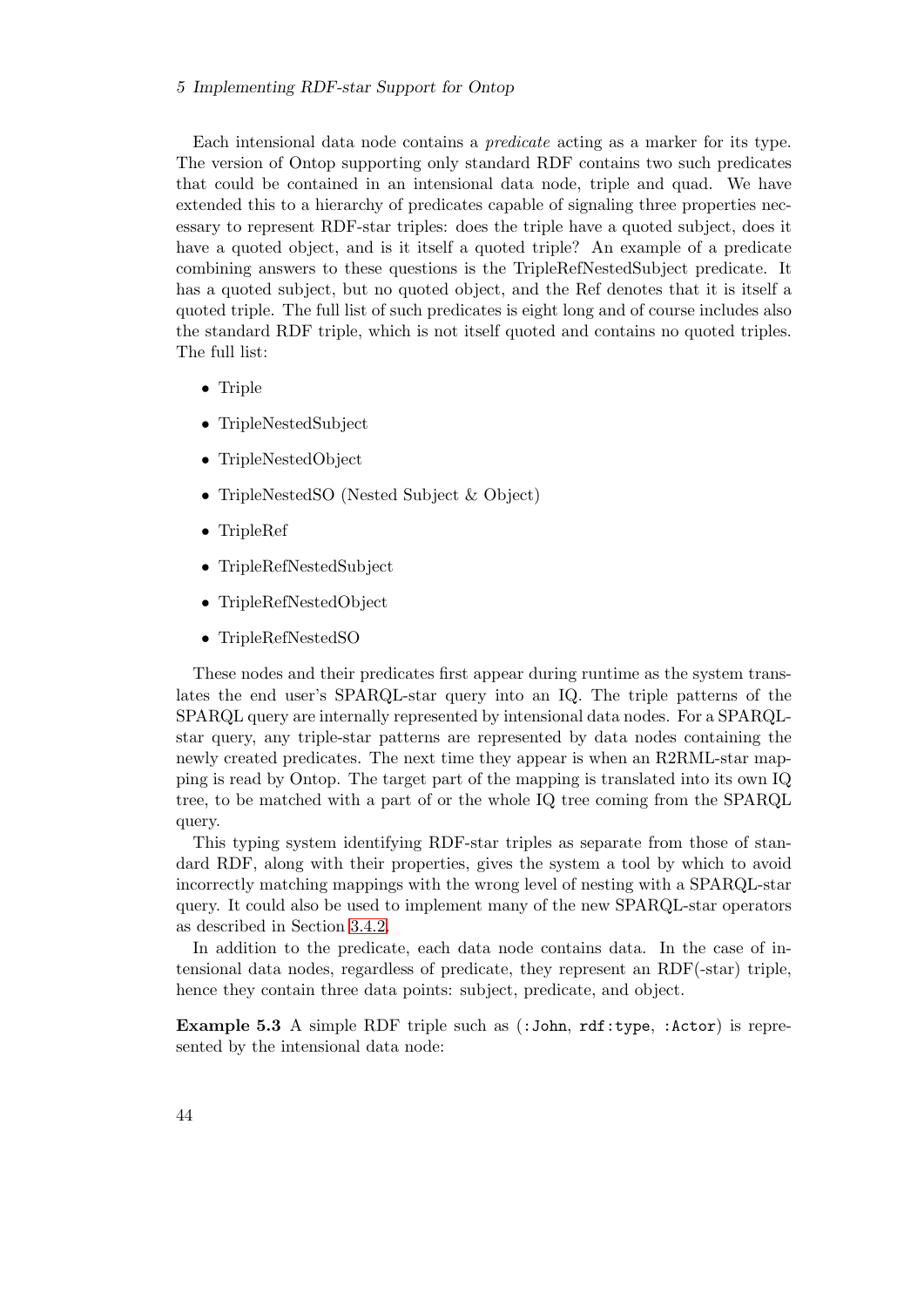Each intensional data node contains a *predicate* acting as a marker for its type. The version of Ontop supporting only standard RDF contains two such predicates that could be contained in an intensional data node, triple and quad. We have extended this to a hierarchy of predicates capable of signaling three properties necessary to represent RDF-star triples: does the triple have a quoted subject, does it have a quoted object, and is it itself a quoted triple? An example of a predicate combining answers to these questions is the TripleRefNestedSubject predicate. It has a quoted subject, but no quoted object, and the Ref denotes that it is itself a quoted triple. The full list of such predicates is eight long and of course includes also the standard RDF triple, which is not itself quoted and contains no quoted triples. The full list:

- Triple
- TripleNestedSubject
- TripleNestedObject
- TripleNestedSO (Nested Subject & Object)
- TripleRef
- TripleRefNestedSubject
- TripleRefNestedObject
- TripleRefNestedSO

These nodes and their predicates first appear during runtime as the system translates the end user's SPARQL-star query into an IQ. The triple patterns of the SPARQL query are internally represented by intensional data nodes. For a SPARQL-star query, any triple-star patterns are represented by data nodes containing the newly created predicates. The next time they appear is when an R2RML-star mapping is read by Ontop. The target part of the mapping is translated into its own IQ tree, to be matched with a part of or the whole IQ tree coming from the SPARQL query.

This typing system identifying RDF-star triples as separate from those of standard RDF, along with their properties, gives the system a tool by which to avoid incorrectly matching mappings with the wrong level of nesting with a SPARQL-star query. It could also be used to implement many of the new SPARQL-star operators as described in Section 3.4.2.

In addition to the predicate, each data node contains data. In the case of intensional data nodes, regardless of predicate, they represent an RDF(-star) triple, hence they contain three data points: subject, predicate, and object.

**Example 5.3** A simple RDF triple such as (`:John`, `rdf:type`, `:Actor`) is represented by the intensional data node: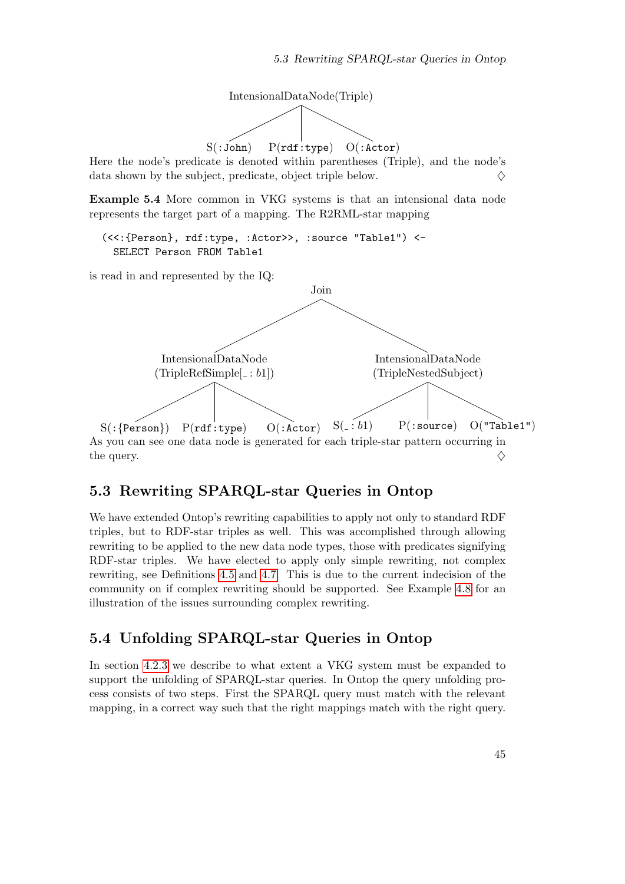IntensionalDataNode(Triple)

S(:John) P(rdf:type) O(:Actor)

Here the node's predicate is denoted within parentheses (Triple), and the node's data shown by the subject, predicate, object triple below. ♢

**Example 5.4** More common in VKG systems is that an intensional data node represents the target part of a mapping. The R2RML-star mapping

```
(<<:{Person}, rdf:type, :Actor>>, :source "Table1") <-
  SELECT Person FROM Table1
```

is read in and represented by the IQ:

```
                                Join
                 /                               \
      IntensionalDataNode                  IntensionalDataNode
   (TripleRefSimple[_:b1])               (TripleNestedSubject)
     /        |         \                 /        |          \
S(:{Person}) P(rdf:type) O(:Actor)    S(_:b1)  P(:source)  O("Table1")
```

As you can see one data node is generated for each triple-star pattern occurring in the query. ♢

## 5.3 Rewriting SPARQL-star Queries in Ontop

We have extended Ontop's rewriting capabilities to apply not only to standard RDF triples, but to RDF-star triples as well. This was accomplished through allowing rewriting to be applied to the new data node types, those with predicates signifying RDF-star triples. We have elected to apply only simple rewriting, not complex rewriting, see Definitions 4.5 and 4.7. This is due to the current indecision of the community on if complex rewriting should be supported. See Example 4.8 for an illustration of the issues surrounding complex rewriting.

## 5.4 Unfolding SPARQL-star Queries in Ontop

In section 4.2.3 we describe to what extent a VKG system must be expanded to support the unfolding of SPARQL-star queries. In Ontop the query unfolding process consists of two steps. First the SPARQL query must match with the relevant mapping, in a correct way such that the right mappings match with the right query.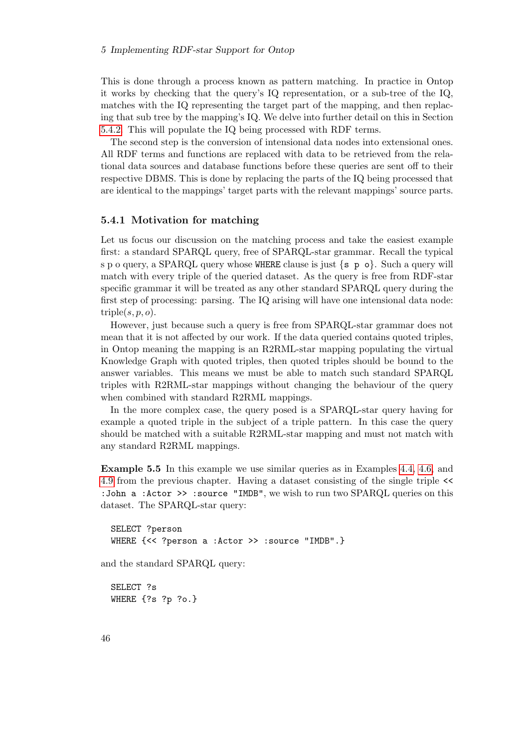This is done through a process known as pattern matching. In practice in Ontop it works by checking that the query's IQ representation, or a sub-tree of the IQ, matches with the IQ representing the target part of the mapping, and then replacing that sub tree by the mapping's IQ. We delve into further detail on this in Section 5.4.2. This will populate the IQ being processed with RDF terms.

The second step is the conversion of intensional data nodes into extensional ones. All RDF terms and functions are replaced with data to be retrieved from the relational data sources and database functions before these queries are sent off to their respective DBMS. This is done by replacing the parts of the IQ being processed that are identical to the mappings' target parts with the relevant mappings' source parts.

### 5.4.1 Motivation for matching

Let us focus our discussion on the matching process and take the easiest example first: a standard SPARQL query, free of SPARQL-star grammar. Recall the typical s p o query, a SPARQL query whose `WHERE` clause is just {`s p o`}. Such a query will match with every triple of the queried dataset. As the query is free from RDF-star specific grammar it will be treated as any other standard SPARQL query during the first step of processing: parsing. The IQ arising will have one intensional data node: triple$(s, p, o)$.

However, just because such a query is free from SPARQL-star grammar does not mean that it is not affected by our work. If the data queried contains quoted triples, in Ontop meaning the mapping is an R2RML-star mapping populating the virtual Knowledge Graph with quoted triples, then quoted triples should be bound to the answer variables. This means we must be able to match such standard SPARQL triples with R2RML-star mappings without changing the behaviour of the query when combined with standard R2RML mappings.

In the more complex case, the query posed is a SPARQL-star query having for example a quoted triple in the subject of a triple pattern. In this case the query should be matched with a suitable R2RML-star mapping and must not match with any standard R2RML mappings.

**Example 5.5** In this example we use similar queries as in Examples 4.4, 4.6, and 4.9 from the previous chapter. Having a dataset consisting of the single triple `<< :John a :Actor >> :source "IMDB"`, we wish to run two SPARQL queries on this dataset. The SPARQL-star query:

```
SELECT ?person
WHERE {<< ?person a :Actor >> :source "IMDB".}
```

and the standard SPARQL query:

```
SELECT ?s
WHERE {?s ?p ?o.}
```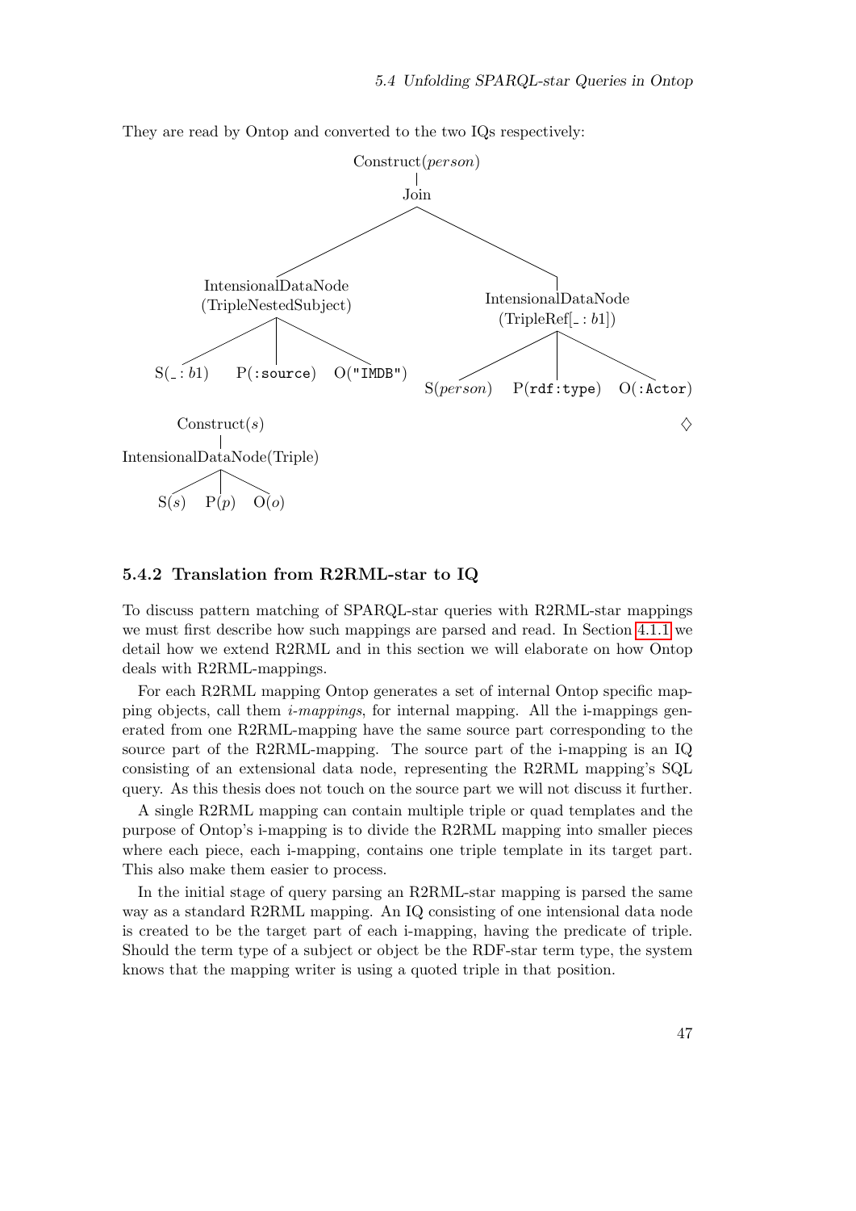They are read by Ontop and converted to the two IQs respectively:

```
                         Construct(person)
                                |
                               Join
                    /                          \
     IntensionalDataNode                 IntensionalDataNode
     (TripleNestedSubject)               (TripleRef[_:b1])
      /        |         \                /        |         \
S(_:b1)  P(:source)  O("IMDB")    S(person)  P(rdf:type)  O(:Actor)
```

```
          Construct(s)
               |
IntensionalDataNode(Triple)
       /       |       \
    S(s)     P(p)     O(o)
```

◊

### 5.4.2 Translation from R2RML-star to IQ

To discuss pattern matching of SPARQL-star queries with R2RML-star mappings we must first describe how such mappings are parsed and read. In Section 4.1.1 we detail how we extend R2RML and in this section we will elaborate on how Ontop deals with R2RML-mappings.

For each R2RML mapping Ontop generates a set of internal Ontop specific mapping objects, call them *i-mappings*, for internal mapping. All the i-mappings generated from one R2RML-mapping have the same source part corresponding to the source part of the R2RML-mapping. The source part of the i-mapping is an IQ consisting of an extensional data node, representing the R2RML mapping's SQL query. As this thesis does not touch on the source part we will not discuss it further.

A single R2RML mapping can contain multiple triple or quad templates and the purpose of Ontop's i-mapping is to divide the R2RML mapping into smaller pieces where each piece, each i-mapping, contains one triple template in its target part. This also make them easier to process.

In the initial stage of query parsing an R2RML-star mapping is parsed the same way as a standard R2RML mapping. An IQ consisting of one intensional data node is created to be the target part of each i-mapping, having the predicate of triple. Should the term type of a subject or object be the RDF-star term type, the system knows that the mapping writer is using a quoted triple in that position.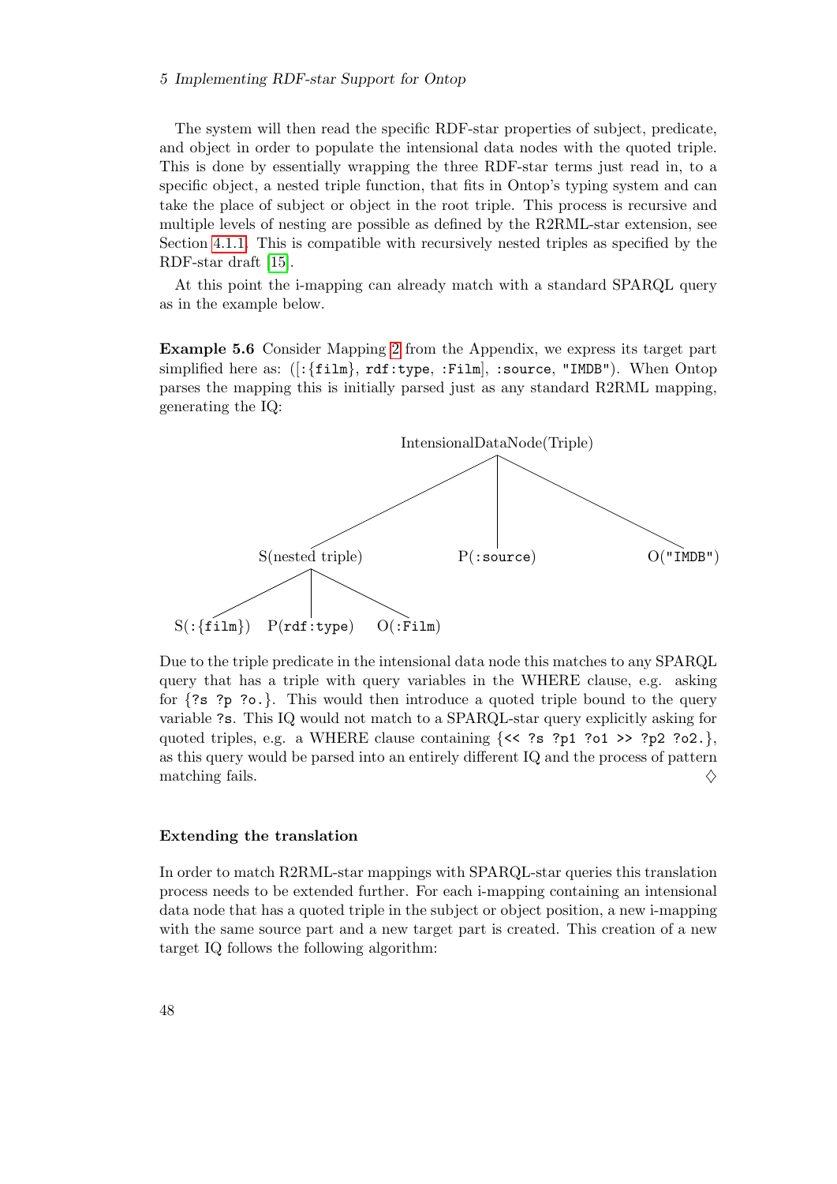The system will then read the specific RDF-star properties of subject, predicate, and object in order to populate the intensional data nodes with the quoted triple. This is done by essentially wrapping the three RDF-star terms just read in, to a specific object, a nested triple function, that fits in Ontop's typing system and can take the place of subject or object in the root triple. This process is recursive and multiple levels of nesting are possible as defined by the R2RML-star extension, see Section 4.1.1. This is compatible with recursively nested triples as specified by the RDF-star draft [15].

At this point the i-mapping can already match with a standard SPARQL query as in the example below.

**Example 5.6** Consider Mapping 2 from the Appendix, we express its target part simplified here as: ([`:{film}`, `rdf:type`, `:Film`], `:source`, `"IMDB"`). When Ontop parses the mapping this is initially parsed just as any standard R2RML mapping, generating the IQ:

```
                  IntensionalDataNode(Triple)
                 /            |              \
      S(nested triple)   P(:source)      O("IMDB")
       /      |      \
S(:{film}) P(rdf:type) O(:Film)
```

Due to the triple predicate in the intensional data node this matches to any SPARQL query that has a triple with query variables in the WHERE clause, e.g. asking for {`?s ?p ?o.`}. This would then introduce a quoted triple bound to the query variable `?s`. This IQ would not match to a SPARQL-star query explicitly asking for quoted triples, e.g. a WHERE clause containing {`<< ?s ?p1 ?o1 >> ?p2 ?o2.`}, as this query would be parsed into an entirely different IQ and the process of pattern matching fails. ♢

#### Extending the translation

In order to match R2RML-star mappings with SPARQL-star queries this translation process needs to be extended further. For each i-mapping containing an intensional data node that has a quoted triple in the subject or object position, a new i-mapping with the same source part and a new target part is created. This creation of a new target IQ follows the following algorithm: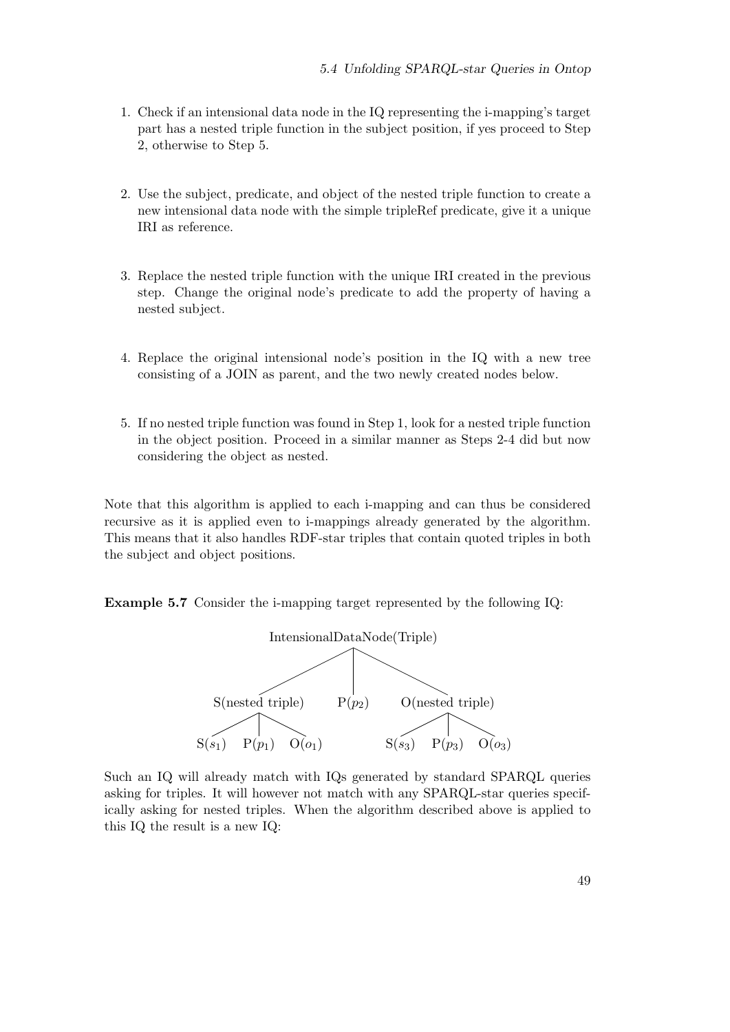1. Check if an intensional data node in the IQ representing the i-mapping's target part has a nested triple function in the subject position, if yes proceed to Step 2, otherwise to Step 5.

2. Use the subject, predicate, and object of the nested triple function to create a new intensional data node with the simple tripleRef predicate, give it a unique IRI as reference.

3. Replace the nested triple function with the unique IRI created in the previous step. Change the original node's predicate to add the property of having a nested subject.

4. Replace the original intensional node's position in the IQ with a new tree consisting of a JOIN as parent, and the two newly created nodes below.

5. If no nested triple function was found in Step 1, look for a nested triple function in the object position. Proceed in a similar manner as Steps 2-4 did but now considering the object as nested.

Note that this algorithm is applied to each i-mapping and can thus be considered recursive as it is applied even to i-mappings already generated by the algorithm. This means that it also handles RDF-star triples that contain quoted triples in both the subject and object positions.

**Example 5.7** Consider the i-mapping target represented by the following IQ:

```
                  IntensionalDataNode(Triple)
                 /            |             \
   S(nested triple)         P(p2)        O(nested triple)
    /      |      \                       /      |      \
 S(s1)   P(p1)   O(o1)                 S(s3)   P(p3)   O(o3)
```

Such an IQ will already match with IQs generated by standard SPARQL queries asking for triples. It will however not match with any SPARQL-star queries specifically asking for nested triples. When the algorithm described above is applied to this IQ the result is a new IQ: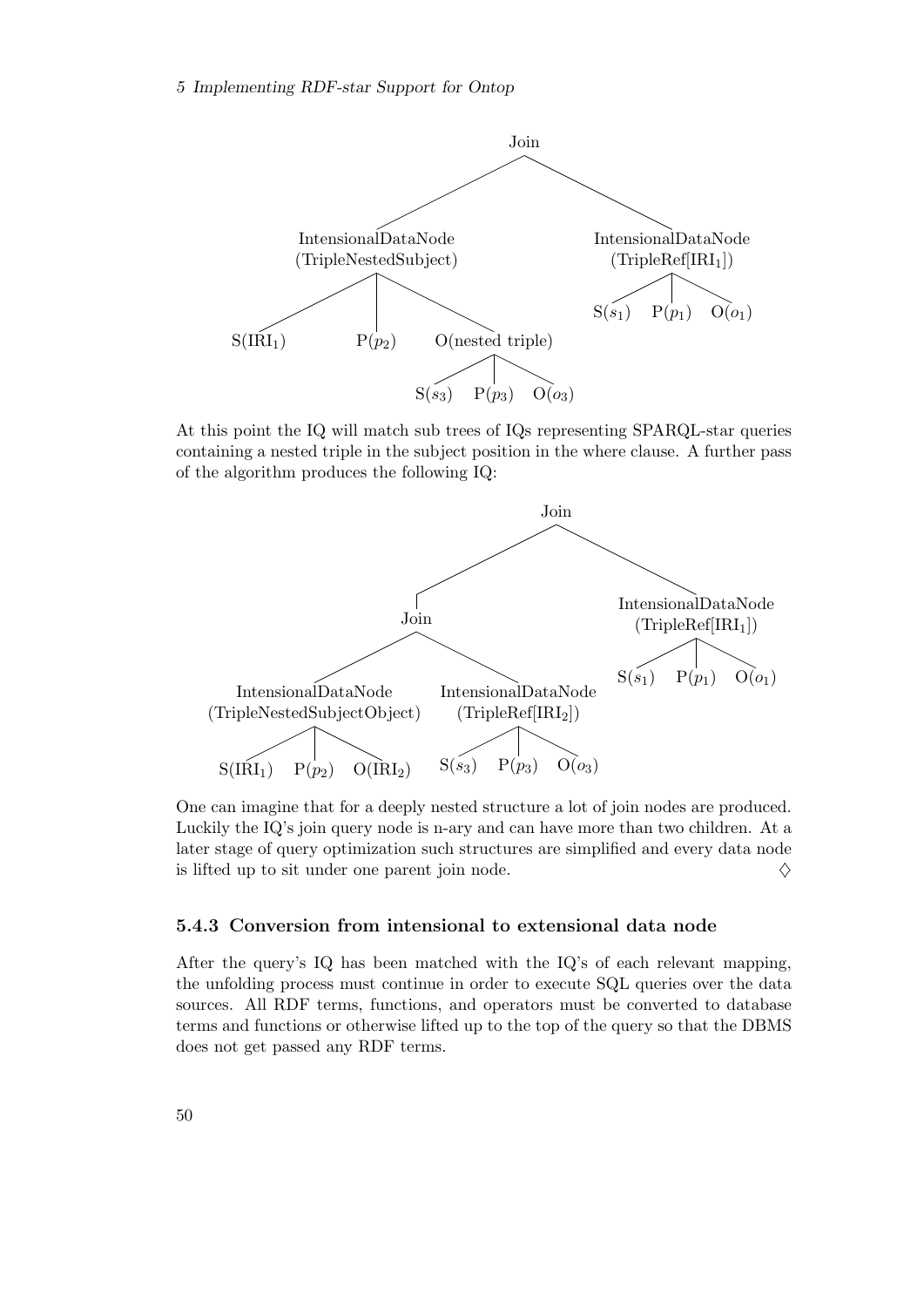```
Join
├── IntensionalDataNode (TripleNestedSubject)
│   ├── S(IRI_1)
│   ├── P(p_2)
│   └── O(nested triple)
│       ├── S(s_3)
│       ├── P(p_3)
│       └── O(o_3)
└── IntensionalDataNode (TripleRef[IRI_1])
    ├── S(s_1)
    ├── P(p_1)
    └── O(o_1)
```

At this point the IQ will match sub trees of IQs representing SPARQL-star queries containing a nested triple in the subject position in the where clause. A further pass of the algorithm produces the following IQ:

```
Join
├── Join
│   ├── IntensionalDataNode (TripleNestedSubjectObject)
│   │   ├── S(IRI_1)
│   │   ├── P(p_2)
│   │   └── O(IRI_2)
│   └── IntensionalDataNode (TripleRef[IRI_2])
│       ├── S(s_3)
│       ├── P(p_3)
│       └── O(o_3)
└── IntensionalDataNode (TripleRef[IRI_1])
    ├── S(s_1)
    ├── P(p_1)
    └── O(o_1)
```

One can imagine that for a deeply nested structure a lot of join nodes are produced. Luckily the IQ's join query node is n-ary and can have more than two children. At a later stage of query optimization such structures are simplified and every data node is lifted up to sit under one parent join node. ♢

### 5.4.3 Conversion from intensional to extensional data node

After the query's IQ has been matched with the IQ's of each relevant mapping, the unfolding process must continue in order to execute SQL queries over the data sources. All RDF terms, functions, and operators must be converted to database terms and functions or otherwise lifted up to the top of the query so that the DBMS does not get passed any RDF terms.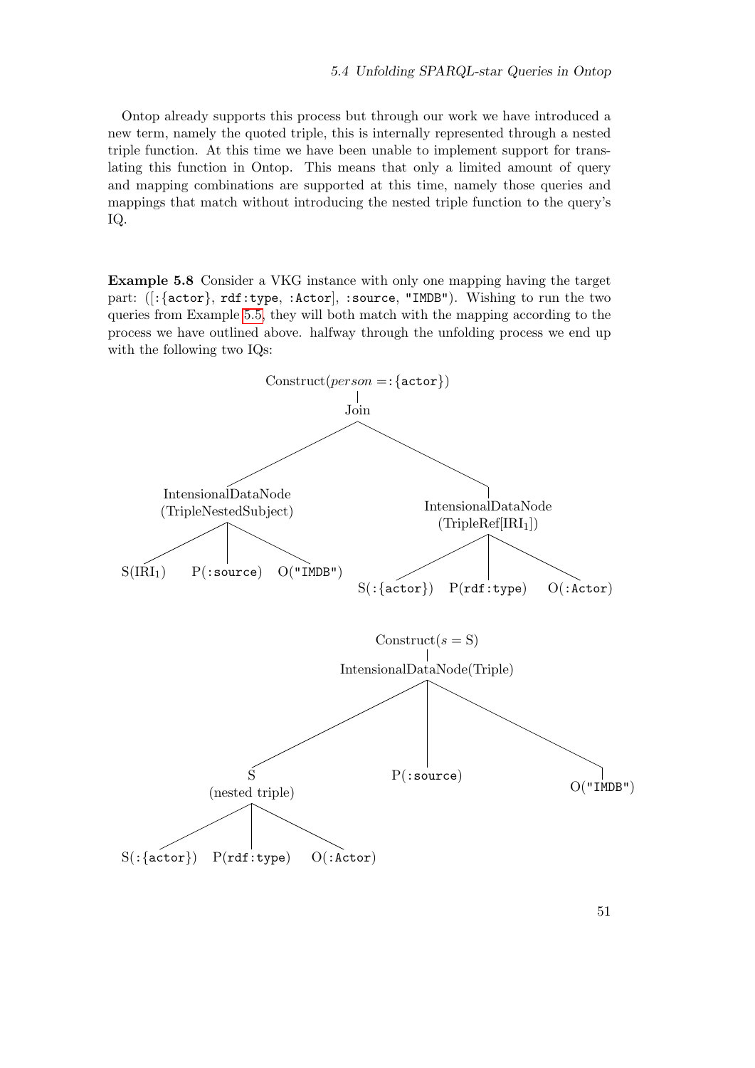Ontop already supports this process but through our work we have introduced a new term, namely the quoted triple, this is internally represented through a nested triple function. At this time we have been unable to implement support for translating this function in Ontop. This means that only a limited amount of query and mapping combinations are supported at this time, namely those queries and mappings that match without introducing the nested triple function to the query's IQ.

**Example 5.8** Consider a VKG instance with only one mapping having the target part: ([:{actor}, rdf:type, :Actor], :source, "IMDB"). Wishing to run the two queries from Example 5.5, they will both match with the mapping according to the process we have outlined above. halfway through the unfolding process we end up with the following two IQs:

```
Construct(person =:{actor})
|
Join
├── IntensionalDataNode (TripleNestedSubject)
│   ├── S(IRI_1)
│   ├── P(:source)
│   └── O("IMDB")
└── IntensionalDataNode (TripleRef[IRI_1])
    ├── S(:{actor})
    ├── P(rdf:type)
    └── O(:Actor)
```

```
Construct(s = S)
|
IntensionalDataNode(Triple)
├── S (nested triple)
│   ├── S(:{actor})
│   ├── P(rdf:type)
│   └── O(:Actor)
├── P(:source)
└── O("IMDB")
```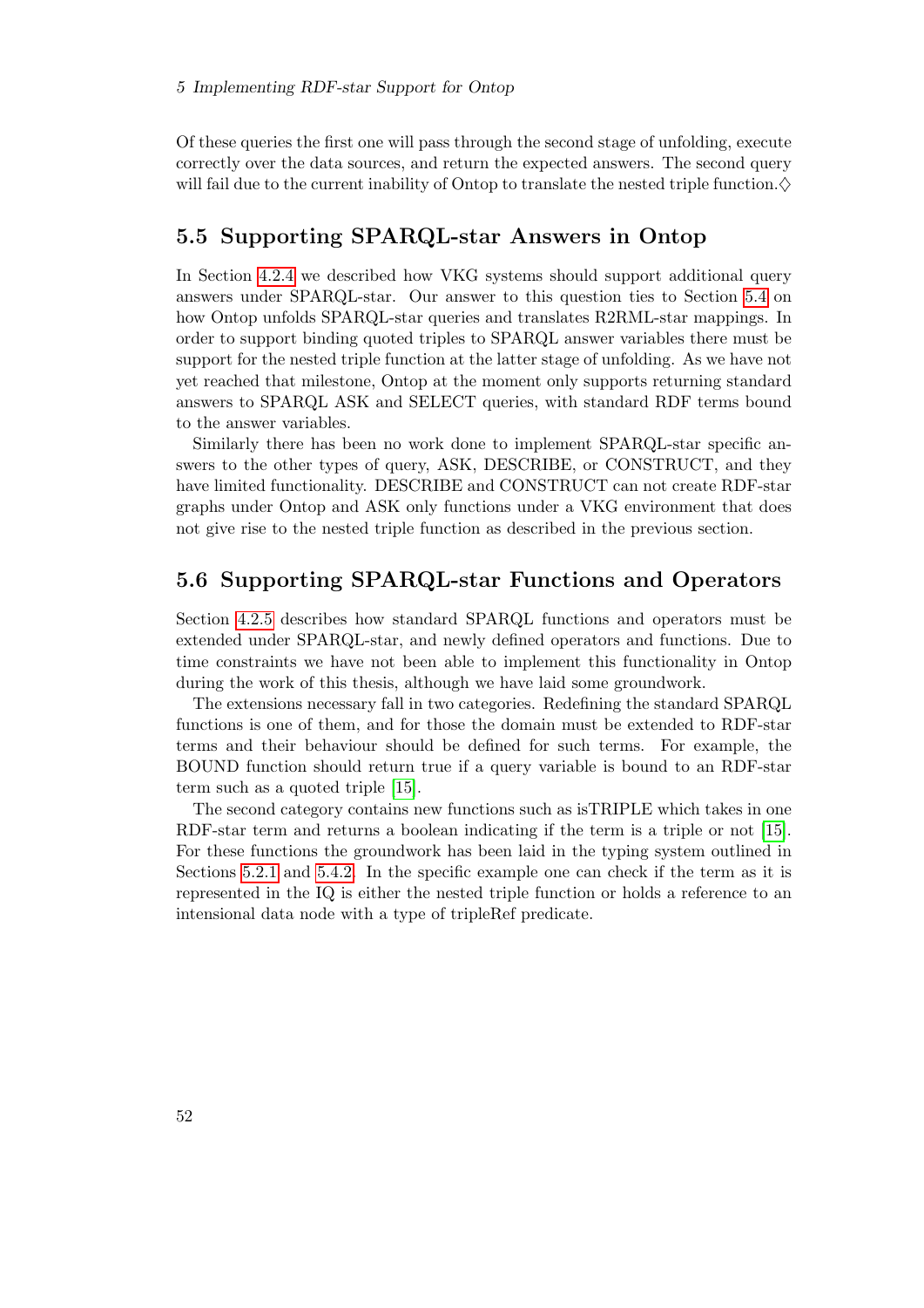Of these queries the first one will pass through the second stage of unfolding, execute correctly over the data sources, and return the expected answers. The second query will fail due to the current inability of Ontop to translate the nested triple function.♢

## 5.5 Supporting SPARQL-star Answers in Ontop

In Section 4.2.4 we described how VKG systems should support additional query answers under SPARQL-star. Our answer to this question ties to Section 5.4 on how Ontop unfolds SPARQL-star queries and translates R2RML-star mappings. In order to support binding quoted triples to SPARQL answer variables there must be support for the nested triple function at the latter stage of unfolding. As we have not yet reached that milestone, Ontop at the moment only supports returning standard answers to SPARQL ASK and SELECT queries, with standard RDF terms bound to the answer variables.

Similarly there has been no work done to implement SPARQL-star specific answers to the other types of query, ASK, DESCRIBE, or CONSTRUCT, and they have limited functionality. DESCRIBE and CONSTRUCT can not create RDF-star graphs under Ontop and ASK only functions under a VKG environment that does not give rise to the nested triple function as described in the previous section.

## 5.6 Supporting SPARQL-star Functions and Operators

Section 4.2.5 describes how standard SPARQL functions and operators must be extended under SPARQL-star, and newly defined operators and functions. Due to time constraints we have not been able to implement this functionality in Ontop during the work of this thesis, although we have laid some groundwork.

The extensions necessary fall in two categories. Redefining the standard SPARQL functions is one of them, and for those the domain must be extended to RDF-star terms and their behaviour should be defined for such terms. For example, the BOUND function should return true if a query variable is bound to an RDF-star term such as a quoted triple [15].

The second category contains new functions such as isTRIPLE which takes in one RDF-star term and returns a boolean indicating if the term is a triple or not [15]. For these functions the groundwork has been laid in the typing system outlined in Sections 5.2.1 and 5.4.2. In the specific example one can check if the term as it is represented in the IQ is either the nested triple function or holds a reference to an intensional data node with a type of tripleRef predicate.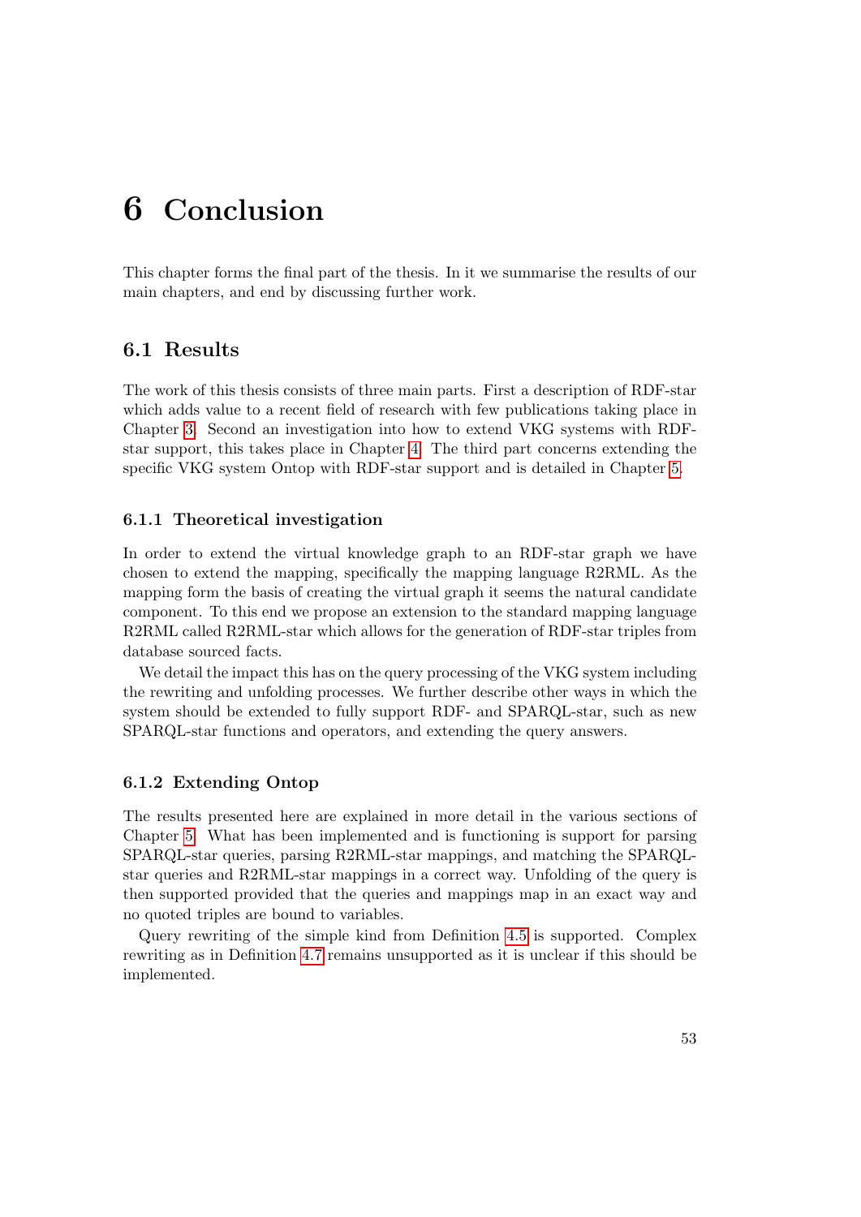# 6 Conclusion

This chapter forms the final part of the thesis. In it we summarise the results of our main chapters, and end by discussing further work.

## 6.1 Results

The work of this thesis consists of three main parts. First a description of RDF-star which adds value to a recent field of research with few publications taking place in Chapter 3. Second an investigation into how to extend VKG systems with RDF-star support, this takes place in Chapter 4. The third part concerns extending the specific VKG system Ontop with RDF-star support and is detailed in Chapter 5.

### 6.1.1 Theoretical investigation

In order to extend the virtual knowledge graph to an RDF-star graph we have chosen to extend the mapping, specifically the mapping language R2RML. As the mapping form the basis of creating the virtual graph it seems the natural candidate component. To this end we propose an extension to the standard mapping language R2RML called R2RML-star which allows for the generation of RDF-star triples from database sourced facts.

We detail the impact this has on the query processing of the VKG system including the rewriting and unfolding processes. We further describe other ways in which the system should be extended to fully support RDF- and SPARQL-star, such as new SPARQL-star functions and operators, and extending the query answers.

### 6.1.2 Extending Ontop

The results presented here are explained in more detail in the various sections of Chapter 5. What has been implemented and is functioning is support for parsing SPARQL-star queries, parsing R2RML-star mappings, and matching the SPARQL-star queries and R2RML-star mappings in a correct way. Unfolding of the query is then supported provided that the queries and mappings map in an exact way and no quoted triples are bound to variables.

Query rewriting of the simple kind from Definition 4.5 is supported. Complex rewriting as in Definition 4.7 remains unsupported as it is unclear if this should be implemented.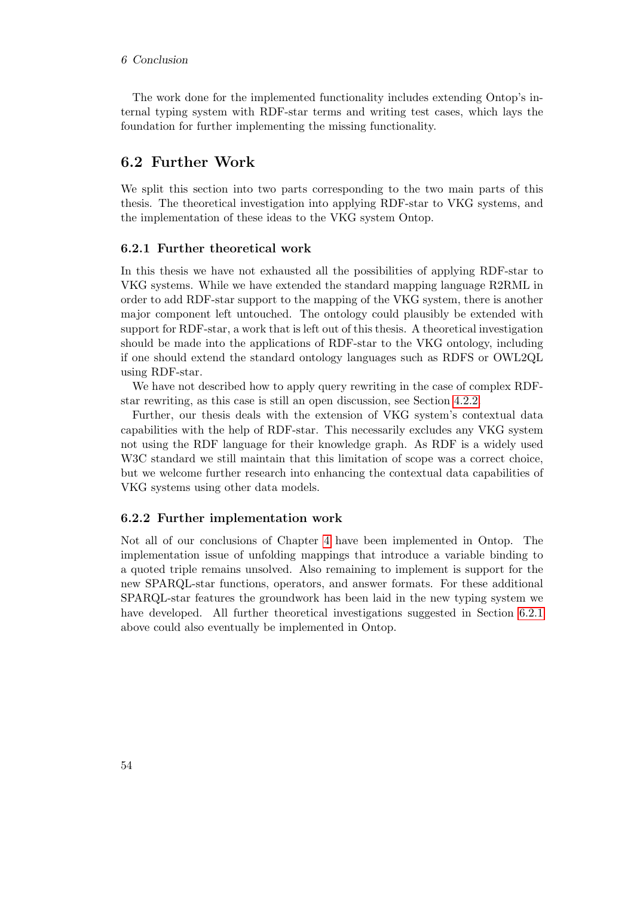The work done for the implemented functionality includes extending Ontop's internal typing system with RDF-star terms and writing test cases, which lays the foundation for further implementing the missing functionality.

## 6.2 Further Work

We split this section into two parts corresponding to the two main parts of this thesis. The theoretical investigation into applying RDF-star to VKG systems, and the implementation of these ideas to the VKG system Ontop.

### 6.2.1 Further theoretical work

In this thesis we have not exhausted all the possibilities of applying RDF-star to VKG systems. While we have extended the standard mapping language R2RML in order to add RDF-star support to the mapping of the VKG system, there is another major component left untouched. The ontology could plausibly be extended with support for RDF-star, a work that is left out of this thesis. A theoretical investigation should be made into the applications of RDF-star to the VKG ontology, including if one should extend the standard ontology languages such as RDFS or OWL2QL using RDF-star.

We have not described how to apply query rewriting in the case of complex RDF-star rewriting, as this case is still an open discussion, see Section 4.2.2.

Further, our thesis deals with the extension of VKG system's contextual data capabilities with the help of RDF-star. This necessarily excludes any VKG system not using the RDF language for their knowledge graph. As RDF is a widely used W3C standard we still maintain that this limitation of scope was a correct choice, but we welcome further research into enhancing the contextual data capabilities of VKG systems using other data models.

### 6.2.2 Further implementation work

Not all of our conclusions of Chapter 4 have been implemented in Ontop. The implementation issue of unfolding mappings that introduce a variable binding to a quoted triple remains unsolved. Also remaining to implement is support for the new SPARQL-star functions, operators, and answer formats. For these additional SPARQL-star features the groundwork has been laid in the new typing system we have developed. All further theoretical investigations suggested in Section 6.2.1 above could also eventually be implemented in Ontop.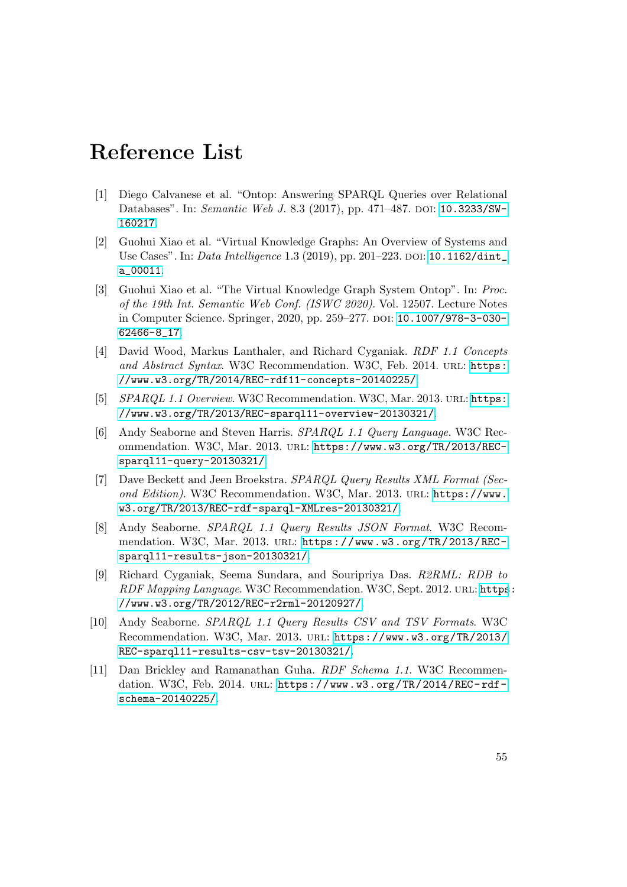# Reference List

[1] Diego Calvanese et al. "Ontop: Answering SPARQL Queries over Relational Databases". In: *Semantic Web J.* 8.3 (2017), pp. 471–487. DOI: 10.3233/SW-160217.

[2] Guohui Xiao et al. "Virtual Knowledge Graphs: An Overview of Systems and Use Cases". In: *Data Intelligence* 1.3 (2019), pp. 201–223. DOI: 10.1162/dint_a_00011.

[3] Guohui Xiao et al. "The Virtual Knowledge Graph System Ontop". In: *Proc. of the 19th Int. Semantic Web Conf. (ISWC 2020)*. Vol. 12507. Lecture Notes in Computer Science. Springer, 2020, pp. 259–277. DOI: 10.1007/978-3-030-62466-8_17.

[4] David Wood, Markus Lanthaler, and Richard Cyganiak. *RDF 1.1 Concepts and Abstract Syntax*. W3C Recommendation. W3C, Feb. 2014. URL: https://www.w3.org/TR/2014/REC-rdf11-concepts-20140225/.

[5] *SPARQL 1.1 Overview*. W3C Recommendation. W3C, Mar. 2013. URL: https://www.w3.org/TR/2013/REC-sparql11-overview-20130321/.

[6] Andy Seaborne and Steven Harris. *SPARQL 1.1 Query Language*. W3C Recommendation. W3C, Mar. 2013. URL: https://www.w3.org/TR/2013/REC-sparql11-query-20130321/.

[7] Dave Beckett and Jeen Broekstra. *SPARQL Query Results XML Format (Second Edition)*. W3C Recommendation. W3C, Mar. 2013. URL: https://www.w3.org/TR/2013/REC-rdf-sparql-XMLres-20130321/.

[8] Andy Seaborne. *SPARQL 1.1 Query Results JSON Format*. W3C Recommendation. W3C, Mar. 2013. URL: https://www.w3.org/TR/2013/REC-sparql11-results-json-20130321/.

[9] Richard Cyganiak, Seema Sundara, and Souripriya Das. *R2RML: RDB to RDF Mapping Language*. W3C Recommendation. W3C, Sept. 2012. URL: https://www.w3.org/TR/2012/REC-r2rml-20120927/.

[10] Andy Seaborne. *SPARQL 1.1 Query Results CSV and TSV Formats*. W3C Recommendation. W3C, Mar. 2013. URL: https://www.w3.org/TR/2013/REC-sparql11-results-csv-tsv-20130321/.

[11] Dan Brickley and Ramanathan Guha. *RDF Schema 1.1*. W3C Recommendation. W3C, Feb. 2014. URL: https://www.w3.org/TR/2014/REC-rdf-schema-20140225/.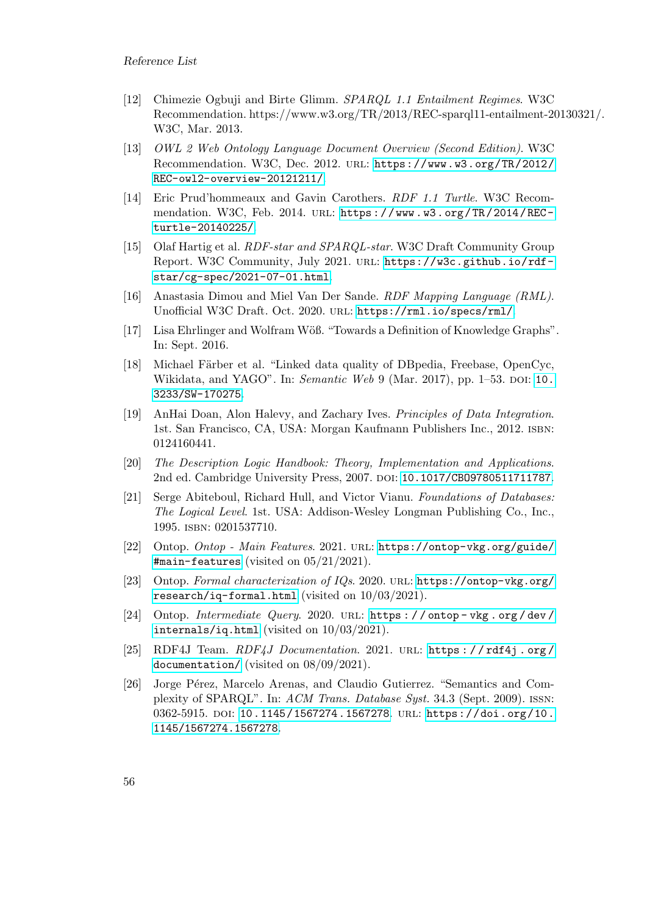[12] Chimezie Ogbuji and Birte Glimm. *SPARQL 1.1 Entailment Regimes*. W3C Recommendation. https://www.w3.org/TR/2013/REC-sparql11-entailment-20130321/. W3C, Mar. 2013.

[13] *OWL 2 Web Ontology Language Document Overview (Second Edition)*. W3C Recommendation. W3C, Dec. 2012. URL: https://www.w3.org/TR/2012/REC-owl2-overview-20121211/.

[14] Eric Prud'hommeaux and Gavin Carothers. *RDF 1.1 Turtle*. W3C Recommendation. W3C, Feb. 2014. URL: https://www.w3.org/TR/2014/REC-turtle-20140225/.

[15] Olaf Hartig et al. *RDF-star and SPARQL-star*. W3C Draft Community Group Report. W3C Community, July 2021. URL: https://w3c.github.io/rdf-star/cg-spec/2021-07-01.html.

[16] Anastasia Dimou and Miel Van Der Sande. *RDF Mapping Language (RML)*. Unofficial W3C Draft. Oct. 2020. URL: https://rml.io/specs/rml/.

[17] Lisa Ehrlinger and Wolfram Wöß. "Towards a Definition of Knowledge Graphs". In: Sept. 2016.

[18] Michael Färber et al. "Linked data quality of DBpedia, Freebase, OpenCyc, Wikidata, and YAGO". In: *Semantic Web* 9 (Mar. 2017), pp. 1–53. DOI: 10.3233/SW-170275.

[19] AnHai Doan, Alon Halevy, and Zachary Ives. *Principles of Data Integration*. 1st. San Francisco, CA, USA: Morgan Kaufmann Publishers Inc., 2012. ISBN: 0124160441.

[20] *The Description Logic Handbook: Theory, Implementation and Applications*. 2nd ed. Cambridge University Press, 2007. DOI: 10.1017/CBO9780511711787.

[21] Serge Abiteboul, Richard Hull, and Victor Vianu. *Foundations of Databases: The Logical Level*. 1st. USA: Addison-Wesley Longman Publishing Co., Inc., 1995. ISBN: 0201537710.

[22] Ontop. *Ontop - Main Features*. 2021. URL: https://ontop-vkg.org/guide/#main-features (visited on 05/21/2021).

[23] Ontop. *Formal characterization of IQs*. 2020. URL: https://ontop-vkg.org/research/iq-formal.html (visited on 10/03/2021).

[24] Ontop. *Intermediate Query*. 2020. URL: https://ontop-vkg.org/dev/internals/iq.html (visited on 10/03/2021).

[25] RDF4J Team. *RDF4J Documentation*. 2021. URL: https://rdf4j.org/documentation/ (visited on 08/09/2021).

[26] Jorge Pérez, Marcelo Arenas, and Claudio Gutierrez. "Semantics and Complexity of SPARQL". In: *ACM Trans. Database Syst.* 34.3 (Sept. 2009). ISSN: 0362-5915. DOI: 10.1145/1567274.1567278. URL: https://doi.org/10.1145/1567274.1567278.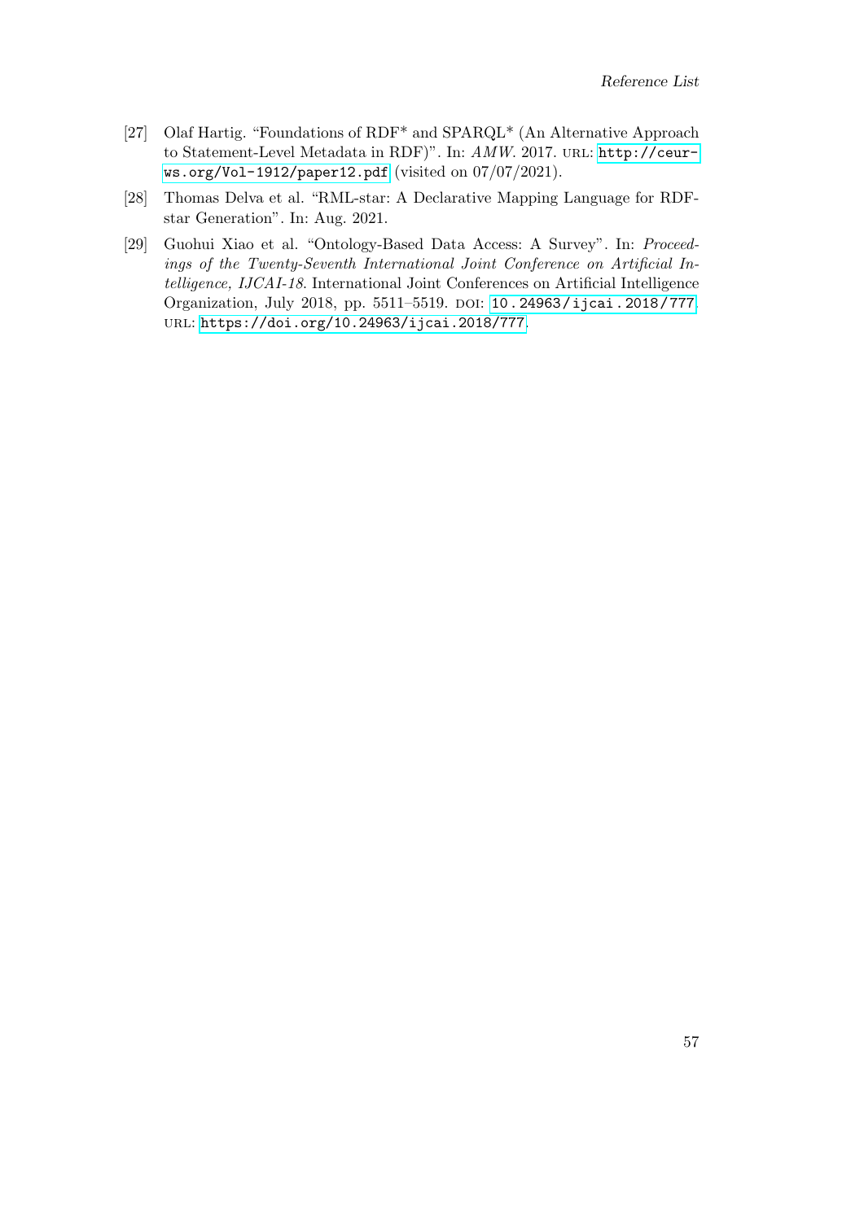[27] Olaf Hartig. "Foundations of RDF* and SPARQL* (An Alternative Approach to Statement-Level Metadata in RDF)". In: *AMW*. 2017. URL: http://ceur-ws.org/Vol-1912/paper12.pdf (visited on 07/07/2021).

[28] Thomas Delva et al. "RML-star: A Declarative Mapping Language for RDF-star Generation". In: Aug. 2021.

[29] Guohui Xiao et al. "Ontology-Based Data Access: A Survey". In: *Proceedings of the Twenty-Seventh International Joint Conference on Artificial Intelligence, IJCAI-18*. International Joint Conferences on Artificial Intelligence Organization, July 2018, pp. 5511–5519. DOI: 10.24963/ijcai.2018/777. URL: https://doi.org/10.24963/ijcai.2018/777.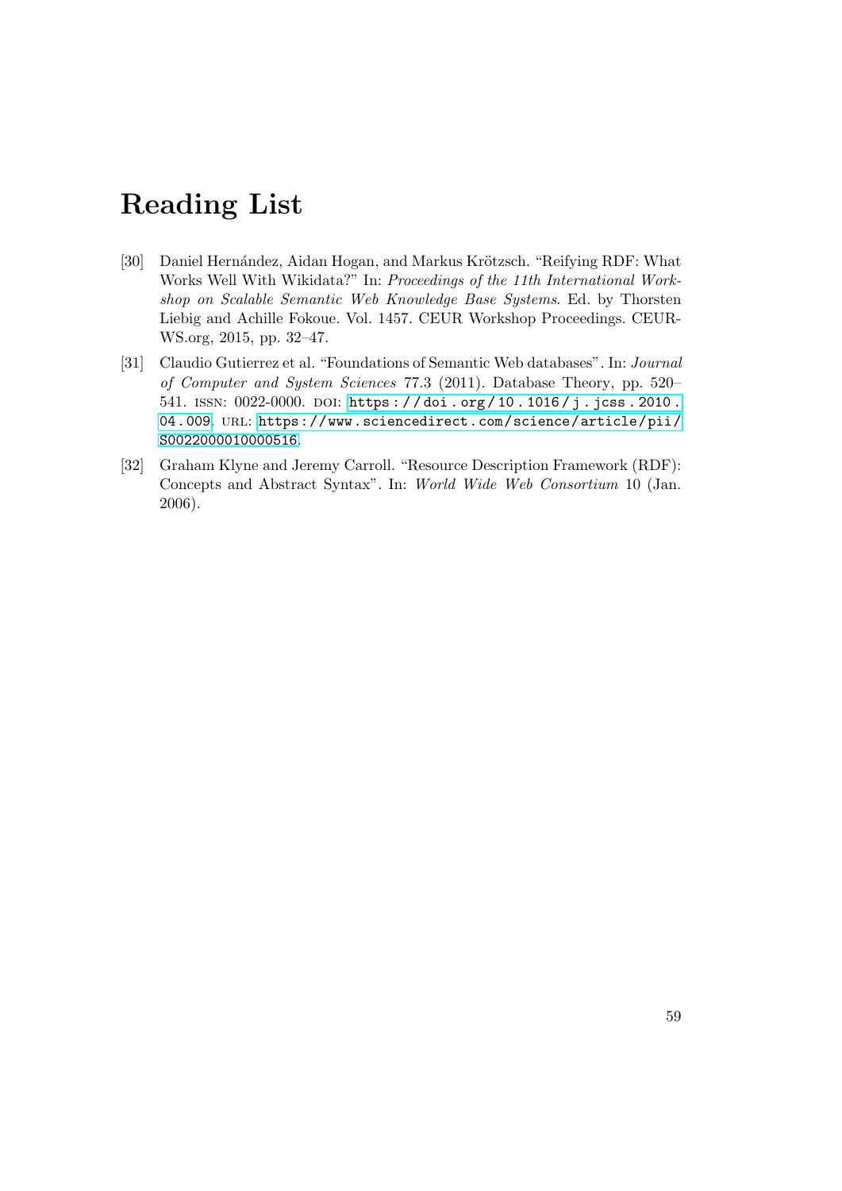# Reading List

[30] Daniel Hernández, Aidan Hogan, and Markus Krötzsch. "Reifying RDF: What Works Well With Wikidata?" In: *Proceedings of the 11th International Workshop on Scalable Semantic Web Knowledge Base Systems*. Ed. by Thorsten Liebig and Achille Fokoue. Vol. 1457. CEUR Workshop Proceedings. CEUR-WS.org, 2015, pp. 32–47.

[31] Claudio Gutierrez et al. "Foundations of Semantic Web databases". In: *Journal of Computer and System Sciences* 77.3 (2011). Database Theory, pp. 520–541. ISSN: 0022-0000. DOI: https://doi.org/10.1016/j.jcss.2010.04.009. URL: https://www.sciencedirect.com/science/article/pii/S0022000010000516.

[32] Graham Klyne and Jeremy Carroll. "Resource Description Framework (RDF): Concepts and Abstract Syntax". In: *World Wide Web Consortium* 10 (Jan. 2006).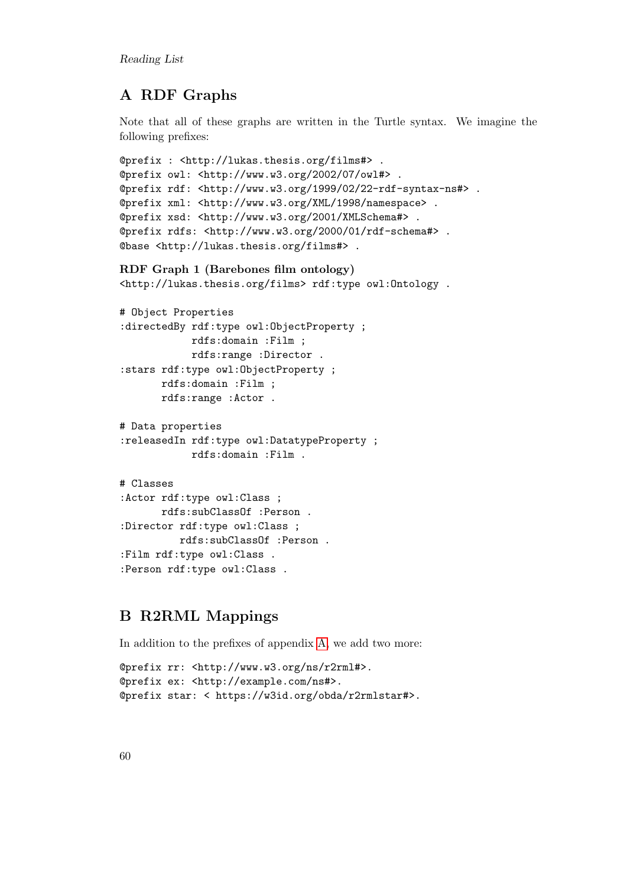# A RDF Graphs

Note that all of these graphs are written in the Turtle syntax. We imagine the following prefixes:

```
@prefix : <http://lukas.thesis.org/films#> .
@prefix owl: <http://www.w3.org/2002/07/owl#> .
@prefix rdf: <http://www.w3.org/1999/02/22-rdf-syntax-ns#> .
@prefix xml: <http://www.w3.org/XML/1998/namespace> .
@prefix xsd: <http://www.w3.org/2001/XMLSchema#> .
@prefix rdfs: <http://www.w3.org/2000/01/rdf-schema#> .
@base <http://lukas.thesis.org/films#> .
```

**RDF Graph 1 (Barebones film ontology)**

```
<http://lukas.thesis.org/films> rdf:type owl:Ontology .

# Object Properties
:directedBy rdf:type owl:ObjectProperty ;
            rdfs:domain :Film ;
            rdfs:range :Director .
:stars rdf:type owl:ObjectProperty ;
       rdfs:domain :Film ;
       rdfs:range :Actor .

# Data properties
:releasedIn rdf:type owl:DatatypeProperty ;
            rdfs:domain :Film .

# Classes
:Actor rdf:type owl:Class ;
       rdfs:subClassOf :Person .
:Director rdf:type owl:Class ;
          rdfs:subClassOf :Person .
:Film rdf:type owl:Class .
:Person rdf:type owl:Class .
```

# B R2RML Mappings

In addition to the prefixes of appendix A, we add two more:

```
@prefix rr: <http://www.w3.org/ns/r2rml#>.
@prefix ex: <http://example.com/ns#>.
@prefix star: < https://w3id.org/obda/r2rmlstar#>.
```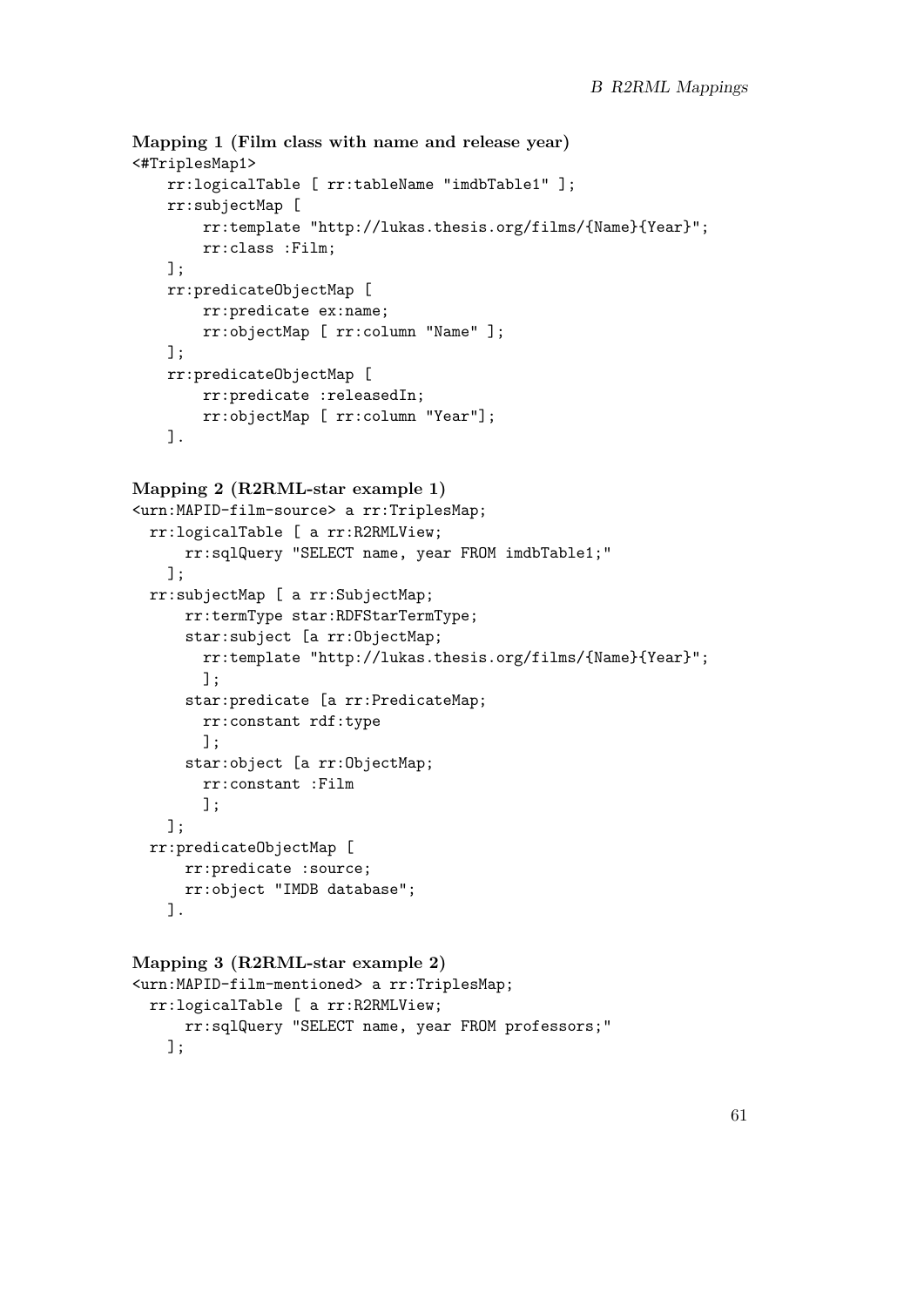**Mapping 1 (Film class with name and release year)**

```
<#TriplesMap1>
    rr:logicalTable [ rr:tableName "imdbTable1" ];
    rr:subjectMap [
        rr:template "http://lukas.thesis.org/films/{Name}{Year}";
        rr:class :Film;
    ];
    rr:predicateObjectMap [
        rr:predicate ex:name;
        rr:objectMap [ rr:column "Name" ];
    ];
    rr:predicateObjectMap [
        rr:predicate :releasedIn;
        rr:objectMap [ rr:column "Year"];
    ].
```

**Mapping 2 (R2RML-star example 1)**

```
<urn:MAPID-film-source> a rr:TriplesMap;
  rr:logicalTable [ a rr:R2RMLView;
      rr:sqlQuery "SELECT name, year FROM imdbTable1;"
    ];
  rr:subjectMap [ a rr:SubjectMap;
      rr:termType star:RDFStarTermType;
      star:subject [a rr:ObjectMap;
        rr:template "http://lukas.thesis.org/films/{Name}{Year}";
        ];
      star:predicate [a rr:PredicateMap;
        rr:constant rdf:type
        ];
      star:object [a rr:ObjectMap;
        rr:constant :Film
        ];
    ];
  rr:predicateObjectMap [
      rr:predicate :source;
      rr:object "IMDB database";
    ].
```

**Mapping 3 (R2RML-star example 2)**

```
<urn:MAPID-film-mentioned> a rr:TriplesMap;
  rr:logicalTable [ a rr:R2RMLView;
      rr:sqlQuery "SELECT name, year FROM professors;"
    ];
```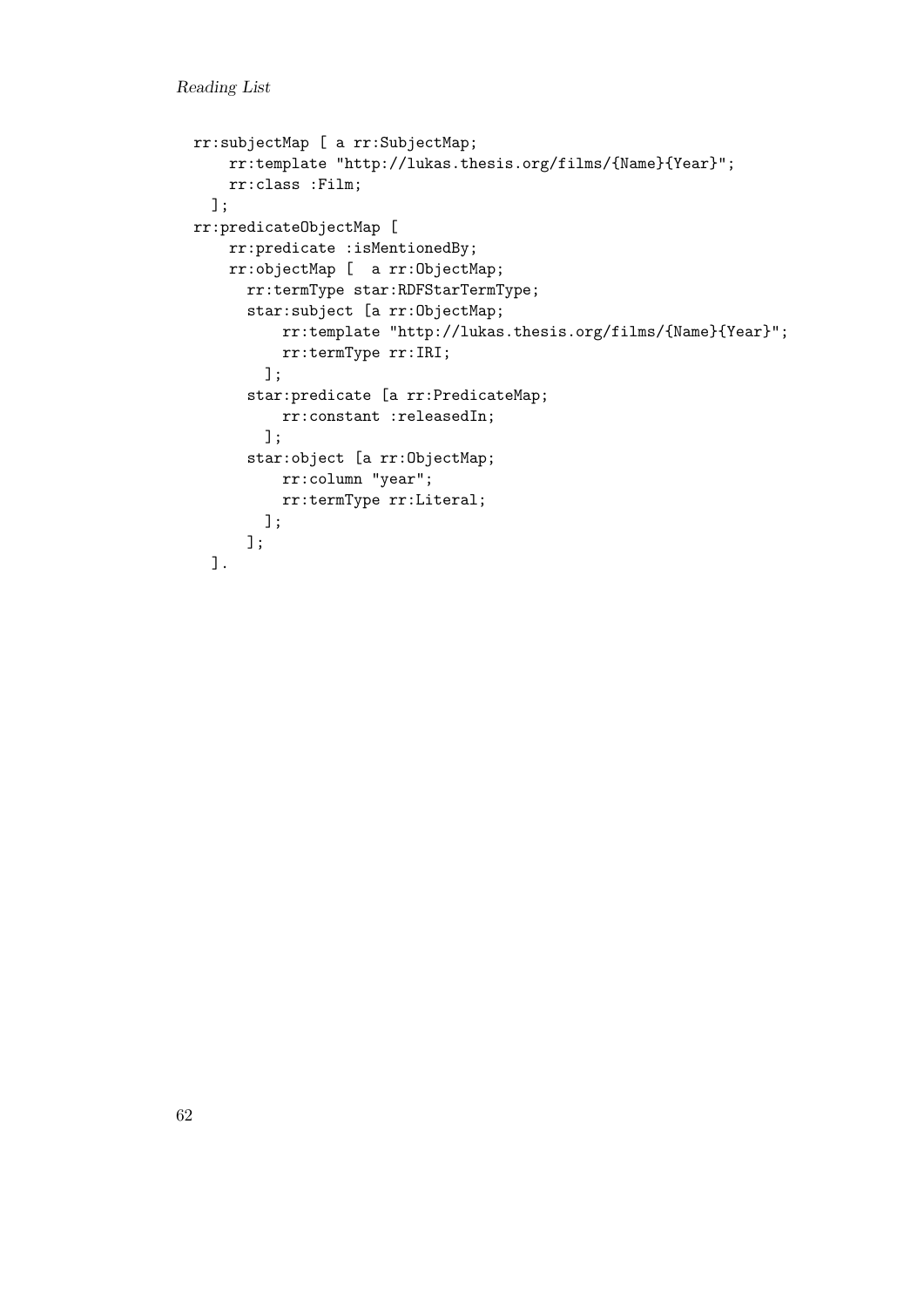```
rr:subjectMap [ a rr:SubjectMap;
    rr:template "http://lukas.thesis.org/films/{Name}{Year}";
    rr:class :Film;
  ];
rr:predicateObjectMap [
    rr:predicate :isMentionedBy;
    rr:objectMap [  a rr:ObjectMap;
      rr:termType star:RDFStarTermType;
      star:subject [a rr:ObjectMap;
          rr:template "http://lukas.thesis.org/films/{Name}{Year}";
          rr:termType rr:IRI;
        ];
      star:predicate [a rr:PredicateMap;
          rr:constant :releasedIn;
        ];
      star:object [a rr:ObjectMap;
          rr:column "year";
          rr:termType rr:Literal;
        ];
      ];
  ].
```